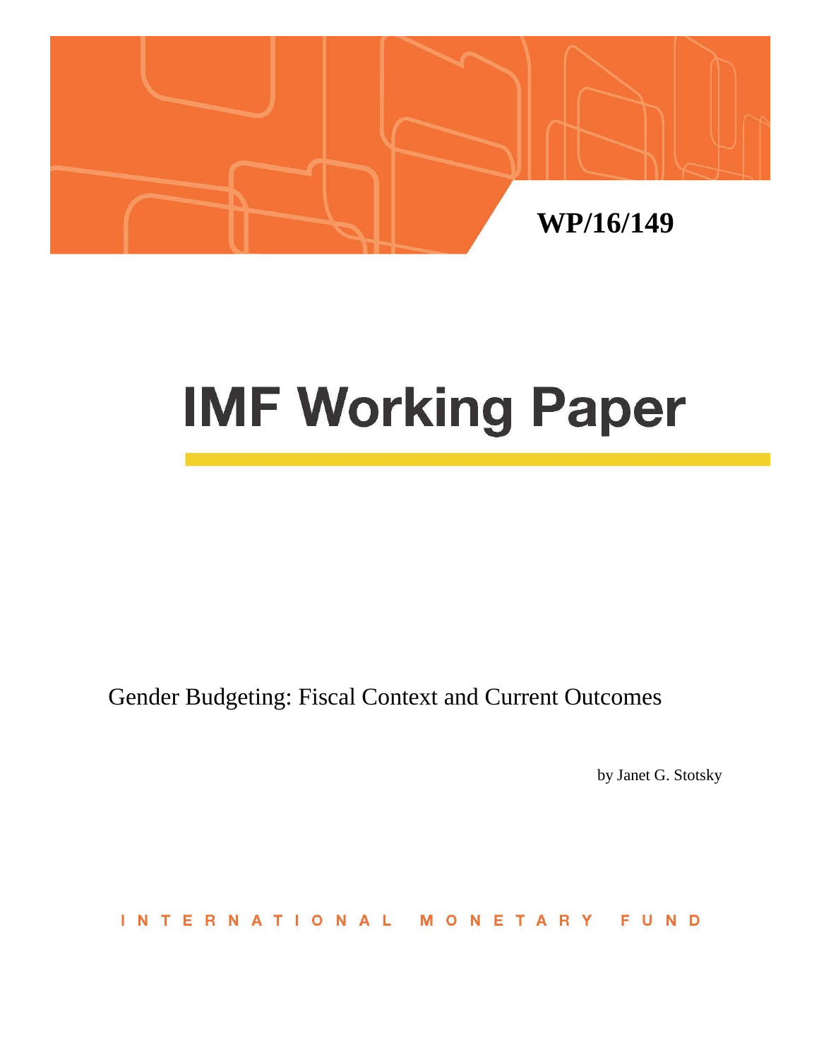WP/16/149

# IMF Working Paper

Gender Budgeting: Fiscal Context and Current Outcomes

by Janet G. Stotsky

INTERNATIONAL MONETARY FUND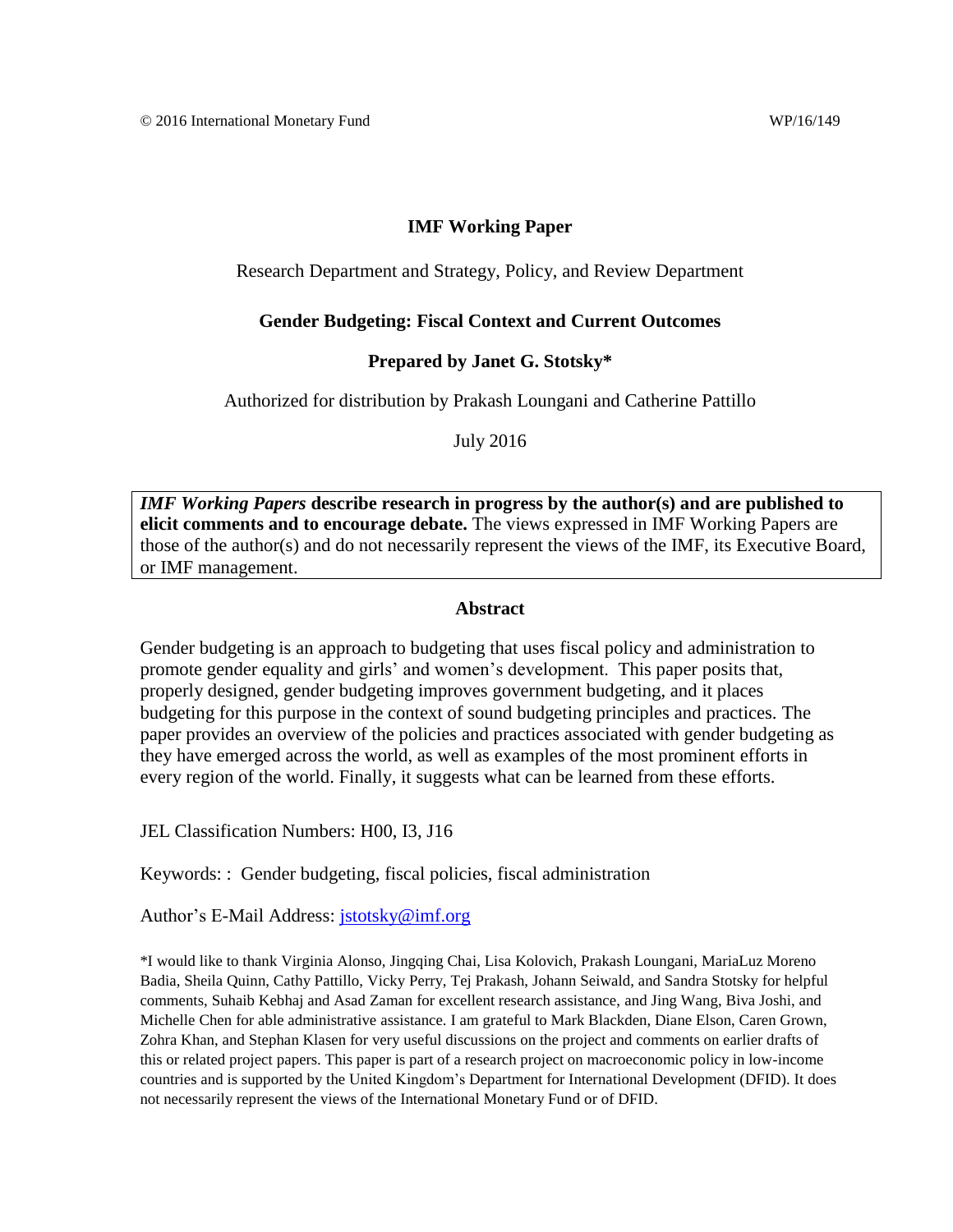© 2016 International Monetary Fund WP/16/149

**IMF Working Paper**

Research Department and Strategy, Policy, and Review Department

**Gender Budgeting: Fiscal Context and Current Outcomes**

**Prepared by Janet G. Stotsky***

Authorized for distribution by Prakash Loungani and Catherine Pattillo

July 2016

***IMF Working Papers* describe research in progress by the author(s) and are published to elicit comments and to encourage debate.** The views expressed in IMF Working Papers are those of the author(s) and do not necessarily represent the views of the IMF, its Executive Board, or IMF management.

**Abstract**

Gender budgeting is an approach to budgeting that uses fiscal policy and administration to promote gender equality and girls' and women's development. This paper posits that, properly designed, gender budgeting improves government budgeting, and it places budgeting for this purpose in the context of sound budgeting principles and practices. The paper provides an overview of the policies and practices associated with gender budgeting as they have emerged across the world, as well as examples of the most prominent efforts in every region of the world. Finally, it suggests what can be learned from these efforts.

JEL Classification Numbers: H00, I3, J16

Keywords: : Gender budgeting, fiscal policies, fiscal administration

Author's E-Mail Address: jstotsky@imf.org

*I would like to thank Virginia Alonso, Jingqing Chai, Lisa Kolovich, Prakash Loungani, MariaLuz Moreno Badia, Sheila Quinn, Cathy Pattillo, Vicky Perry, Tej Prakash, Johann Seiwald, and Sandra Stotsky for helpful comments, Suhaib Kebhaj and Asad Zaman for excellent research assistance, and Jing Wang, Biva Joshi, and Michelle Chen for able administrative assistance. I am grateful to Mark Blackden, Diane Elson, Caren Grown, Zohra Khan, and Stephan Klasen for very useful discussions on the project and comments on earlier drafts of this or related project papers. This paper is part of a research project on macroeconomic policy in low-income countries and is supported by the United Kingdom's Department for International Development (DFID). It does not necessarily represent the views of the International Monetary Fund or of DFID.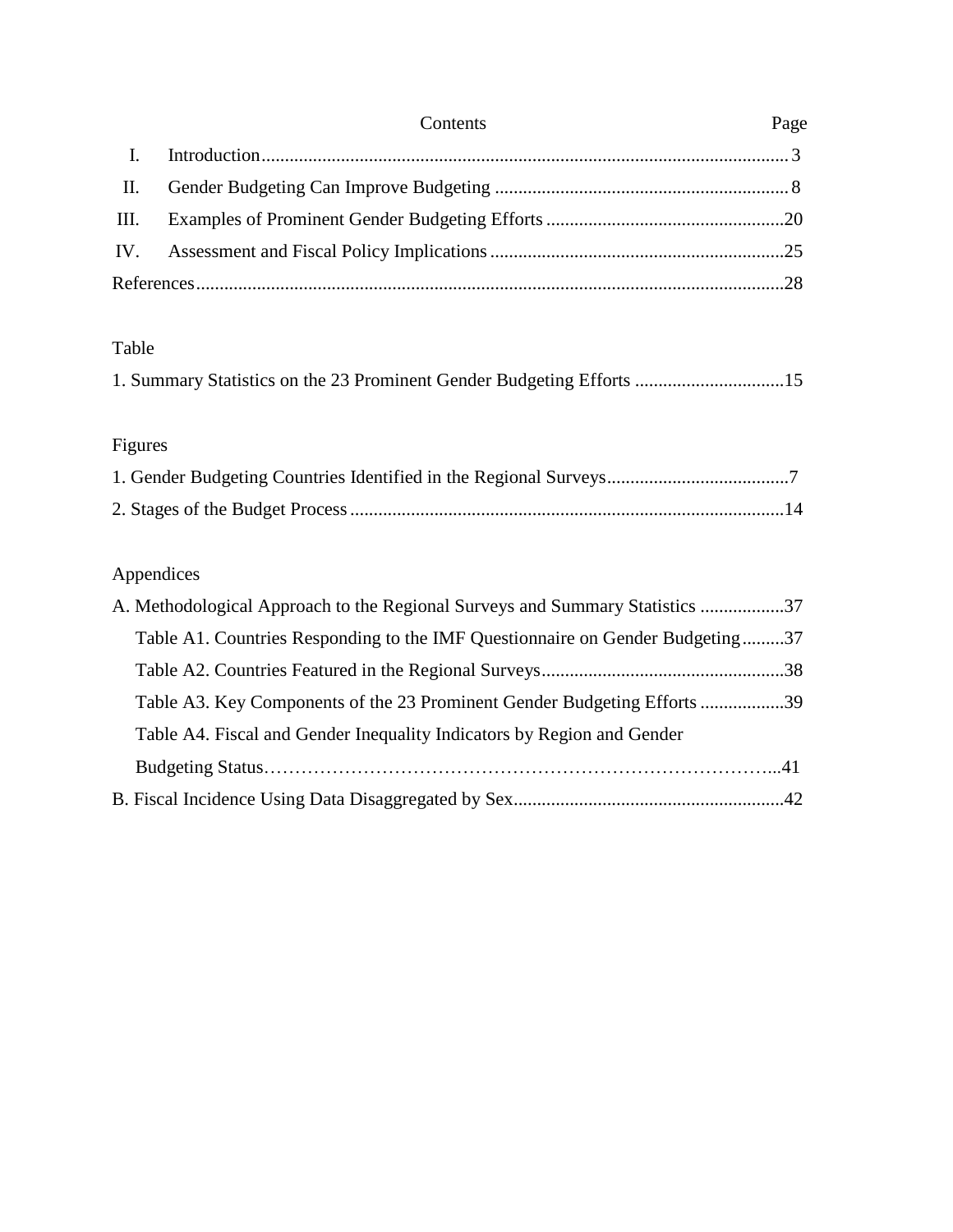Contents Page

| | | |
|---|---|---|
| I. | Introduction | 3 |
| II. | Gender Budgeting Can Improve Budgeting | 8 |
| III. | Examples of Prominent Gender Budgeting Efforts | 20 |
| IV. | Assessment and Fiscal Policy Implications | 25 |
| References | | 28 |

Table

1. Summary Statistics on the 23 Prominent Gender Budgeting Efforts ................................15

Figures

1. Gender Budgeting Countries Identified in the Regional Surveys.......................................7
2. Stages of the Budget Process.............................................................................................14

Appendices

A. Methodological Approach to the Regional Surveys and Summary Statistics ..................37

Table A1. Countries Responding to the IMF Questionnaire on Gender Budgeting.........37

Table A2. Countries Featured in the Regional Surveys....................................................38

Table A3. Key Components of the 23 Prominent Gender Budgeting Efforts ..................39

Table A4. Fiscal and Gender Inequality Indicators by Region and Gender Budgeting Status……………………………………………………………………...41

B. Fiscal Incidence Using Data Disaggregated by Sex..........................................................42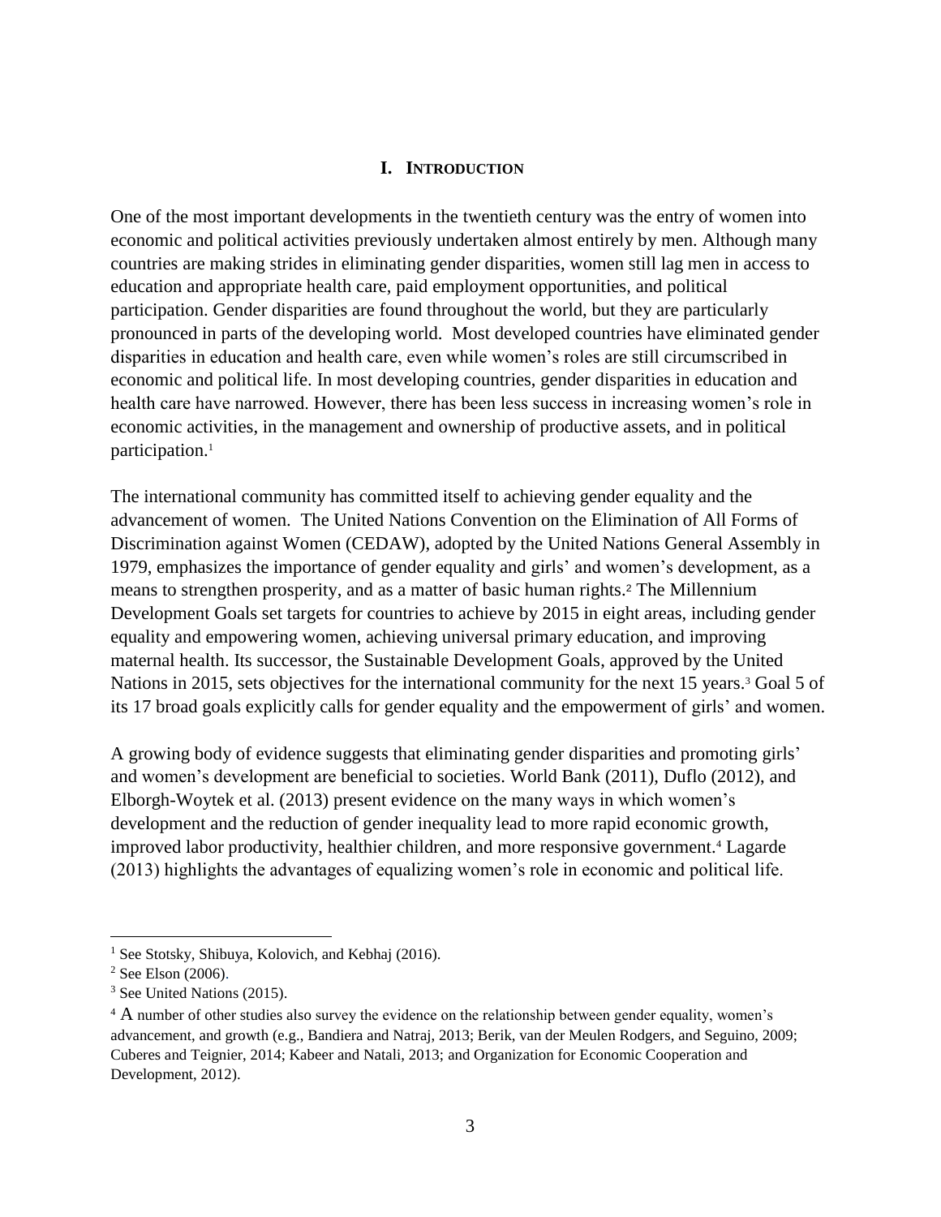# I. INTRODUCTION

One of the most important developments in the twentieth century was the entry of women into economic and political activities previously undertaken almost entirely by men. Although many countries are making strides in eliminating gender disparities, women still lag men in access to education and appropriate health care, paid employment opportunities, and political participation. Gender disparities are found throughout the world, but they are particularly pronounced in parts of the developing world. Most developed countries have eliminated gender disparities in education and health care, even while women's roles are still circumscribed in economic and political life. In most developing countries, gender disparities in education and health care have narrowed. However, there has been less success in increasing women's role in economic activities, in the management and ownership of productive assets, and in political participation.[1]

The international community has committed itself to achieving gender equality and the advancement of women. The United Nations Convention on the Elimination of All Forms of Discrimination against Women (CEDAW), adopted by the United Nations General Assembly in 1979, emphasizes the importance of gender equality and girls' and women's development, as a means to strengthen prosperity, and as a matter of basic human rights.[2] The Millennium Development Goals set targets for countries to achieve by 2015 in eight areas, including gender equality and empowering women, achieving universal primary education, and improving maternal health. Its successor, the Sustainable Development Goals, approved by the United Nations in 2015, sets objectives for the international community for the next 15 years.[3] Goal 5 of its 17 broad goals explicitly calls for gender equality and the empowerment of girls' and women.

A growing body of evidence suggests that eliminating gender disparities and promoting girls' and women's development are beneficial to societies. World Bank (2011), Duflo (2012), and Elborgh-Woytek et al. (2013) present evidence on the many ways in which women's development and the reduction of gender inequality lead to more rapid economic growth, improved labor productivity, healthier children, and more responsive government.[4] Lagarde (2013) highlights the advantages of equalizing women's role in economic and political life.

---

[1] See Stotsky, Shibuya, Kolovich, and Kebhaj (2016).

[2] See Elson (2006).

[3] See United Nations (2015).

[4] A number of other studies also survey the evidence on the relationship between gender equality, women's advancement, and growth (e.g., Bandiera and Natraj, 2013; Berik, van der Meulen Rodgers, and Seguino, 2009; Cuberes and Teignier, 2014; Kabeer and Natali, 2013; and Organization for Economic Cooperation and Development, 2012).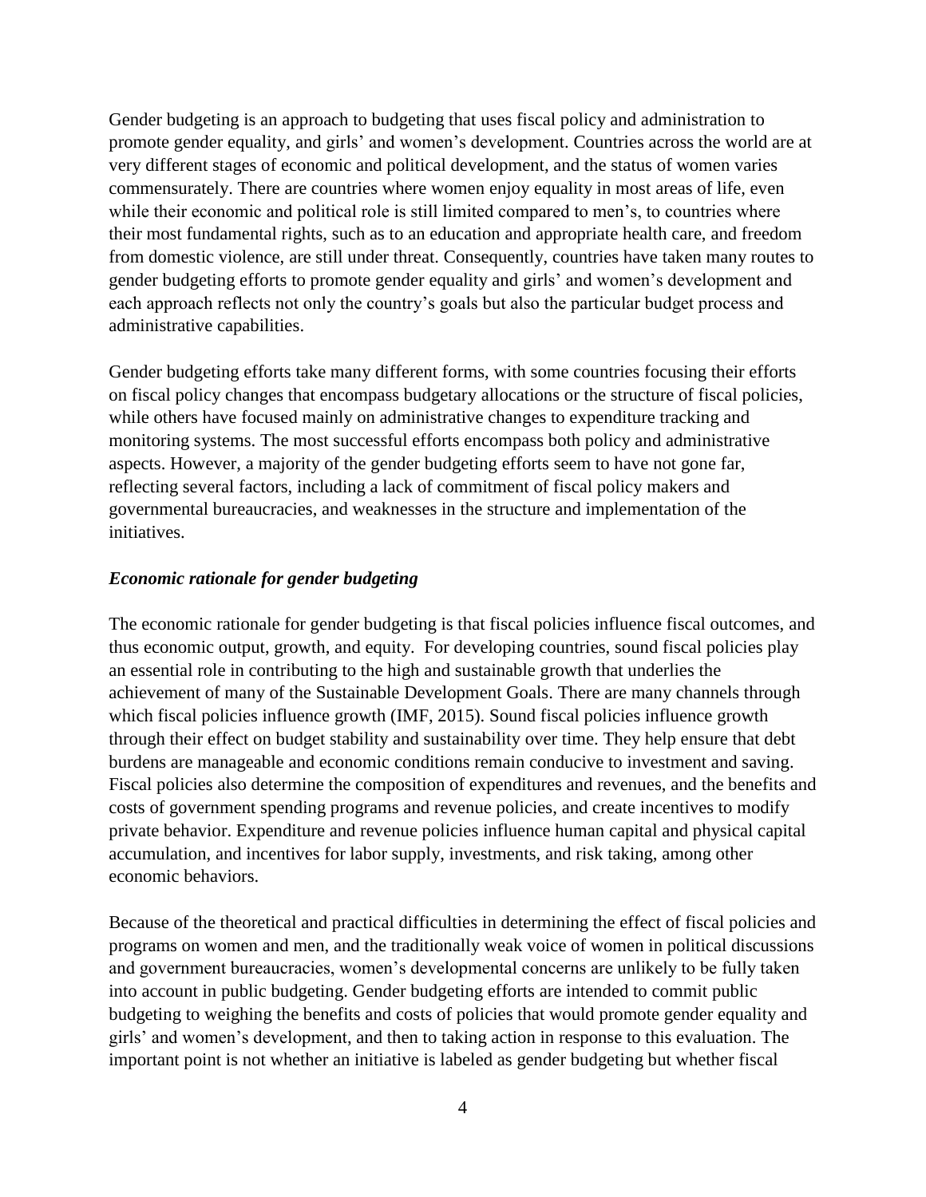Gender budgeting is an approach to budgeting that uses fiscal policy and administration to promote gender equality, and girls' and women's development. Countries across the world are at very different stages of economic and political development, and the status of women varies commensurately. There are countries where women enjoy equality in most areas of life, even while their economic and political role is still limited compared to men's, to countries where their most fundamental rights, such as to an education and appropriate health care, and freedom from domestic violence, are still under threat. Consequently, countries have taken many routes to gender budgeting efforts to promote gender equality and girls' and women's development and each approach reflects not only the country's goals but also the particular budget process and administrative capabilities.

Gender budgeting efforts take many different forms, with some countries focusing their efforts on fiscal policy changes that encompass budgetary allocations or the structure of fiscal policies, while others have focused mainly on administrative changes to expenditure tracking and monitoring systems. The most successful efforts encompass both policy and administrative aspects. However, a majority of the gender budgeting efforts seem to have not gone far, reflecting several factors, including a lack of commitment of fiscal policy makers and governmental bureaucracies, and weaknesses in the structure and implementation of the initiatives.

### *Economic rationale for gender budgeting*

The economic rationale for gender budgeting is that fiscal policies influence fiscal outcomes, and thus economic output, growth, and equity. For developing countries, sound fiscal policies play an essential role in contributing to the high and sustainable growth that underlies the achievement of many of the Sustainable Development Goals. There are many channels through which fiscal policies influence growth (IMF, 2015). Sound fiscal policies influence growth through their effect on budget stability and sustainability over time. They help ensure that debt burdens are manageable and economic conditions remain conducive to investment and saving. Fiscal policies also determine the composition of expenditures and revenues, and the benefits and costs of government spending programs and revenue policies, and create incentives to modify private behavior. Expenditure and revenue policies influence human capital and physical capital accumulation, and incentives for labor supply, investments, and risk taking, among other economic behaviors.

Because of the theoretical and practical difficulties in determining the effect of fiscal policies and programs on women and men, and the traditionally weak voice of women in political discussions and government bureaucracies, women's developmental concerns are unlikely to be fully taken into account in public budgeting. Gender budgeting efforts are intended to commit public budgeting to weighing the benefits and costs of policies that would promote gender equality and girls' and women's development, and then to taking action in response to this evaluation. The important point is not whether an initiative is labeled as gender budgeting but whether fiscal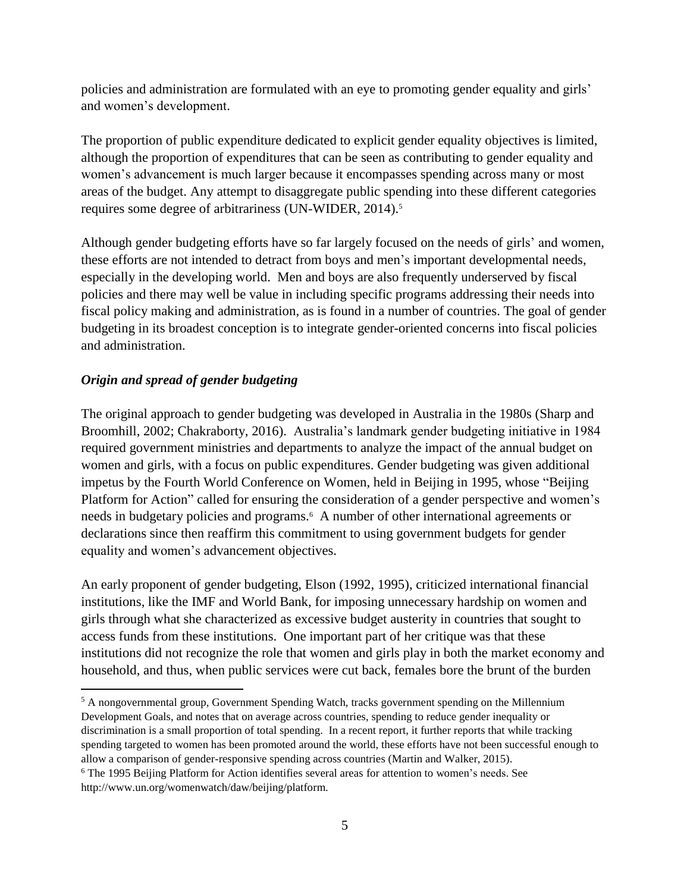policies and administration are formulated with an eye to promoting gender equality and girls' and women's development.

The proportion of public expenditure dedicated to explicit gender equality objectives is limited, although the proportion of expenditures that can be seen as contributing to gender equality and women's advancement is much larger because it encompasses spending across many or most areas of the budget. Any attempt to disaggregate public spending into these different categories requires some degree of arbitrariness (UN-WIDER, 2014).[5]

Although gender budgeting efforts have so far largely focused on the needs of girls' and women, these efforts are not intended to detract from boys and men's important developmental needs, especially in the developing world. Men and boys are also frequently underserved by fiscal policies and there may well be value in including specific programs addressing their needs into fiscal policy making and administration, as is found in a number of countries. The goal of gender budgeting in its broadest conception is to integrate gender-oriented concerns into fiscal policies and administration.

### *Origin and spread of gender budgeting*

The original approach to gender budgeting was developed in Australia in the 1980s (Sharp and Broomhill, 2002; Chakraborty, 2016). Australia's landmark gender budgeting initiative in 1984 required government ministries and departments to analyze the impact of the annual budget on women and girls, with a focus on public expenditures. Gender budgeting was given additional impetus by the Fourth World Conference on Women, held in Beijing in 1995, whose "Beijing Platform for Action" called for ensuring the consideration of a gender perspective and women's needs in budgetary policies and programs.[6] A number of other international agreements or declarations since then reaffirm this commitment to using government budgets for gender equality and women's advancement objectives.

An early proponent of gender budgeting, Elson (1992, 1995), criticized international financial institutions, like the IMF and World Bank, for imposing unnecessary hardship on women and girls through what she characterized as excessive budget austerity in countries that sought to access funds from these institutions. One important part of her critique was that these institutions did not recognize the role that women and girls play in both the market economy and household, and thus, when public services were cut back, females bore the brunt of the burden

---

[5] A nongovernmental group, Government Spending Watch, tracks government spending on the Millennium Development Goals, and notes that on average across countries, spending to reduce gender inequality or discrimination is a small proportion of total spending. In a recent report, it further reports that while tracking spending targeted to women has been promoted around the world, these efforts have not been successful enough to allow a comparison of gender-responsive spending across countries (Martin and Walker, 2015).

[6] The 1995 Beijing Platform for Action identifies several areas for attention to women's needs. See http://www.un.org/womenwatch/daw/beijing/platform.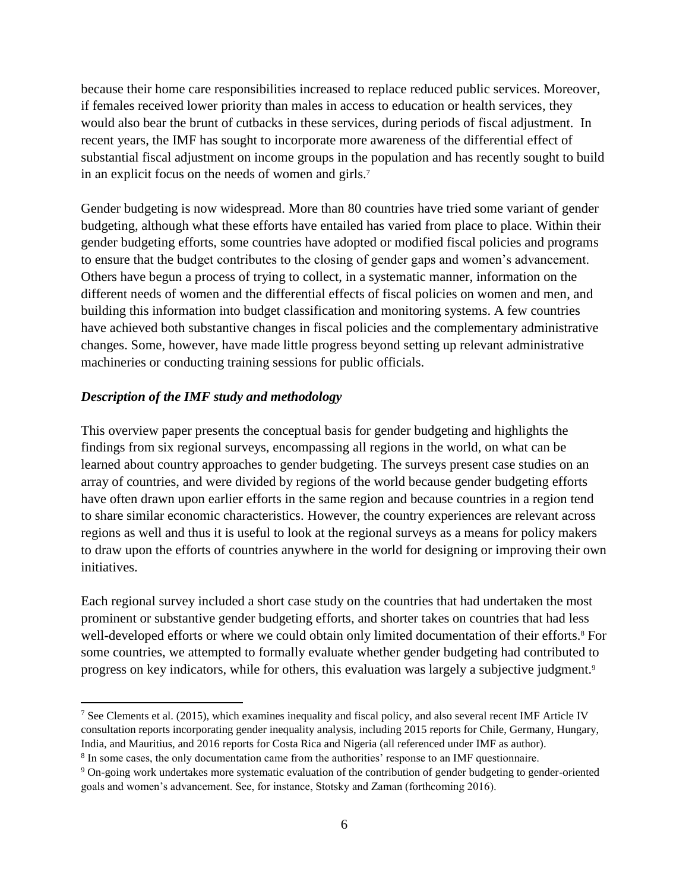because their home care responsibilities increased to replace reduced public services. Moreover, if females received lower priority than males in access to education or health services, they would also bear the brunt of cutbacks in these services, during periods of fiscal adjustment. In recent years, the IMF has sought to incorporate more awareness of the differential effect of substantial fiscal adjustment on income groups in the population and has recently sought to build in an explicit focus on the needs of women and girls.[7]

Gender budgeting is now widespread. More than 80 countries have tried some variant of gender budgeting, although what these efforts have entailed has varied from place to place. Within their gender budgeting efforts, some countries have adopted or modified fiscal policies and programs to ensure that the budget contributes to the closing of gender gaps and women's advancement. Others have begun a process of trying to collect, in a systematic manner, information on the different needs of women and the differential effects of fiscal policies on women and men, and building this information into budget classification and monitoring systems. A few countries have achieved both substantive changes in fiscal policies and the complementary administrative changes. Some, however, have made little progress beyond setting up relevant administrative machineries or conducting training sessions for public officials.

***Description of the IMF study and methodology***

This overview paper presents the conceptual basis for gender budgeting and highlights the findings from six regional surveys, encompassing all regions in the world, on what can be learned about country approaches to gender budgeting. The surveys present case studies on an array of countries, and were divided by regions of the world because gender budgeting efforts have often drawn upon earlier efforts in the same region and because countries in a region tend to share similar economic characteristics. However, the country experiences are relevant across regions as well and thus it is useful to look at the regional surveys as a means for policy makers to draw upon the efforts of countries anywhere in the world for designing or improving their own initiatives.

Each regional survey included a short case study on the countries that had undertaken the most prominent or substantive gender budgeting efforts, and shorter takes on countries that had less well-developed efforts or where we could obtain only limited documentation of their efforts.[8] For some countries, we attempted to formally evaluate whether gender budgeting had contributed to progress on key indicators, while for others, this evaluation was largely a subjective judgment.[9]

---

[7] See Clements et al. (2015), which examines inequality and fiscal policy, and also several recent IMF Article IV consultation reports incorporating gender inequality analysis, including 2015 reports for Chile, Germany, Hungary, India, and Mauritius, and 2016 reports for Costa Rica and Nigeria (all referenced under IMF as author).

[8] In some cases, the only documentation came from the authorities' response to an IMF questionnaire.

[9] On-going work undertakes more systematic evaluation of the contribution of gender budgeting to gender-oriented goals and women's advancement. See, for instance, Stotsky and Zaman (forthcoming 2016).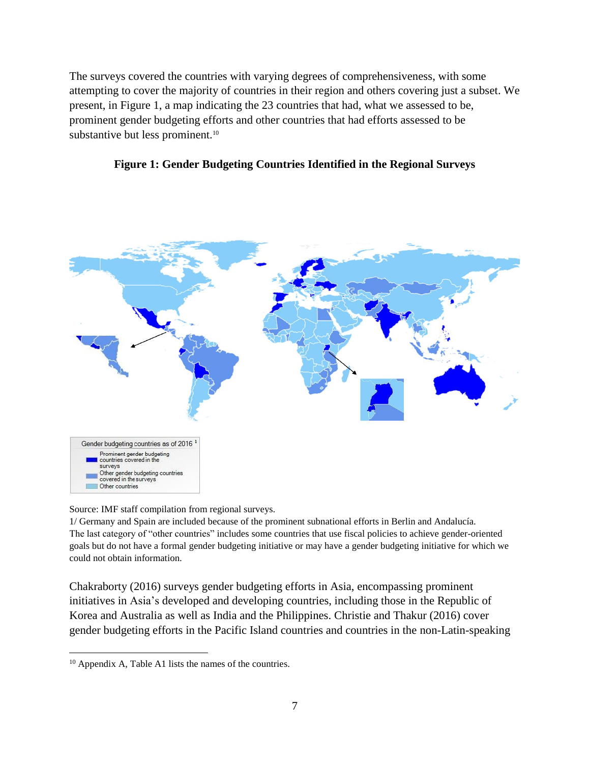The surveys covered the countries with varying degrees of comprehensiveness, with some attempting to cover the majority of countries in their region and others covering just a subset. We present, in Figure 1, a map indicating the 23 countries that had, what we assessed to be, prominent gender budgeting efforts and other countries that had efforts assessed to be substantive but less prominent.[10]

**Figure 1: Gender Budgeting Countries Identified in the Regional Surveys**

Gender budgeting countries as of 2016 [1]
- Prominent gender budgeting countries covered in the surveys
- Other gender budgeting countries covered in the surveys
- Other countries

Source: IMF staff compilation from regional surveys.
1/ Germany and Spain are included because of the prominent subnational efforts in Berlin and Andalucía.
The last category of "other countries" includes some countries that use fiscal policies to achieve gender-oriented goals but do not have a formal gender budgeting initiative or may have a gender budgeting initiative for which we could not obtain information.

Chakraborty (2016) surveys gender budgeting efforts in Asia, encompassing prominent initiatives in Asia's developed and developing countries, including those in the Republic of Korea and Australia as well as India and the Philippines. Christie and Thakur (2016) cover gender budgeting efforts in the Pacific Island countries and countries in the non-Latin-speaking

---

[10] Appendix A, Table A1 lists the names of the countries.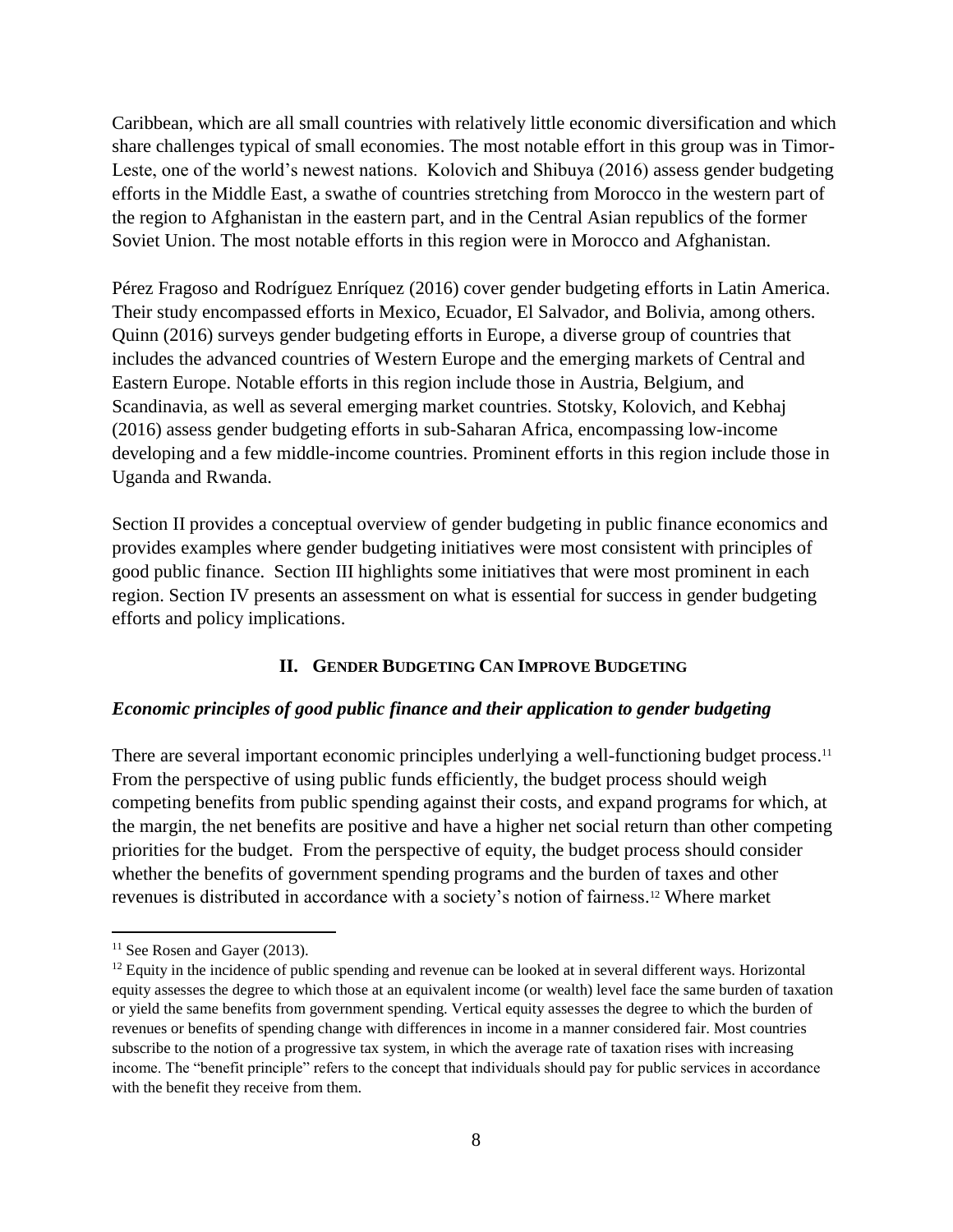Caribbean, which are all small countries with relatively little economic diversification and which share challenges typical of small economies. The most notable effort in this group was in Timor-Leste, one of the world's newest nations. Kolovich and Shibuya (2016) assess gender budgeting efforts in the Middle East, a swathe of countries stretching from Morocco in the western part of the region to Afghanistan in the eastern part, and in the Central Asian republics of the former Soviet Union. The most notable efforts in this region were in Morocco and Afghanistan.

Pérez Fragoso and Rodríguez Enríquez (2016) cover gender budgeting efforts in Latin America. Their study encompassed efforts in Mexico, Ecuador, El Salvador, and Bolivia, among others. Quinn (2016) surveys gender budgeting efforts in Europe, a diverse group of countries that includes the advanced countries of Western Europe and the emerging markets of Central and Eastern Europe. Notable efforts in this region include those in Austria, Belgium, and Scandinavia, as well as several emerging market countries. Stotsky, Kolovich, and Kebhaj (2016) assess gender budgeting efforts in sub-Saharan Africa, encompassing low-income developing and a few middle-income countries. Prominent efforts in this region include those in Uganda and Rwanda.

Section II provides a conceptual overview of gender budgeting in public finance economics and provides examples where gender budgeting initiatives were most consistent with principles of good public finance. Section III highlights some initiatives that were most prominent in each region. Section IV presents an assessment on what is essential for success in gender budgeting efforts and policy implications.

## II. Gender Budgeting Can Improve Budgeting

### *Economic principles of good public finance and their application to gender budgeting*

There are several important economic principles underlying a well-functioning budget process.[11] From the perspective of using public funds efficiently, the budget process should weigh competing benefits from public spending against their costs, and expand programs for which, at the margin, the net benefits are positive and have a higher net social return than other competing priorities for the budget. From the perspective of equity, the budget process should consider whether the benefits of government spending programs and the burden of taxes and other revenues is distributed in accordance with a society's notion of fairness.[12] Where market

---

[11] See Rosen and Gayer (2013).

[12] Equity in the incidence of public spending and revenue can be looked at in several different ways. Horizontal equity assesses the degree to which those at an equivalent income (or wealth) level face the same burden of taxation or yield the same benefits from government spending. Vertical equity assesses the degree to which the burden of revenues or benefits of spending change with differences in income in a manner considered fair. Most countries subscribe to the notion of a progressive tax system, in which the average rate of taxation rises with increasing income. The "benefit principle" refers to the concept that individuals should pay for public services in accordance with the benefit they receive from them.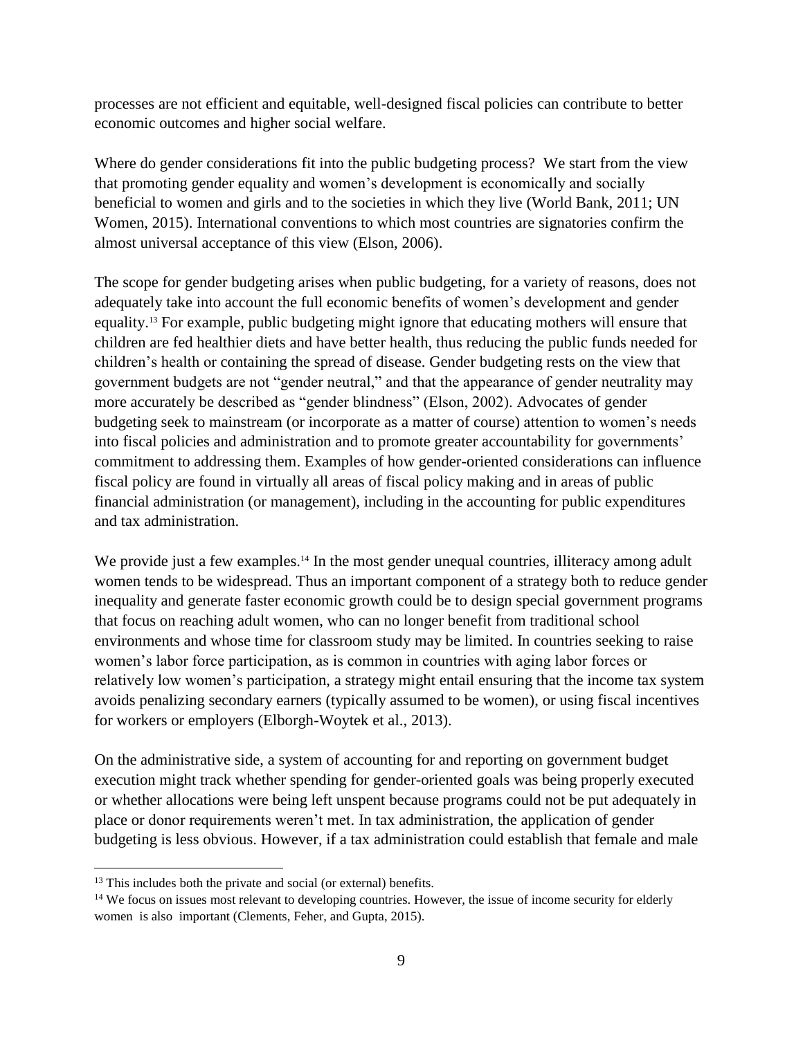processes are not efficient and equitable, well-designed fiscal policies can contribute to better economic outcomes and higher social welfare.

Where do gender considerations fit into the public budgeting process? We start from the view that promoting gender equality and women's development is economically and socially beneficial to women and girls and to the societies in which they live (World Bank, 2011; UN Women, 2015). International conventions to which most countries are signatories confirm the almost universal acceptance of this view (Elson, 2006).

The scope for gender budgeting arises when public budgeting, for a variety of reasons, does not adequately take into account the full economic benefits of women's development and gender equality.[13] For example, public budgeting might ignore that educating mothers will ensure that children are fed healthier diets and have better health, thus reducing the public funds needed for children's health or containing the spread of disease. Gender budgeting rests on the view that government budgets are not "gender neutral," and that the appearance of gender neutrality may more accurately be described as "gender blindness" (Elson, 2002). Advocates of gender budgeting seek to mainstream (or incorporate as a matter of course) attention to women's needs into fiscal policies and administration and to promote greater accountability for governments' commitment to addressing them. Examples of how gender-oriented considerations can influence fiscal policy are found in virtually all areas of fiscal policy making and in areas of public financial administration (or management), including in the accounting for public expenditures and tax administration.

We provide just a few examples.[14] In the most gender unequal countries, illiteracy among adult women tends to be widespread. Thus an important component of a strategy both to reduce gender inequality and generate faster economic growth could be to design special government programs that focus on reaching adult women, who can no longer benefit from traditional school environments and whose time for classroom study may be limited. In countries seeking to raise women's labor force participation, as is common in countries with aging labor forces or relatively low women's participation, a strategy might entail ensuring that the income tax system avoids penalizing secondary earners (typically assumed to be women), or using fiscal incentives for workers or employers (Elborgh-Woytek et al., 2013).

On the administrative side, a system of accounting for and reporting on government budget execution might track whether spending for gender-oriented goals was being properly executed or whether allocations were being left unspent because programs could not be put adequately in place or donor requirements weren't met. In tax administration, the application of gender budgeting is less obvious. However, if a tax administration could establish that female and male

[13] This includes both the private and social (or external) benefits.

[14] We focus on issues most relevant to developing countries. However, the issue of income security for elderly women is also important (Clements, Feher, and Gupta, 2015).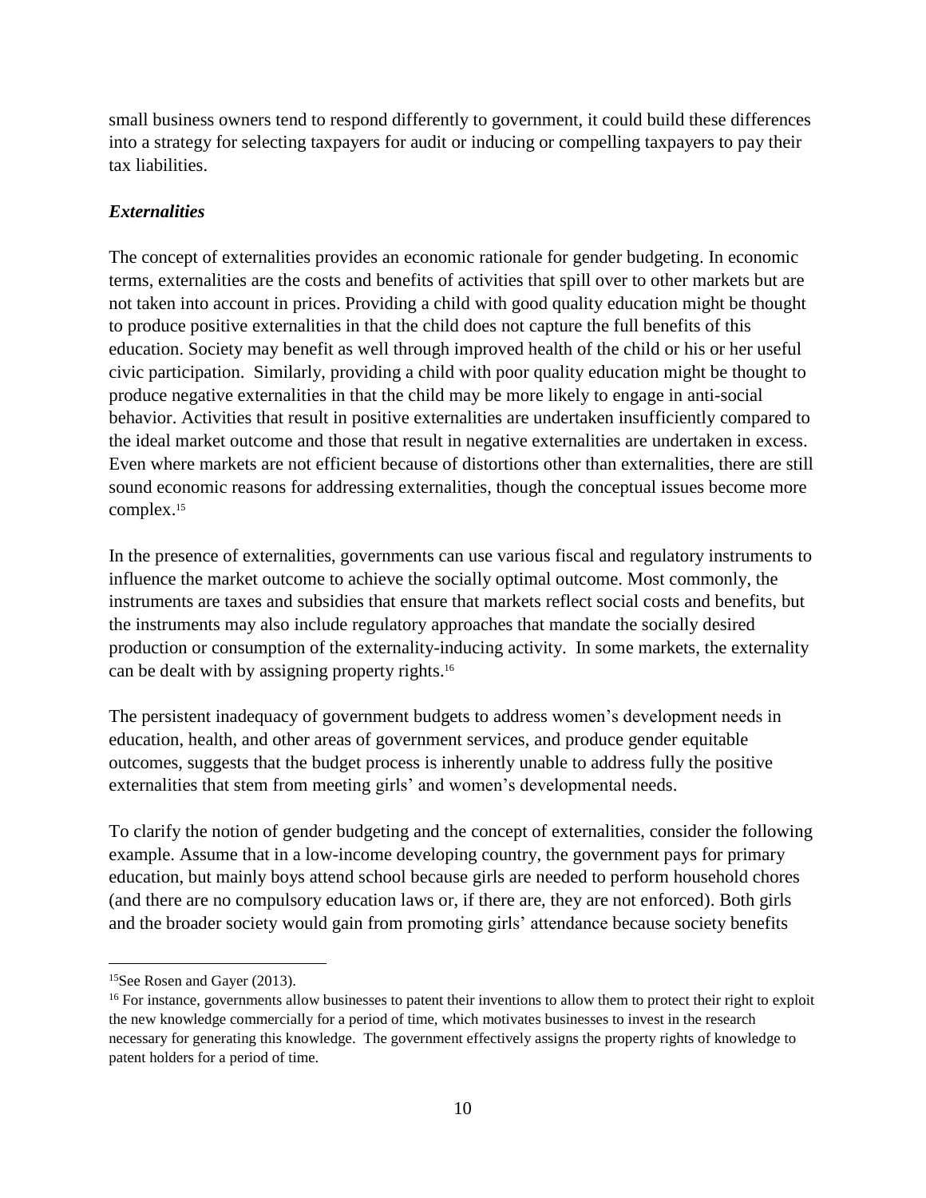small business owners tend to respond differently to government, it could build these differences into a strategy for selecting taxpayers for audit or inducing or compelling taxpayers to pay their tax liabilities.

### *Externalities*

The concept of externalities provides an economic rationale for gender budgeting. In economic terms, externalities are the costs and benefits of activities that spill over to other markets but are not taken into account in prices. Providing a child with good quality education might be thought to produce positive externalities in that the child does not capture the full benefits of this education. Society may benefit as well through improved health of the child or his or her useful civic participation. Similarly, providing a child with poor quality education might be thought to produce negative externalities in that the child may be more likely to engage in anti-social behavior. Activities that result in positive externalities are undertaken insufficiently compared to the ideal market outcome and those that result in negative externalities are undertaken in excess. Even where markets are not efficient because of distortions other than externalities, there are still sound economic reasons for addressing externalities, though the conceptual issues become more complex.[15]

In the presence of externalities, governments can use various fiscal and regulatory instruments to influence the market outcome to achieve the socially optimal outcome. Most commonly, the instruments are taxes and subsidies that ensure that markets reflect social costs and benefits, but the instruments may also include regulatory approaches that mandate the socially desired production or consumption of the externality-inducing activity. In some markets, the externality can be dealt with by assigning property rights.[16]

The persistent inadequacy of government budgets to address women's development needs in education, health, and other areas of government services, and produce gender equitable outcomes, suggests that the budget process is inherently unable to address fully the positive externalities that stem from meeting girls' and women's developmental needs.

To clarify the notion of gender budgeting and the concept of externalities, consider the following example. Assume that in a low-income developing country, the government pays for primary education, but mainly boys attend school because girls are needed to perform household chores (and there are no compulsory education laws or, if there are, they are not enforced). Both girls and the broader society would gain from promoting girls' attendance because society benefits

---

[15] See Rosen and Gayer (2013).

[16] For instance, governments allow businesses to patent their inventions to allow them to protect their right to exploit the new knowledge commercially for a period of time, which motivates businesses to invest in the research necessary for generating this knowledge. The government effectively assigns the property rights of knowledge to patent holders for a period of time.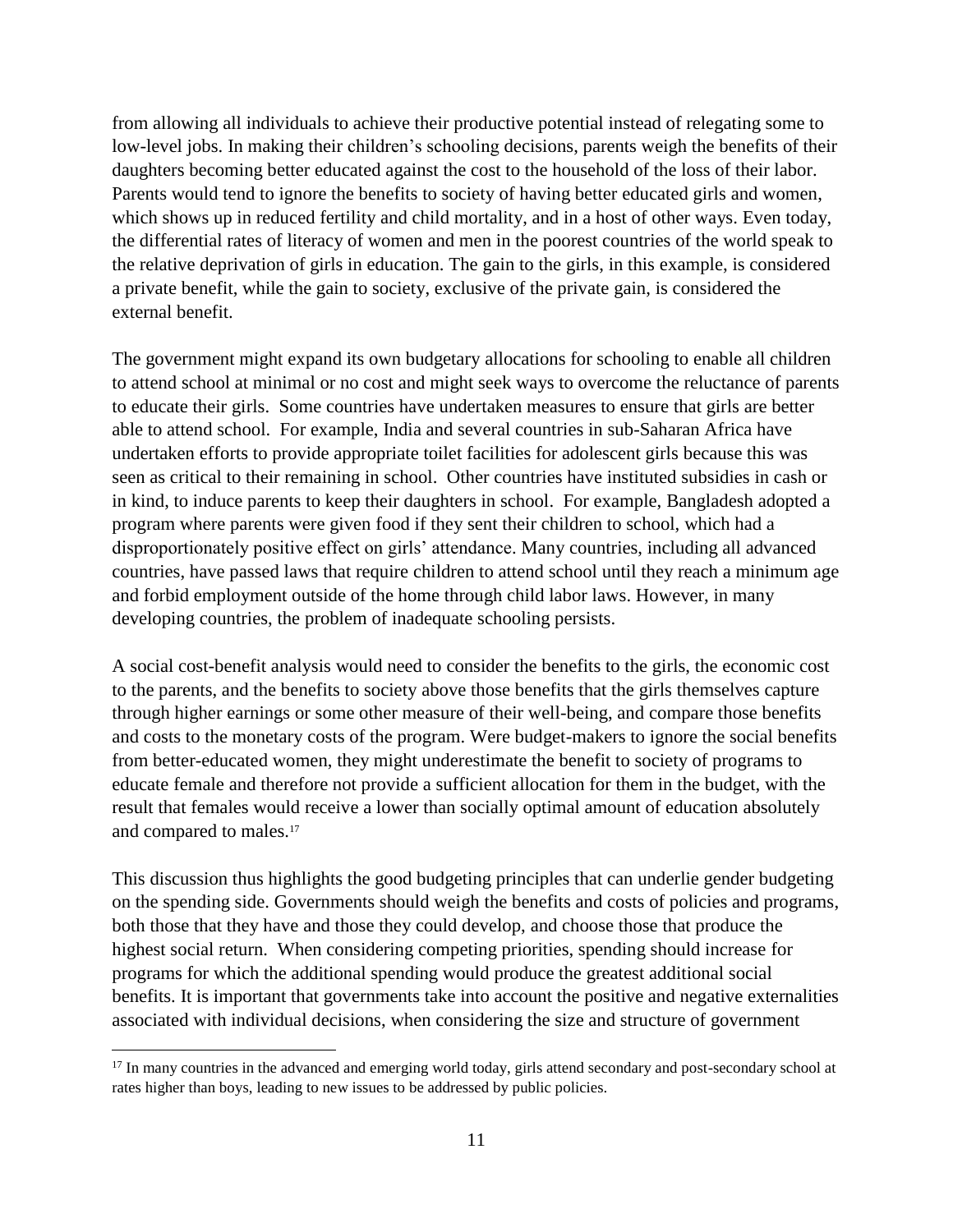from allowing all individuals to achieve their productive potential instead of relegating some to low-level jobs. In making their children's schooling decisions, parents weigh the benefits of their daughters becoming better educated against the cost to the household of the loss of their labor. Parents would tend to ignore the benefits to society of having better educated girls and women, which shows up in reduced fertility and child mortality, and in a host of other ways. Even today, the differential rates of literacy of women and men in the poorest countries of the world speak to the relative deprivation of girls in education. The gain to the girls, in this example, is considered a private benefit, while the gain to society, exclusive of the private gain, is considered the external benefit.

The government might expand its own budgetary allocations for schooling to enable all children to attend school at minimal or no cost and might seek ways to overcome the reluctance of parents to educate their girls. Some countries have undertaken measures to ensure that girls are better able to attend school. For example, India and several countries in sub-Saharan Africa have undertaken efforts to provide appropriate toilet facilities for adolescent girls because this was seen as critical to their remaining in school. Other countries have instituted subsidies in cash or in kind, to induce parents to keep their daughters in school. For example, Bangladesh adopted a program where parents were given food if they sent their children to school, which had a disproportionately positive effect on girls' attendance. Many countries, including all advanced countries, have passed laws that require children to attend school until they reach a minimum age and forbid employment outside of the home through child labor laws. However, in many developing countries, the problem of inadequate schooling persists.

A social cost-benefit analysis would need to consider the benefits to the girls, the economic cost to the parents, and the benefits to society above those benefits that the girls themselves capture through higher earnings or some other measure of their well-being, and compare those benefits and costs to the monetary costs of the program. Were budget-makers to ignore the social benefits from better-educated women, they might underestimate the benefit to society of programs to educate female and therefore not provide a sufficient allocation for them in the budget, with the result that females would receive a lower than socially optimal amount of education absolutely and compared to males.[17]

This discussion thus highlights the good budgeting principles that can underlie gender budgeting on the spending side. Governments should weigh the benefits and costs of policies and programs, both those that they have and those they could develop, and choose those that produce the highest social return. When considering competing priorities, spending should increase for programs for which the additional spending would produce the greatest additional social benefits. It is important that governments take into account the positive and negative externalities associated with individual decisions, when considering the size and structure of government

[17] In many countries in the advanced and emerging world today, girls attend secondary and post-secondary school at rates higher than boys, leading to new issues to be addressed by public policies.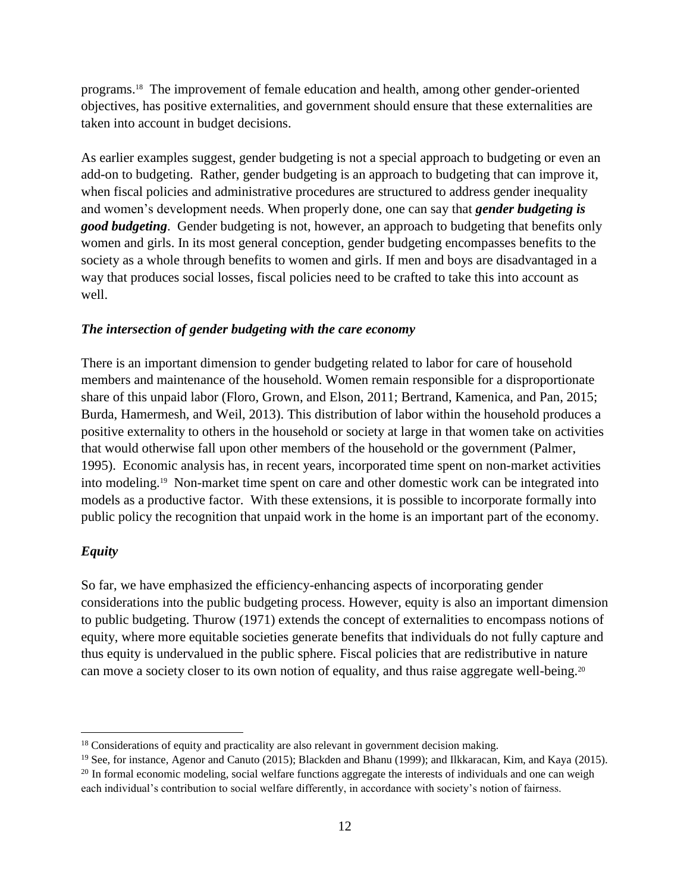programs.[18] The improvement of female education and health, among other gender-oriented objectives, has positive externalities, and government should ensure that these externalities are taken into account in budget decisions.

As earlier examples suggest, gender budgeting is not a special approach to budgeting or even an add-on to budgeting. Rather, gender budgeting is an approach to budgeting that can improve it, when fiscal policies and administrative procedures are structured to address gender inequality and women's development needs. When properly done, one can say that ***gender budgeting is good budgeting***. Gender budgeting is not, however, an approach to budgeting that benefits only women and girls. In its most general conception, gender budgeting encompasses benefits to the society as a whole through benefits to women and girls. If men and boys are disadvantaged in a way that produces social losses, fiscal policies need to be crafted to take this into account as well.

### *The intersection of gender budgeting with the care economy*

There is an important dimension to gender budgeting related to labor for care of household members and maintenance of the household. Women remain responsible for a disproportionate share of this unpaid labor (Floro, Grown, and Elson, 2011; Bertrand, Kamenica, and Pan, 2015; Burda, Hamermesh, and Weil, 2013). This distribution of labor within the household produces a positive externality to others in the household or society at large in that women take on activities that would otherwise fall upon other members of the household or the government (Palmer, 1995). Economic analysis has, in recent years, incorporated time spent on non-market activities into modeling.[19] Non-market time spent on care and other domestic work can be integrated into models as a productive factor. With these extensions, it is possible to incorporate formally into public policy the recognition that unpaid work in the home is an important part of the economy.

### *Equity*

So far, we have emphasized the efficiency-enhancing aspects of incorporating gender considerations into the public budgeting process. However, equity is also an important dimension to public budgeting. Thurow (1971) extends the concept of externalities to encompass notions of equity, where more equitable societies generate benefits that individuals do not fully capture and thus equity is undervalued in the public sphere. Fiscal policies that are redistributive in nature can move a society closer to its own notion of equality, and thus raise aggregate well-being.[20]

---

[18] Considerations of equity and practicality are also relevant in government decision making.

[19] See, for instance, Agenor and Canuto (2015); Blackden and Bhanu (1999); and Ilkkaracan, Kim, and Kaya (2015).

[20] In formal economic modeling, social welfare functions aggregate the interests of individuals and one can weigh each individual's contribution to social welfare differently, in accordance with society's notion of fairness.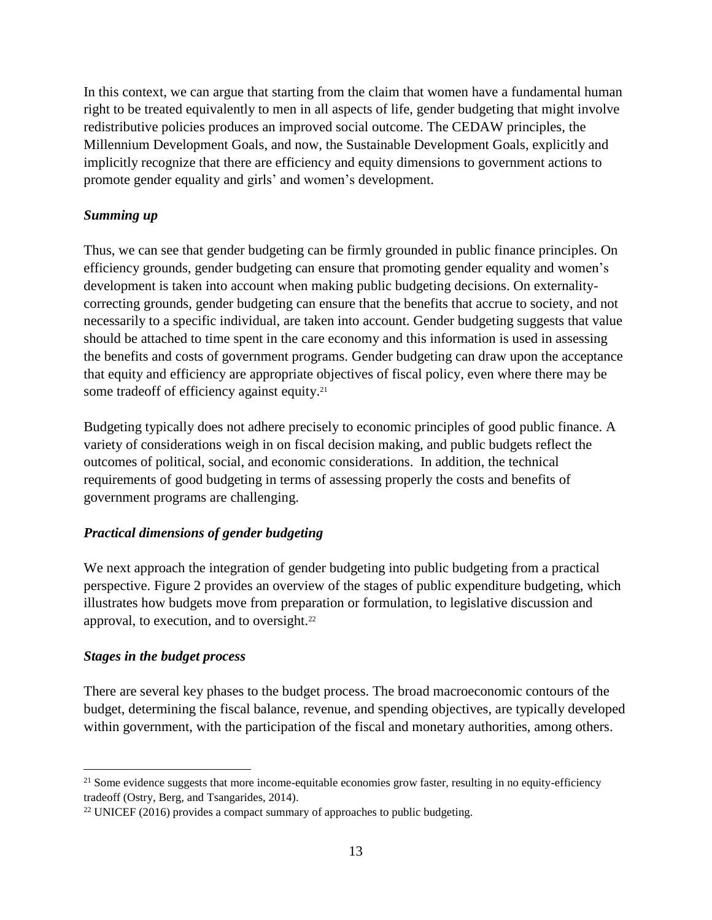In this context, we can argue that starting from the claim that women have a fundamental human right to be treated equivalently to men in all aspects of life, gender budgeting that might involve redistributive policies produces an improved social outcome. The CEDAW principles, the Millennium Development Goals, and now, the Sustainable Development Goals, explicitly and implicitly recognize that there are efficiency and equity dimensions to government actions to promote gender equality and girls' and women's development.

### *Summing up*

Thus, we can see that gender budgeting can be firmly grounded in public finance principles. On efficiency grounds, gender budgeting can ensure that promoting gender equality and women's development is taken into account when making public budgeting decisions. On externality-correcting grounds, gender budgeting can ensure that the benefits that accrue to society, and not necessarily to a specific individual, are taken into account. Gender budgeting suggests that value should be attached to time spent in the care economy and this information is used in assessing the benefits and costs of government programs. Gender budgeting can draw upon the acceptance that equity and efficiency are appropriate objectives of fiscal policy, even where there may be some tradeoff of efficiency against equity.[21]

Budgeting typically does not adhere precisely to economic principles of good public finance. A variety of considerations weigh in on fiscal decision making, and public budgets reflect the outcomes of political, social, and economic considerations. In addition, the technical requirements of good budgeting in terms of assessing properly the costs and benefits of government programs are challenging.

### *Practical dimensions of gender budgeting*

We next approach the integration of gender budgeting into public budgeting from a practical perspective. Figure 2 provides an overview of the stages of public expenditure budgeting, which illustrates how budgets move from preparation or formulation, to legislative discussion and approval, to execution, and to oversight.[22]

### *Stages in the budget process*

There are several key phases to the budget process. The broad macroeconomic contours of the budget, determining the fiscal balance, revenue, and spending objectives, are typically developed within government, with the participation of the fiscal and monetary authorities, among others.

---

[21] Some evidence suggests that more income-equitable economies grow faster, resulting in no equity-efficiency tradeoff (Ostry, Berg, and Tsangarides, 2014).

[22] UNICEF (2016) provides a compact summary of approaches to public budgeting.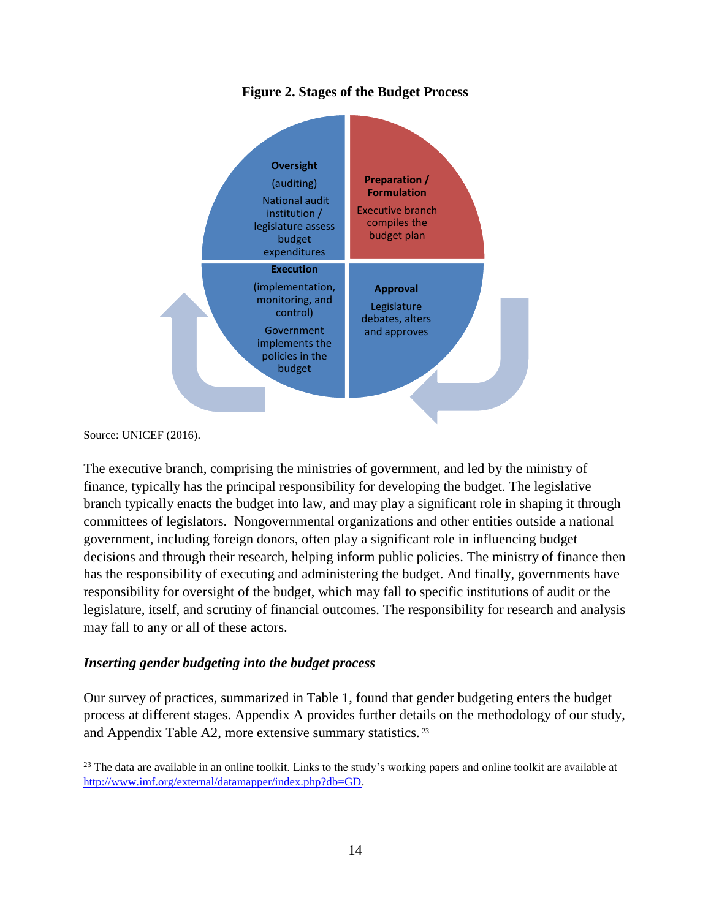**Figure 2. Stages of the Budget Process**

**Oversight**

(auditing)

National audit institution / legislature assess budget expenditures

**Preparation / Formulation**

Executive branch compiles the budget plan

**Execution**

(implementation, monitoring, and control)

Government implements the policies in the budget

**Approval**

Legislature debates, alters and approves

Source: UNICEF (2016).

The executive branch, comprising the ministries of government, and led by the ministry of finance, typically has the principal responsibility for developing the budget. The legislative branch typically enacts the budget into law, and may play a significant role in shaping it through committees of legislators. Nongovernmental organizations and other entities outside a national government, including foreign donors, often play a significant role in influencing budget decisions and through their research, helping inform public policies. The ministry of finance then has the responsibility of executing and administering the budget. And finally, governments have responsibility for oversight of the budget, which may fall to specific institutions of audit or the legislature, itself, and scrutiny of financial outcomes. The responsibility for research and analysis may fall to any or all of these actors.

### *Inserting gender budgeting into the budget process*

Our survey of practices, summarized in Table 1, found that gender budgeting enters the budget process at different stages. Appendix A provides further details on the methodology of our study, and Appendix Table A2, more extensive summary statistics. [23]

[23] The data are available in an online toolkit. Links to the study's working papers and online toolkit are available at http://www.imf.org/external/datamapper/index.php?db=GD.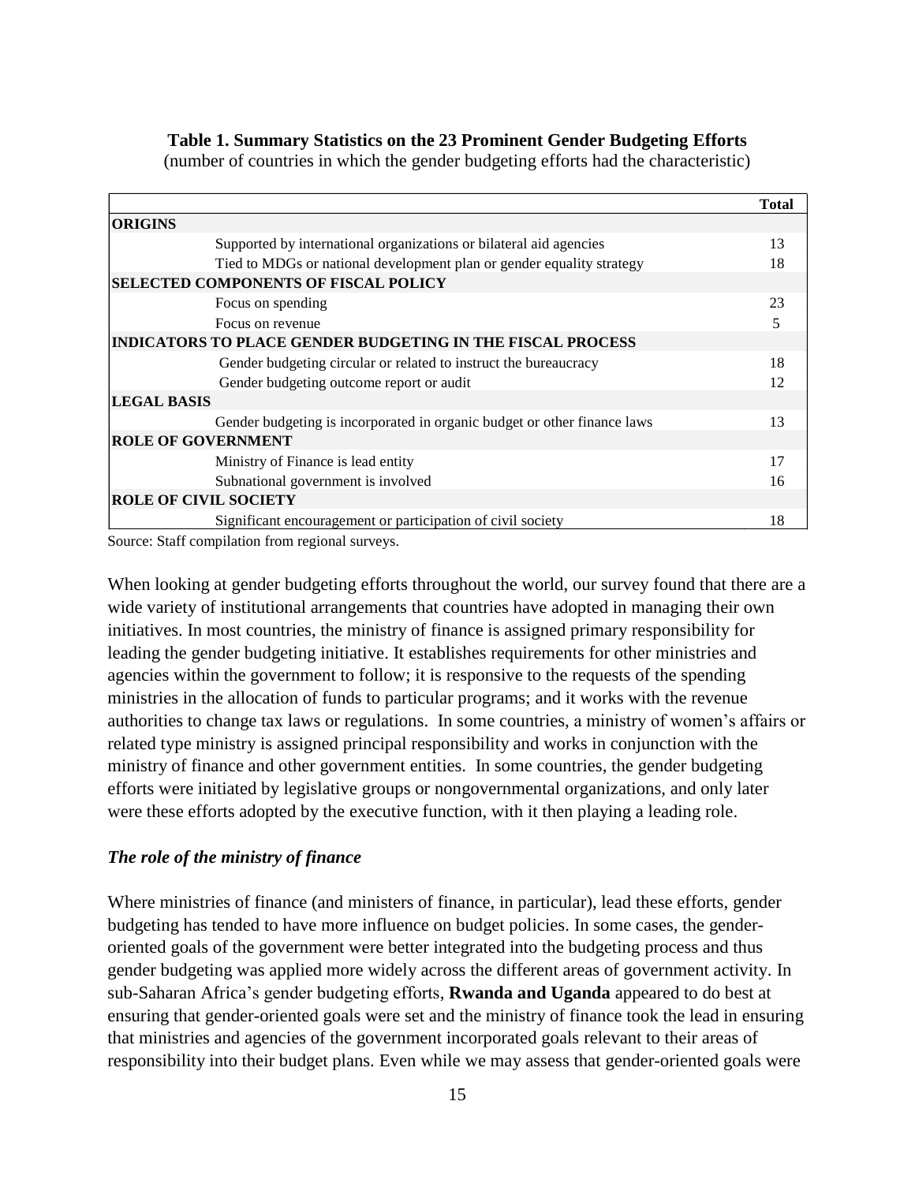**Table 1. Summary Statistics on the 23 Prominent Gender Budgeting Efforts**
(number of countries in which the gender budgeting efforts had the characteristic)

| | Total |
|---|---|
| **ORIGINS** | |
| Supported by international organizations or bilateral aid agencies | 13 |
| Tied to MDGs or national development plan or gender equality strategy | 18 |
| **SELECTED COMPONENTS OF FISCAL POLICY** | |
| Focus on spending | 23 |
| Focus on revenue | 5 |
| **INDICATORS TO PLACE GENDER BUDGETING IN THE FISCAL PROCESS** | |
| Gender budgeting circular or related to instruct the bureaucracy | 18 |
| Gender budgeting outcome report or audit | 12 |
| **LEGAL BASIS** | |
| Gender budgeting is incorporated in organic budget or other finance laws | 13 |
| **ROLE OF GOVERNMENT** | |
| Ministry of Finance is lead entity | 17 |
| Subnational government is involved | 16 |
| **ROLE OF CIVIL SOCIETY** | |
| Significant encouragement or participation of civil society | 18 |

Source: Staff compilation from regional surveys.

When looking at gender budgeting efforts throughout the world, our survey found that there are a wide variety of institutional arrangements that countries have adopted in managing their own initiatives. In most countries, the ministry of finance is assigned primary responsibility for leading the gender budgeting initiative. It establishes requirements for other ministries and agencies within the government to follow; it is responsive to the requests of the spending ministries in the allocation of funds to particular programs; and it works with the revenue authorities to change tax laws or regulations. In some countries, a ministry of women's affairs or related type ministry is assigned principal responsibility and works in conjunction with the ministry of finance and other government entities. In some countries, the gender budgeting efforts were initiated by legislative groups or nongovernmental organizations, and only later were these efforts adopted by the executive function, with it then playing a leading role.

### *The role of the ministry of finance*

Where ministries of finance (and ministers of finance, in particular), lead these efforts, gender budgeting has tended to have more influence on budget policies. In some cases, the gender-oriented goals of the government were better integrated into the budgeting process and thus gender budgeting was applied more widely across the different areas of government activity. In sub-Saharan Africa's gender budgeting efforts, **Rwanda and Uganda** appeared to do best at ensuring that gender-oriented goals were set and the ministry of finance took the lead in ensuring that ministries and agencies of the government incorporated goals relevant to their areas of responsibility into their budget plans. Even while we may assess that gender-oriented goals were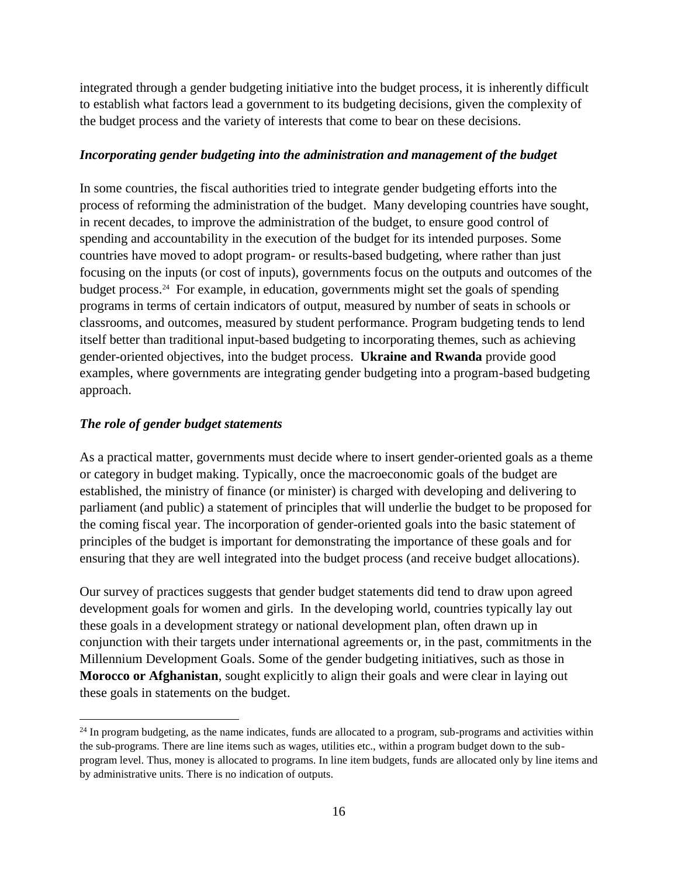integrated through a gender budgeting initiative into the budget process, it is inherently difficult to establish what factors lead a government to its budgeting decisions, given the complexity of the budget process and the variety of interests that come to bear on these decisions.

***Incorporating gender budgeting into the administration and management of the budget***

In some countries, the fiscal authorities tried to integrate gender budgeting efforts into the process of reforming the administration of the budget. Many developing countries have sought, in recent decades, to improve the administration of the budget, to ensure good control of spending and accountability in the execution of the budget for its intended purposes. Some countries have moved to adopt program- or results-based budgeting, where rather than just focusing on the inputs (or cost of inputs), governments focus on the outputs and outcomes of the budget process.[24] For example, in education, governments might set the goals of spending programs in terms of certain indicators of output, measured by number of seats in schools or classrooms, and outcomes, measured by student performance. Program budgeting tends to lend itself better than traditional input-based budgeting to incorporating themes, such as achieving gender-oriented objectives, into the budget process. **Ukraine and Rwanda** provide good examples, where governments are integrating gender budgeting into a program-based budgeting approach.

***The role of gender budget statements***

As a practical matter, governments must decide where to insert gender-oriented goals as a theme or category in budget making. Typically, once the macroeconomic goals of the budget are established, the ministry of finance (or minister) is charged with developing and delivering to parliament (and public) a statement of principles that will underlie the budget to be proposed for the coming fiscal year. The incorporation of gender-oriented goals into the basic statement of principles of the budget is important for demonstrating the importance of these goals and for ensuring that they are well integrated into the budget process (and receive budget allocations).

Our survey of practices suggests that gender budget statements did tend to draw upon agreed development goals for women and girls. In the developing world, countries typically lay out these goals in a development strategy or national development plan, often drawn up in conjunction with their targets under international agreements or, in the past, commitments in the Millennium Development Goals. Some of the gender budgeting initiatives, such as those in **Morocco or Afghanistan**, sought explicitly to align their goals and were clear in laying out these goals in statements on the budget.

[24] In program budgeting, as the name indicates, funds are allocated to a program, sub-programs and activities within the sub-programs. There are line items such as wages, utilities etc., within a program budget down to the sub-program level. Thus, money is allocated to programs. In line item budgets, funds are allocated only by line items and by administrative units. There is no indication of outputs.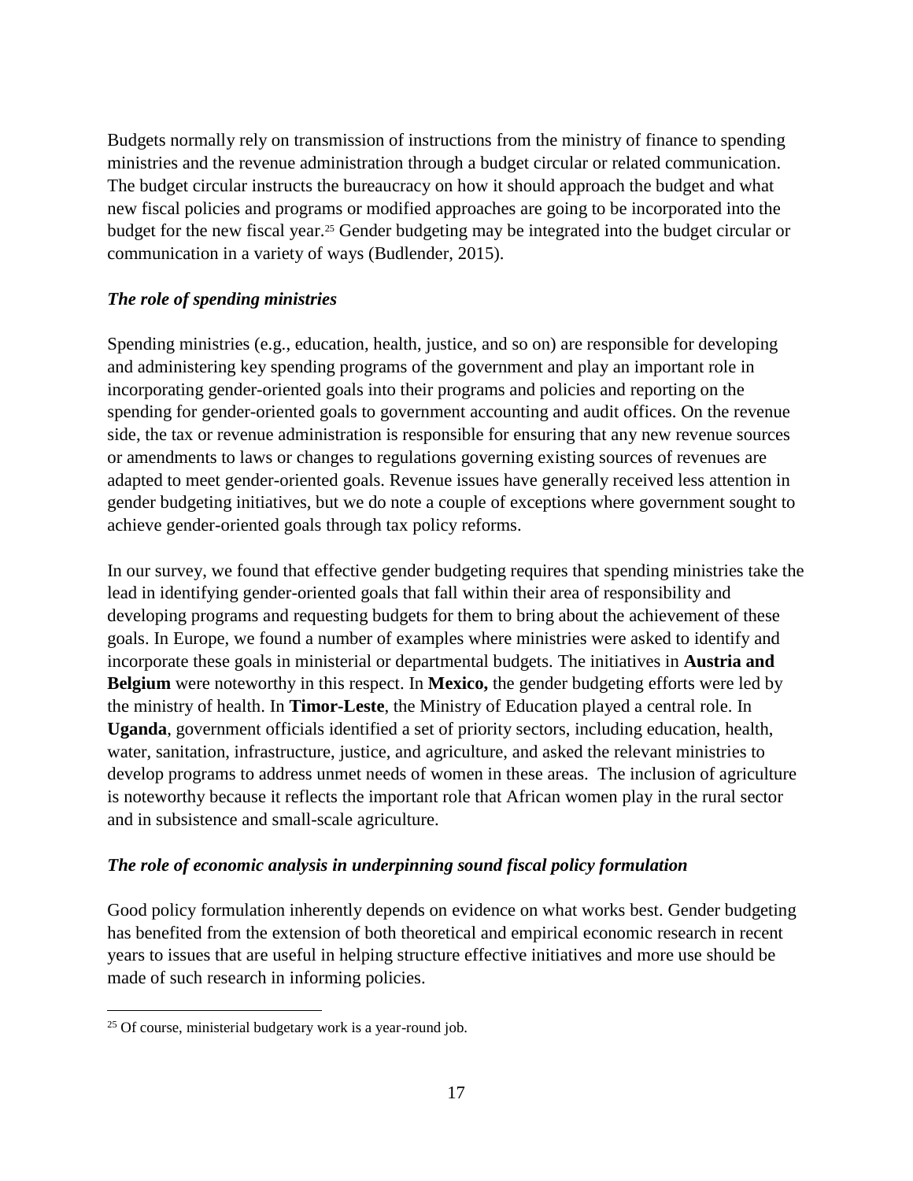Budgets normally rely on transmission of instructions from the ministry of finance to spending ministries and the revenue administration through a budget circular or related communication. The budget circular instructs the bureaucracy on how it should approach the budget and what new fiscal policies and programs or modified approaches are going to be incorporated into the budget for the new fiscal year.[25] Gender budgeting may be integrated into the budget circular or communication in a variety of ways (Budlender, 2015).

### *The role of spending ministries*

Spending ministries (e.g., education, health, justice, and so on) are responsible for developing and administering key spending programs of the government and play an important role in incorporating gender-oriented goals into their programs and policies and reporting on the spending for gender-oriented goals to government accounting and audit offices. On the revenue side, the tax or revenue administration is responsible for ensuring that any new revenue sources or amendments to laws or changes to regulations governing existing sources of revenues are adapted to meet gender-oriented goals. Revenue issues have generally received less attention in gender budgeting initiatives, but we do note a couple of exceptions where government sought to achieve gender-oriented goals through tax policy reforms.

In our survey, we found that effective gender budgeting requires that spending ministries take the lead in identifying gender-oriented goals that fall within their area of responsibility and developing programs and requesting budgets for them to bring about the achievement of these goals. In Europe, we found a number of examples where ministries were asked to identify and incorporate these goals in ministerial or departmental budgets. The initiatives in **Austria and Belgium** were noteworthy in this respect. In **Mexico,** the gender budgeting efforts were led by the ministry of health. In **Timor-Leste**, the Ministry of Education played a central role. In **Uganda**, government officials identified a set of priority sectors, including education, health, water, sanitation, infrastructure, justice, and agriculture, and asked the relevant ministries to develop programs to address unmet needs of women in these areas. The inclusion of agriculture is noteworthy because it reflects the important role that African women play in the rural sector and in subsistence and small-scale agriculture.

### *The role of economic analysis in underpinning sound fiscal policy formulation*

Good policy formulation inherently depends on evidence on what works best. Gender budgeting has benefited from the extension of both theoretical and empirical economic research in recent years to issues that are useful in helping structure effective initiatives and more use should be made of such research in informing policies.

---

[25] Of course, ministerial budgetary work is a year-round job.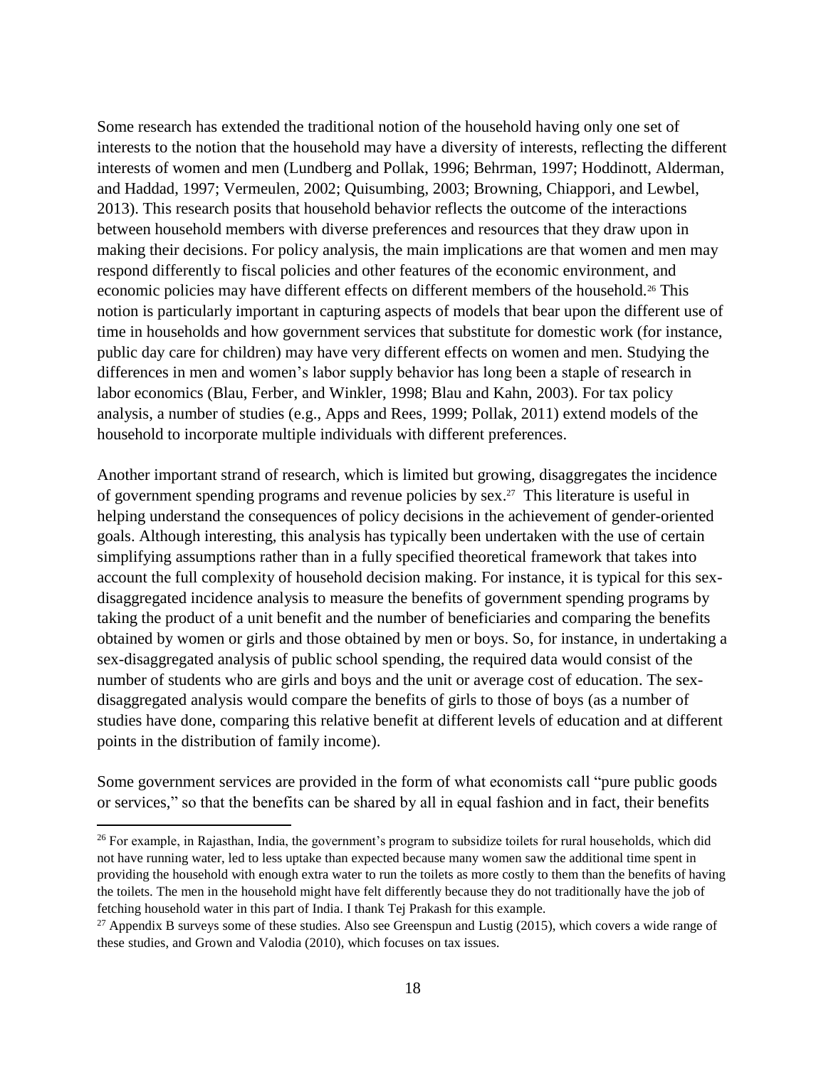Some research has extended the traditional notion of the household having only one set of interests to the notion that the household may have a diversity of interests, reflecting the different interests of women and men (Lundberg and Pollak, 1996; Behrman, 1997; Hoddinott, Alderman, and Haddad, 1997; Vermeulen, 2002; Quisumbing, 2003; Browning, Chiappori, and Lewbel, 2013). This research posits that household behavior reflects the outcome of the interactions between household members with diverse preferences and resources that they draw upon in making their decisions. For policy analysis, the main implications are that women and men may respond differently to fiscal policies and other features of the economic environment, and economic policies may have different effects on different members of the household.[26] This notion is particularly important in capturing aspects of models that bear upon the different use of time in households and how government services that substitute for domestic work (for instance, public day care for children) may have very different effects on women and men. Studying the differences in men and women's labor supply behavior has long been a staple of research in labor economics (Blau, Ferber, and Winkler, 1998; Blau and Kahn, 2003). For tax policy analysis, a number of studies (e.g., Apps and Rees, 1999; Pollak, 2011) extend models of the household to incorporate multiple individuals with different preferences.

Another important strand of research, which is limited but growing, disaggregates the incidence of government spending programs and revenue policies by sex.[27] This literature is useful in helping understand the consequences of policy decisions in the achievement of gender-oriented goals. Although interesting, this analysis has typically been undertaken with the use of certain simplifying assumptions rather than in a fully specified theoretical framework that takes into account the full complexity of household decision making. For instance, it is typical for this sex-disaggregated incidence analysis to measure the benefits of government spending programs by taking the product of a unit benefit and the number of beneficiaries and comparing the benefits obtained by women or girls and those obtained by men or boys. So, for instance, in undertaking a sex-disaggregated analysis of public school spending, the required data would consist of the number of students who are girls and boys and the unit or average cost of education. The sex-disaggregated analysis would compare the benefits of girls to those of boys (as a number of studies have done, comparing this relative benefit at different levels of education and at different points in the distribution of family income).

Some government services are provided in the form of what economists call "pure public goods or services," so that the benefits can be shared by all in equal fashion and in fact, their benefits

---

[26] For example, in Rajasthan, India, the government's program to subsidize toilets for rural households, which did not have running water, led to less uptake than expected because many women saw the additional time spent in providing the household with enough extra water to run the toilets as more costly to them than the benefits of having the toilets. The men in the household might have felt differently because they do not traditionally have the job of fetching household water in this part of India. I thank Tej Prakash for this example.

[27] Appendix B surveys some of these studies. Also see Greenspun and Lustig (2015), which covers a wide range of these studies, and Grown and Valodia (2010), which focuses on tax issues.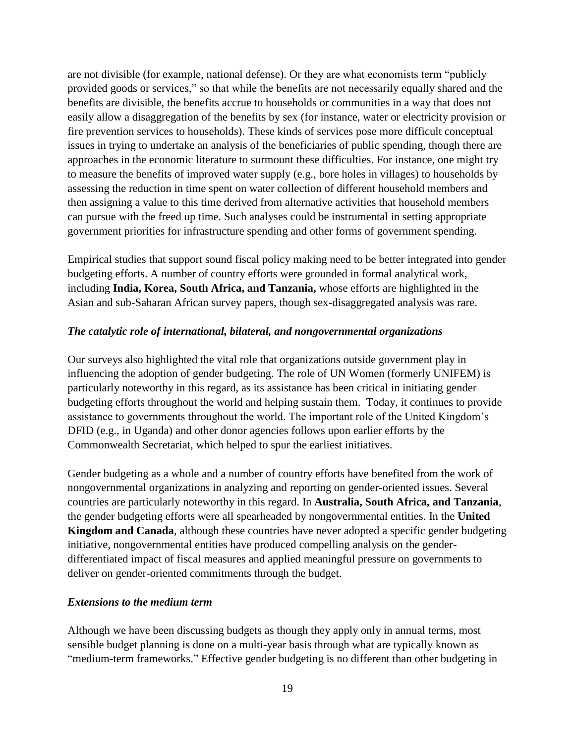are not divisible (for example, national defense). Or they are what economists term "publicly provided goods or services," so that while the benefits are not necessarily equally shared and the benefits are divisible, the benefits accrue to households or communities in a way that does not easily allow a disaggregation of the benefits by sex (for instance, water or electricity provision or fire prevention services to households). These kinds of services pose more difficult conceptual issues in trying to undertake an analysis of the beneficiaries of public spending, though there are approaches in the economic literature to surmount these difficulties. For instance, one might try to measure the benefits of improved water supply (e.g., bore holes in villages) to households by assessing the reduction in time spent on water collection of different household members and then assigning a value to this time derived from alternative activities that household members can pursue with the freed up time. Such analyses could be instrumental in setting appropriate government priorities for infrastructure spending and other forms of government spending.

Empirical studies that support sound fiscal policy making need to be better integrated into gender budgeting efforts. A number of country efforts were grounded in formal analytical work, including **India, Korea, South Africa, and Tanzania,** whose efforts are highlighted in the Asian and sub-Saharan African survey papers, though sex-disaggregated analysis was rare.

***The catalytic role of international, bilateral, and nongovernmental organizations***

Our surveys also highlighted the vital role that organizations outside government play in influencing the adoption of gender budgeting. The role of UN Women (formerly UNIFEM) is particularly noteworthy in this regard, as its assistance has been critical in initiating gender budgeting efforts throughout the world and helping sustain them. Today, it continues to provide assistance to governments throughout the world. The important role of the United Kingdom's DFID (e.g., in Uganda) and other donor agencies follows upon earlier efforts by the Commonwealth Secretariat, which helped to spur the earliest initiatives.

Gender budgeting as a whole and a number of country efforts have benefited from the work of nongovernmental organizations in analyzing and reporting on gender-oriented issues. Several countries are particularly noteworthy in this regard. In **Australia, South Africa, and Tanzania**, the gender budgeting efforts were all spearheaded by nongovernmental entities. In the **United Kingdom and Canada**, although these countries have never adopted a specific gender budgeting initiative, nongovernmental entities have produced compelling analysis on the gender-differentiated impact of fiscal measures and applied meaningful pressure on governments to deliver on gender-oriented commitments through the budget.

***Extensions to the medium term***

Although we have been discussing budgets as though they apply only in annual terms, most sensible budget planning is done on a multi-year basis through what are typically known as "medium-term frameworks." Effective gender budgeting is no different than other budgeting in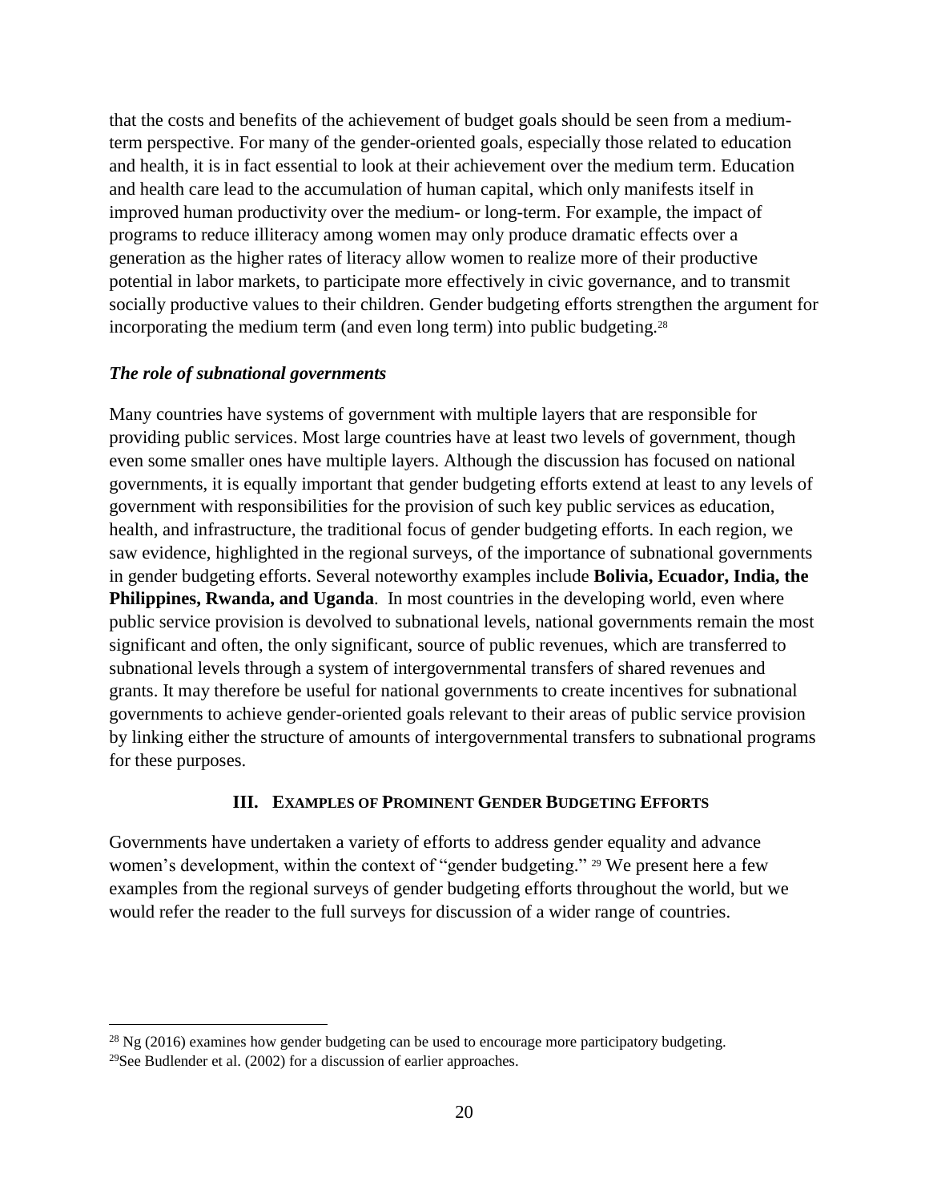that the costs and benefits of the achievement of budget goals should be seen from a medium-term perspective. For many of the gender-oriented goals, especially those related to education and health, it is in fact essential to look at their achievement over the medium term. Education and health care lead to the accumulation of human capital, which only manifests itself in improved human productivity over the medium- or long-term. For example, the impact of programs to reduce illiteracy among women may only produce dramatic effects over a generation as the higher rates of literacy allow women to realize more of their productive potential in labor markets, to participate more effectively in civic governance, and to transmit socially productive values to their children. Gender budgeting efforts strengthen the argument for incorporating the medium term (and even long term) into public budgeting.[28]

### *The role of subnational governments*

Many countries have systems of government with multiple layers that are responsible for providing public services. Most large countries have at least two levels of government, though even some smaller ones have multiple layers. Although the discussion has focused on national governments, it is equally important that gender budgeting efforts extend at least to any levels of government with responsibilities for the provision of such key public services as education, health, and infrastructure, the traditional focus of gender budgeting efforts. In each region, we saw evidence, highlighted in the regional surveys, of the importance of subnational governments in gender budgeting efforts. Several noteworthy examples include **Bolivia, Ecuador, India, the Philippines, Rwanda, and Uganda**. In most countries in the developing world, even where public service provision is devolved to subnational levels, national governments remain the most significant and often, the only significant, source of public revenues, which are transferred to subnational levels through a system of intergovernmental transfers of shared revenues and grants. It may therefore be useful for national governments to create incentives for subnational governments to achieve gender-oriented goals relevant to their areas of public service provision by linking either the structure of amounts of intergovernmental transfers to subnational programs for these purposes.

## III. Examples of Prominent Gender Budgeting Efforts

Governments have undertaken a variety of efforts to address gender equality and advance women's development, within the context of "gender budgeting." [29] We present here a few examples from the regional surveys of gender budgeting efforts throughout the world, but we would refer the reader to the full surveys for discussion of a wider range of countries.

---

[28] Ng (2016) examines how gender budgeting can be used to encourage more participatory budgeting.

[29] See Budlender et al. (2002) for a discussion of earlier approaches.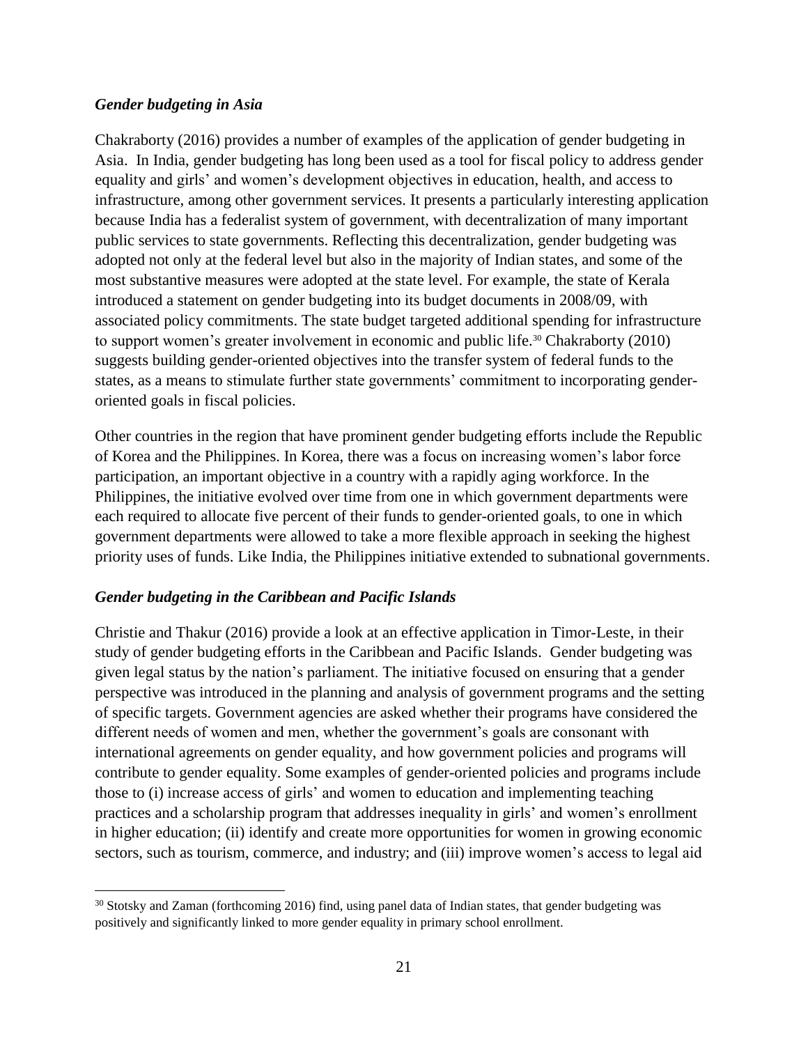### *Gender budgeting in Asia*

Chakraborty (2016) provides a number of examples of the application of gender budgeting in Asia. In India, gender budgeting has long been used as a tool for fiscal policy to address gender equality and girls' and women's development objectives in education, health, and access to infrastructure, among other government services. It presents a particularly interesting application because India has a federalist system of government, with decentralization of many important public services to state governments. Reflecting this decentralization, gender budgeting was adopted not only at the federal level but also in the majority of Indian states, and some of the most substantive measures were adopted at the state level. For example, the state of Kerala introduced a statement on gender budgeting into its budget documents in 2008/09, with associated policy commitments. The state budget targeted additional spending for infrastructure to support women's greater involvement in economic and public life.[30] Chakraborty (2010) suggests building gender-oriented objectives into the transfer system of federal funds to the states, as a means to stimulate further state governments' commitment to incorporating gender-oriented goals in fiscal policies.

Other countries in the region that have prominent gender budgeting efforts include the Republic of Korea and the Philippines. In Korea, there was a focus on increasing women's labor force participation, an important objective in a country with a rapidly aging workforce. In the Philippines, the initiative evolved over time from one in which government departments were each required to allocate five percent of their funds to gender-oriented goals, to one in which government departments were allowed to take a more flexible approach in seeking the highest priority uses of funds. Like India, the Philippines initiative extended to subnational governments.

### *Gender budgeting in the Caribbean and Pacific Islands*

Christie and Thakur (2016) provide a look at an effective application in Timor-Leste, in their study of gender budgeting efforts in the Caribbean and Pacific Islands. Gender budgeting was given legal status by the nation's parliament. The initiative focused on ensuring that a gender perspective was introduced in the planning and analysis of government programs and the setting of specific targets. Government agencies are asked whether their programs have considered the different needs of women and men, whether the government's goals are consonant with international agreements on gender equality, and how government policies and programs will contribute to gender equality. Some examples of gender-oriented policies and programs include those to (i) increase access of girls' and women to education and implementing teaching practices and a scholarship program that addresses inequality in girls' and women's enrollment in higher education; (ii) identify and create more opportunities for women in growing economic sectors, such as tourism, commerce, and industry; and (iii) improve women's access to legal aid

[30] Stotsky and Zaman (forthcoming 2016) find, using panel data of Indian states, that gender budgeting was positively and significantly linked to more gender equality in primary school enrollment.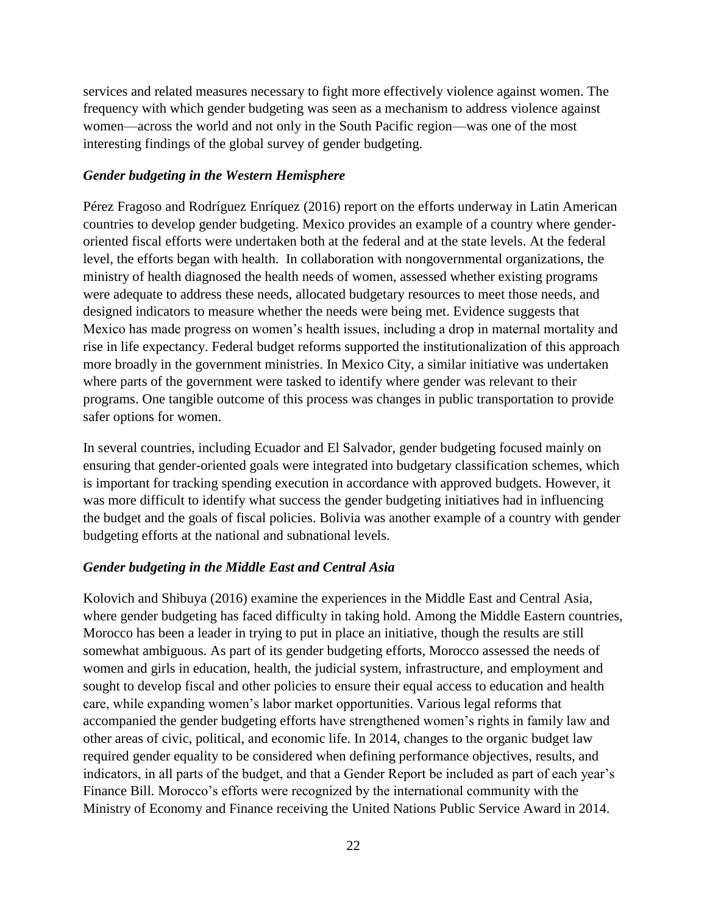services and related measures necessary to fight more effectively violence against women. The frequency with which gender budgeting was seen as a mechanism to address violence against women—across the world and not only in the South Pacific region—was one of the most interesting findings of the global survey of gender budgeting.

### *Gender budgeting in the Western Hemisphere*

Pérez Fragoso and Rodríguez Enríquez (2016) report on the efforts underway in Latin American countries to develop gender budgeting. Mexico provides an example of a country where gender-oriented fiscal efforts were undertaken both at the federal and at the state levels. At the federal level, the efforts began with health. In collaboration with nongovernmental organizations, the ministry of health diagnosed the health needs of women, assessed whether existing programs were adequate to address these needs, allocated budgetary resources to meet those needs, and designed indicators to measure whether the needs were being met. Evidence suggests that Mexico has made progress on women's health issues, including a drop in maternal mortality and rise in life expectancy. Federal budget reforms supported the institutionalization of this approach more broadly in the government ministries. In Mexico City, a similar initiative was undertaken where parts of the government were tasked to identify where gender was relevant to their programs. One tangible outcome of this process was changes in public transportation to provide safer options for women.

In several countries, including Ecuador and El Salvador, gender budgeting focused mainly on ensuring that gender-oriented goals were integrated into budgetary classification schemes, which is important for tracking spending execution in accordance with approved budgets. However, it was more difficult to identify what success the gender budgeting initiatives had in influencing the budget and the goals of fiscal policies. Bolivia was another example of a country with gender budgeting efforts at the national and subnational levels.

### *Gender budgeting in the Middle East and Central Asia*

Kolovich and Shibuya (2016) examine the experiences in the Middle East and Central Asia, where gender budgeting has faced difficulty in taking hold. Among the Middle Eastern countries, Morocco has been a leader in trying to put in place an initiative, though the results are still somewhat ambiguous. As part of its gender budgeting efforts, Morocco assessed the needs of women and girls in education, health, the judicial system, infrastructure, and employment and sought to develop fiscal and other policies to ensure their equal access to education and health care, while expanding women's labor market opportunities. Various legal reforms that accompanied the gender budgeting efforts have strengthened women's rights in family law and other areas of civic, political, and economic life. In 2014, changes to the organic budget law required gender equality to be considered when defining performance objectives, results, and indicators, in all parts of the budget, and that a Gender Report be included as part of each year's Finance Bill. Morocco's efforts were recognized by the international community with the Ministry of Economy and Finance receiving the United Nations Public Service Award in 2014.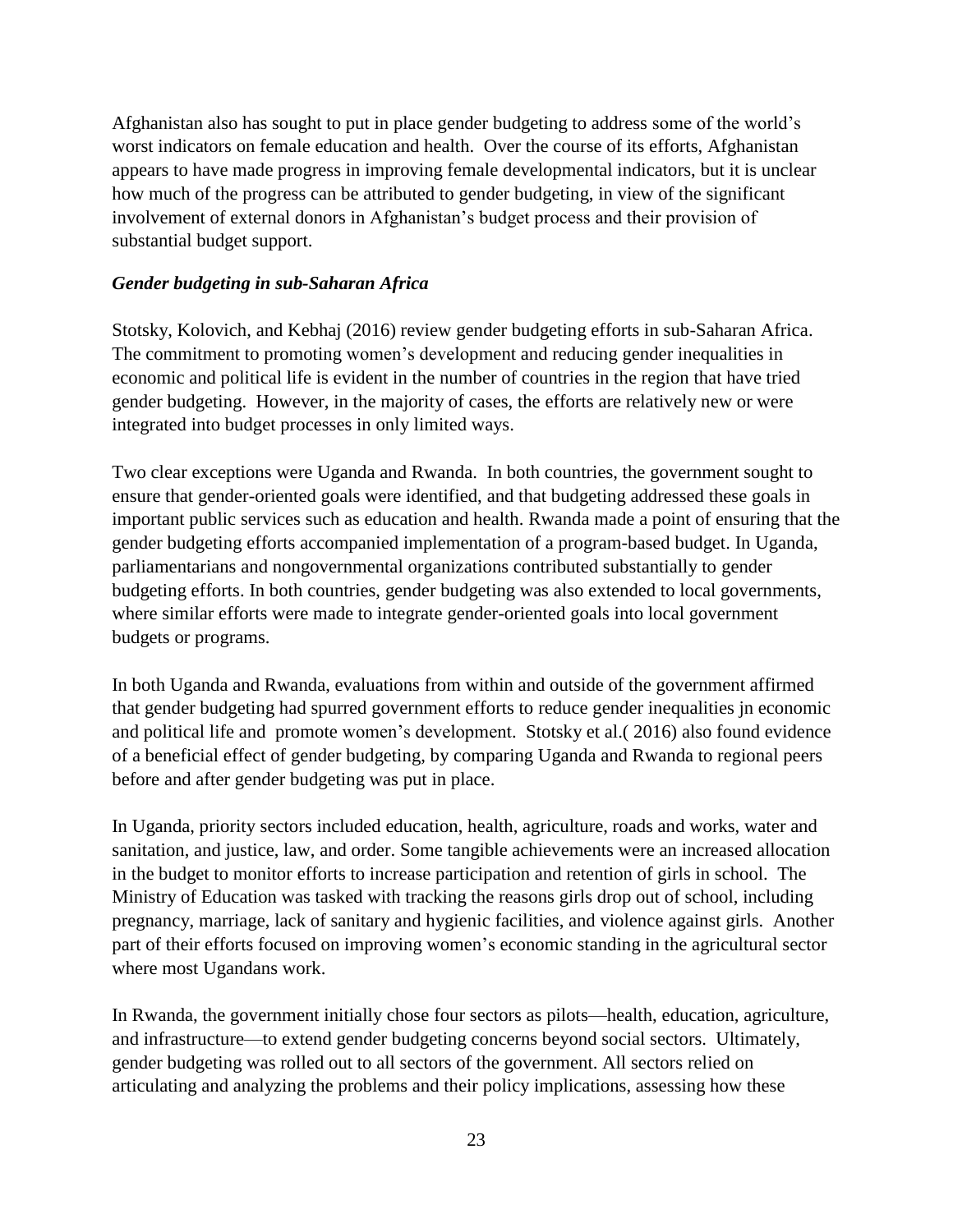Afghanistan also has sought to put in place gender budgeting to address some of the world's worst indicators on female education and health. Over the course of its efforts, Afghanistan appears to have made progress in improving female developmental indicators, but it is unclear how much of the progress can be attributed to gender budgeting, in view of the significant involvement of external donors in Afghanistan's budget process and their provision of substantial budget support.

***Gender budgeting in sub-Saharan Africa***

Stotsky, Kolovich, and Kebhaj (2016) review gender budgeting efforts in sub-Saharan Africa. The commitment to promoting women's development and reducing gender inequalities in economic and political life is evident in the number of countries in the region that have tried gender budgeting. However, in the majority of cases, the efforts are relatively new or were integrated into budget processes in only limited ways.

Two clear exceptions were Uganda and Rwanda. In both countries, the government sought to ensure that gender-oriented goals were identified, and that budgeting addressed these goals in important public services such as education and health. Rwanda made a point of ensuring that the gender budgeting efforts accompanied implementation of a program-based budget. In Uganda, parliamentarians and nongovernmental organizations contributed substantially to gender budgeting efforts. In both countries, gender budgeting was also extended to local governments, where similar efforts were made to integrate gender-oriented goals into local government budgets or programs.

In both Uganda and Rwanda, evaluations from within and outside of the government affirmed that gender budgeting had spurred government efforts to reduce gender inequalities jn economic and political life and promote women's development. Stotsky et al.( 2016) also found evidence of a beneficial effect of gender budgeting, by comparing Uganda and Rwanda to regional peers before and after gender budgeting was put in place.

In Uganda, priority sectors included education, health, agriculture, roads and works, water and sanitation, and justice, law, and order. Some tangible achievements were an increased allocation in the budget to monitor efforts to increase participation and retention of girls in school. The Ministry of Education was tasked with tracking the reasons girls drop out of school, including pregnancy, marriage, lack of sanitary and hygienic facilities, and violence against girls. Another part of their efforts focused on improving women's economic standing in the agricultural sector where most Ugandans work.

In Rwanda, the government initially chose four sectors as pilots—health, education, agriculture, and infrastructure—to extend gender budgeting concerns beyond social sectors. Ultimately, gender budgeting was rolled out to all sectors of the government. All sectors relied on articulating and analyzing the problems and their policy implications, assessing how these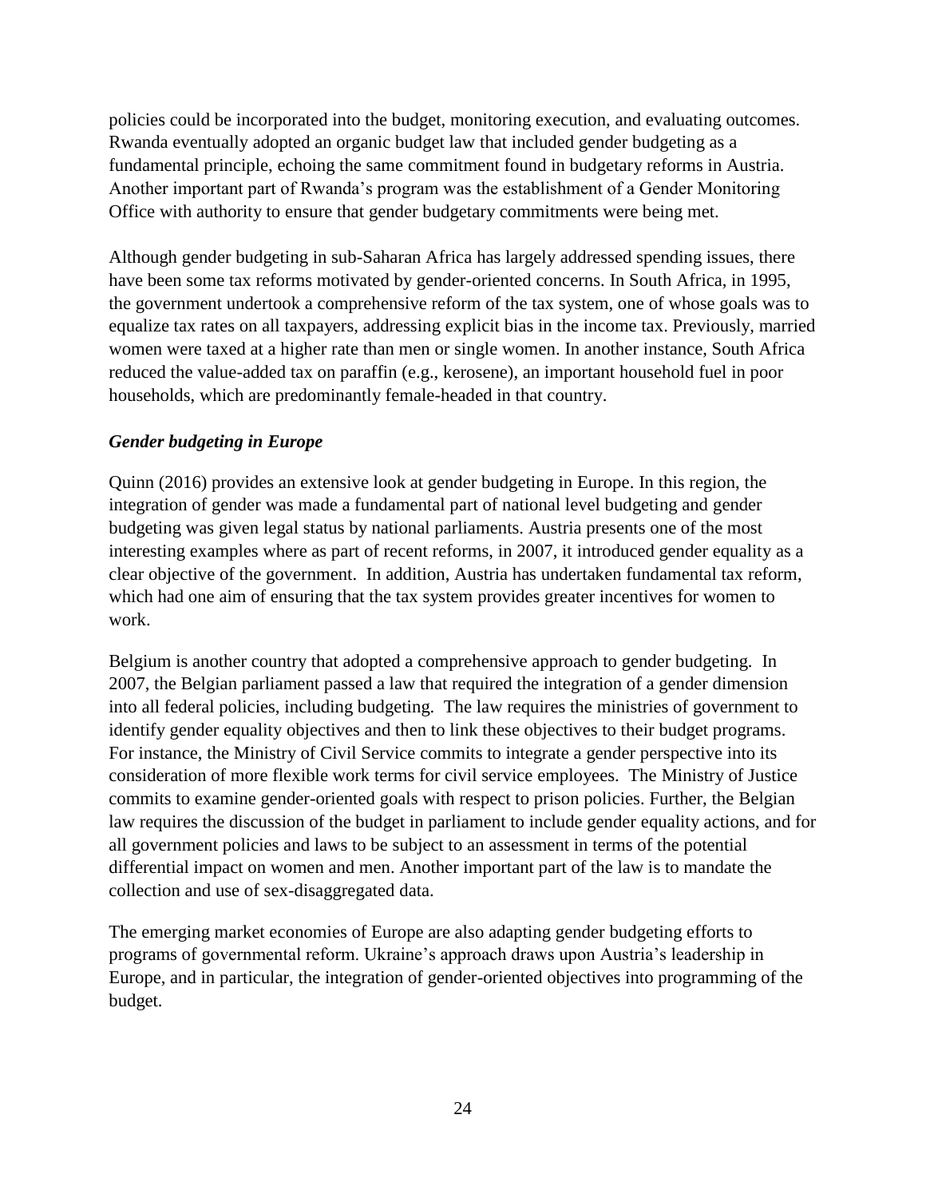policies could be incorporated into the budget, monitoring execution, and evaluating outcomes. Rwanda eventually adopted an organic budget law that included gender budgeting as a fundamental principle, echoing the same commitment found in budgetary reforms in Austria. Another important part of Rwanda's program was the establishment of a Gender Monitoring Office with authority to ensure that gender budgetary commitments were being met.

Although gender budgeting in sub-Saharan Africa has largely addressed spending issues, there have been some tax reforms motivated by gender-oriented concerns. In South Africa, in 1995, the government undertook a comprehensive reform of the tax system, one of whose goals was to equalize tax rates on all taxpayers, addressing explicit bias in the income tax. Previously, married women were taxed at a higher rate than men or single women. In another instance, South Africa reduced the value-added tax on paraffin (e.g., kerosene), an important household fuel in poor households, which are predominantly female-headed in that country.

### *Gender budgeting in Europe*

Quinn (2016) provides an extensive look at gender budgeting in Europe. In this region, the integration of gender was made a fundamental part of national level budgeting and gender budgeting was given legal status by national parliaments. Austria presents one of the most interesting examples where as part of recent reforms, in 2007, it introduced gender equality as a clear objective of the government. In addition, Austria has undertaken fundamental tax reform, which had one aim of ensuring that the tax system provides greater incentives for women to work.

Belgium is another country that adopted a comprehensive approach to gender budgeting. In 2007, the Belgian parliament passed a law that required the integration of a gender dimension into all federal policies, including budgeting. The law requires the ministries of government to identify gender equality objectives and then to link these objectives to their budget programs. For instance, the Ministry of Civil Service commits to integrate a gender perspective into its consideration of more flexible work terms for civil service employees. The Ministry of Justice commits to examine gender-oriented goals with respect to prison policies. Further, the Belgian law requires the discussion of the budget in parliament to include gender equality actions, and for all government policies and laws to be subject to an assessment in terms of the potential differential impact on women and men. Another important part of the law is to mandate the collection and use of sex-disaggregated data.

The emerging market economies of Europe are also adapting gender budgeting efforts to programs of governmental reform. Ukraine's approach draws upon Austria's leadership in Europe, and in particular, the integration of gender-oriented objectives into programming of the budget.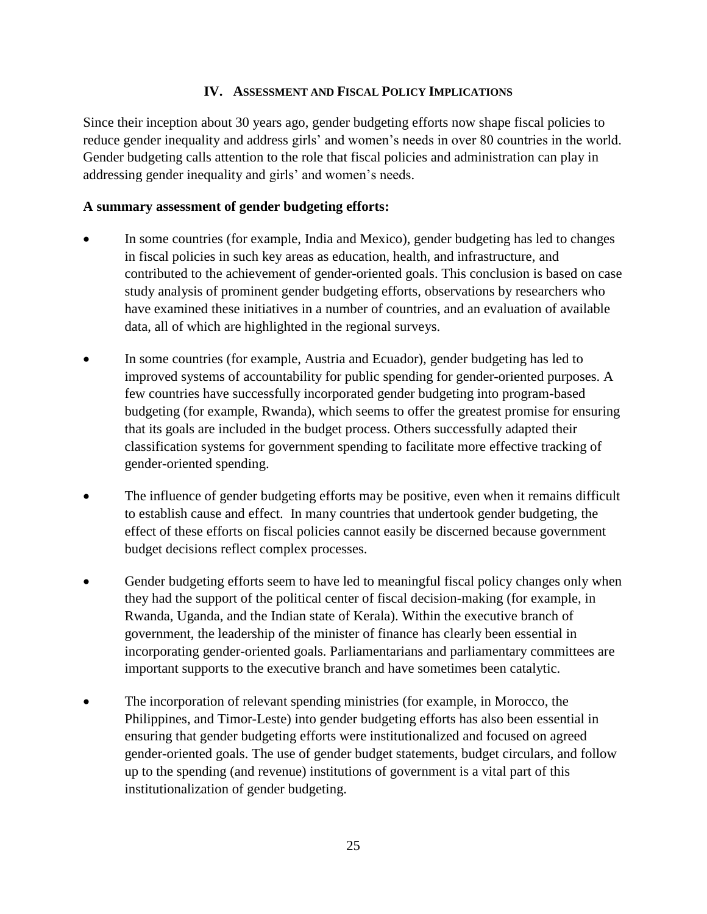## IV. Assessment and Fiscal Policy Implications

Since their inception about 30 years ago, gender budgeting efforts now shape fiscal policies to reduce gender inequality and address girls' and women's needs in over 80 countries in the world. Gender budgeting calls attention to the role that fiscal policies and administration can play in addressing gender inequality and girls' and women's needs.

**A summary assessment of gender budgeting efforts:**

- In some countries (for example, India and Mexico), gender budgeting has led to changes in fiscal policies in such key areas as education, health, and infrastructure, and contributed to the achievement of gender-oriented goals. This conclusion is based on case study analysis of prominent gender budgeting efforts, observations by researchers who have examined these initiatives in a number of countries, and an evaluation of available data, all of which are highlighted in the regional surveys.
- In some countries (for example, Austria and Ecuador), gender budgeting has led to improved systems of accountability for public spending for gender-oriented purposes. A few countries have successfully incorporated gender budgeting into program-based budgeting (for example, Rwanda), which seems to offer the greatest promise for ensuring that its goals are included in the budget process. Others successfully adapted their classification systems for government spending to facilitate more effective tracking of gender-oriented spending.
- The influence of gender budgeting efforts may be positive, even when it remains difficult to establish cause and effect. In many countries that undertook gender budgeting, the effect of these efforts on fiscal policies cannot easily be discerned because government budget decisions reflect complex processes.
- Gender budgeting efforts seem to have led to meaningful fiscal policy changes only when they had the support of the political center of fiscal decision-making (for example, in Rwanda, Uganda, and the Indian state of Kerala). Within the executive branch of government, the leadership of the minister of finance has clearly been essential in incorporating gender-oriented goals. Parliamentarians and parliamentary committees are important supports to the executive branch and have sometimes been catalytic.
- The incorporation of relevant spending ministries (for example, in Morocco, the Philippines, and Timor-Leste) into gender budgeting efforts has also been essential in ensuring that gender budgeting efforts were institutionalized and focused on agreed gender-oriented goals. The use of gender budget statements, budget circulars, and follow up to the spending (and revenue) institutions of government is a vital part of this institutionalization of gender budgeting.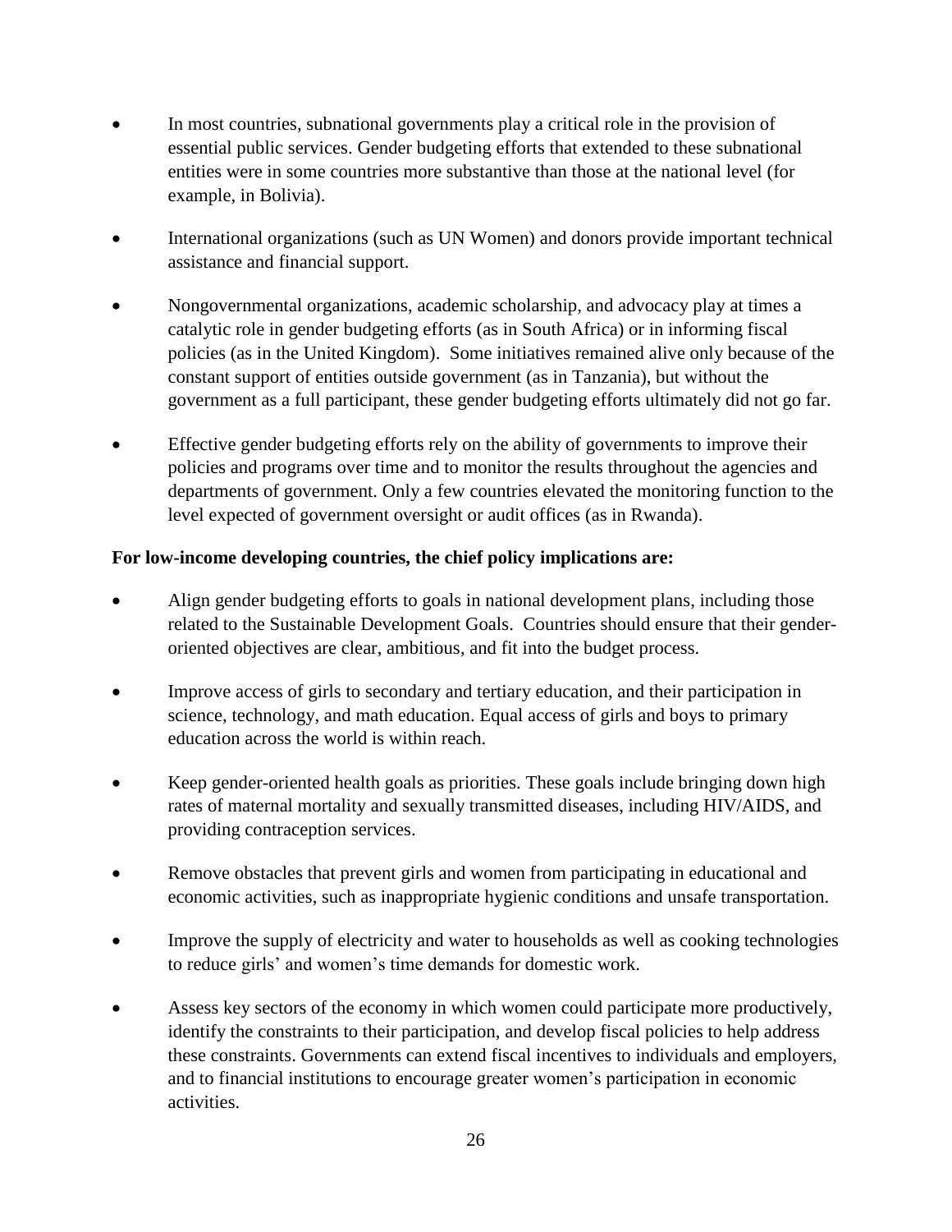- In most countries, subnational governments play a critical role in the provision of essential public services. Gender budgeting efforts that extended to these subnational entities were in some countries more substantive than those at the national level (for example, in Bolivia).

- International organizations (such as UN Women) and donors provide important technical assistance and financial support.

- Nongovernmental organizations, academic scholarship, and advocacy play at times a catalytic role in gender budgeting efforts (as in South Africa) or in informing fiscal policies (as in the United Kingdom). Some initiatives remained alive only because of the constant support of entities outside government (as in Tanzania), but without the government as a full participant, these gender budgeting efforts ultimately did not go far.

- Effective gender budgeting efforts rely on the ability of governments to improve their policies and programs over time and to monitor the results throughout the agencies and departments of government. Only a few countries elevated the monitoring function to the level expected of government oversight or audit offices (as in Rwanda).

**For low-income developing countries, the chief policy implications are:**

- Align gender budgeting efforts to goals in national development plans, including those related to the Sustainable Development Goals. Countries should ensure that their gender-oriented objectives are clear, ambitious, and fit into the budget process.

- Improve access of girls to secondary and tertiary education, and their participation in science, technology, and math education. Equal access of girls and boys to primary education across the world is within reach.

- Keep gender-oriented health goals as priorities. These goals include bringing down high rates of maternal mortality and sexually transmitted diseases, including HIV/AIDS, and providing contraception services.

- Remove obstacles that prevent girls and women from participating in educational and economic activities, such as inappropriate hygienic conditions and unsafe transportation.

- Improve the supply of electricity and water to households as well as cooking technologies to reduce girls' and women's time demands for domestic work.

- Assess key sectors of the economy in which women could participate more productively, identify the constraints to their participation, and develop fiscal policies to help address these constraints. Governments can extend fiscal incentives to individuals and employers, and to financial institutions to encourage greater women's participation in economic activities.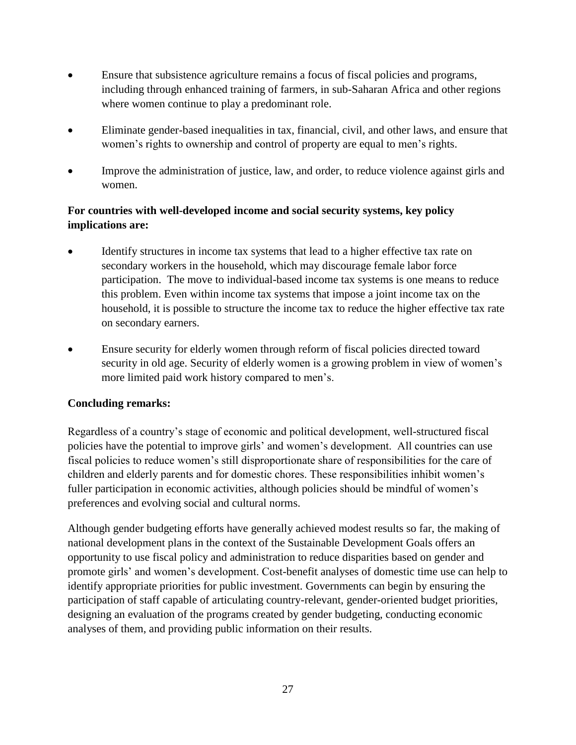- Ensure that subsistence agriculture remains a focus of fiscal policies and programs, including through enhanced training of farmers, in sub-Saharan Africa and other regions where women continue to play a predominant role.

- Eliminate gender-based inequalities in tax, financial, civil, and other laws, and ensure that women's rights to ownership and control of property are equal to men's rights.

- Improve the administration of justice, law, and order, to reduce violence against girls and women.

**For countries with well-developed income and social security systems, key policy implications are:**

- Identify structures in income tax systems that lead to a higher effective tax rate on secondary workers in the household, which may discourage female labor force participation. The move to individual-based income tax systems is one means to reduce this problem. Even within income tax systems that impose a joint income tax on the household, it is possible to structure the income tax to reduce the higher effective tax rate on secondary earners.

- Ensure security for elderly women through reform of fiscal policies directed toward security in old age. Security of elderly women is a growing problem in view of women's more limited paid work history compared to men's.

**Concluding remarks:**

Regardless of a country's stage of economic and political development, well-structured fiscal policies have the potential to improve girls' and women's development. All countries can use fiscal policies to reduce women's still disproportionate share of responsibilities for the care of children and elderly parents and for domestic chores. These responsibilities inhibit women's fuller participation in economic activities, although policies should be mindful of women's preferences and evolving social and cultural norms.

Although gender budgeting efforts have generally achieved modest results so far, the making of national development plans in the context of the Sustainable Development Goals offers an opportunity to use fiscal policy and administration to reduce disparities based on gender and promote girls' and women's development. Cost-benefit analyses of domestic time use can help to identify appropriate priorities for public investment. Governments can begin by ensuring the participation of staff capable of articulating country-relevant, gender-oriented budget priorities, designing an evaluation of the programs created by gender budgeting, conducting economic analyses of them, and providing public information on their results.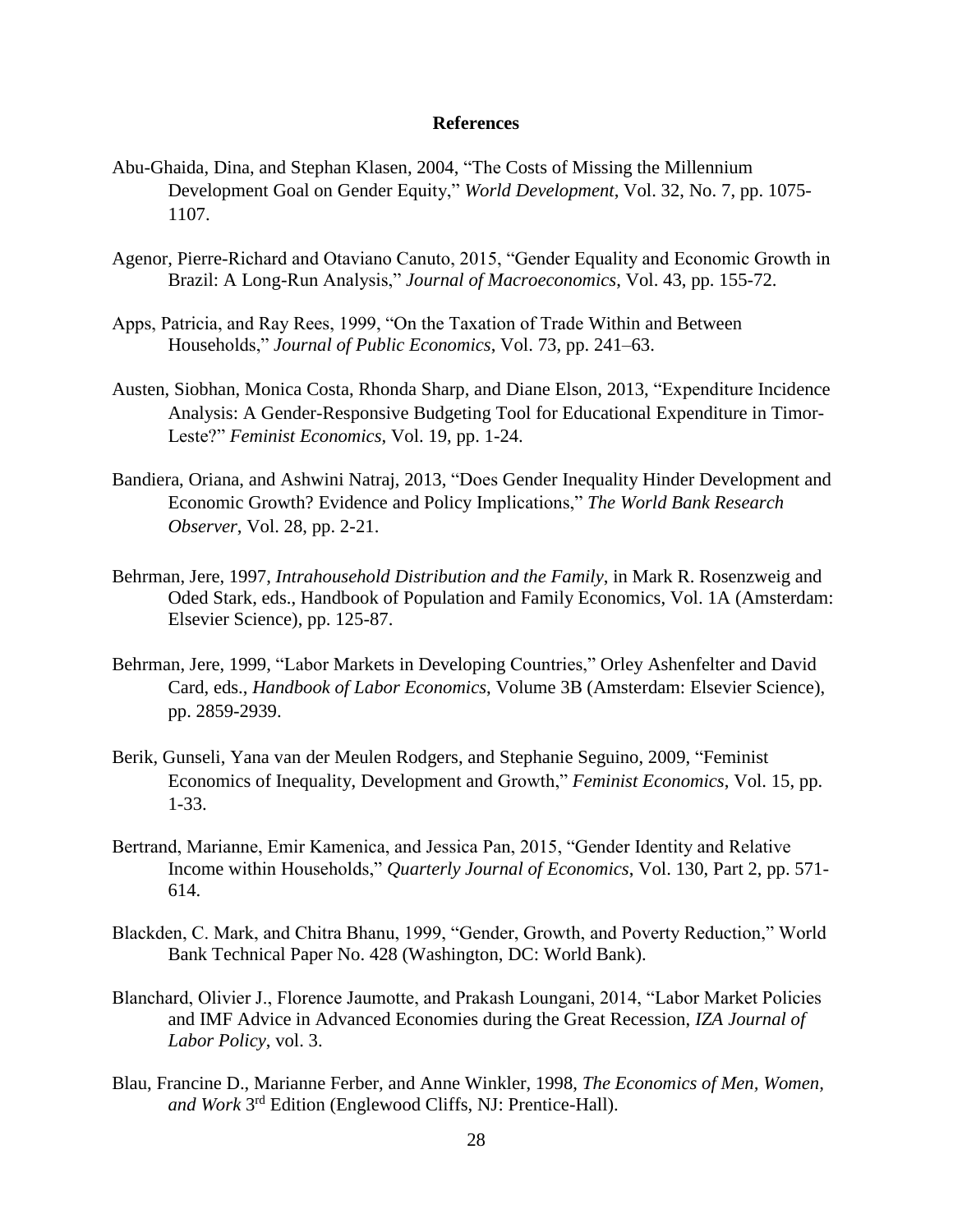## References

Abu-Ghaida, Dina, and Stephan Klasen, 2004, "The Costs of Missing the Millennium Development Goal on Gender Equity," *World Development*, Vol. 32, No. 7, pp. 1075-1107.

Agenor, Pierre-Richard and Otaviano Canuto, 2015, "Gender Equality and Economic Growth in Brazil: A Long-Run Analysis," *Journal of Macroeconomics*, Vol. 43, pp. 155-72.

Apps, Patricia, and Ray Rees, 1999, "On the Taxation of Trade Within and Between Households," *Journal of Public Economics*, Vol. 73, pp. 241–63.

Austen, Siobhan, Monica Costa, Rhonda Sharp, and Diane Elson, 2013, "Expenditure Incidence Analysis: A Gender-Responsive Budgeting Tool for Educational Expenditure in Timor-Leste?" *Feminist Economics*, Vol. 19, pp. 1-24.

Bandiera, Oriana, and Ashwini Natraj, 2013, "Does Gender Inequality Hinder Development and Economic Growth? Evidence and Policy Implications," *The World Bank Research Observer*, Vol. 28, pp. 2-21.

Behrman, Jere, 1997, *Intrahousehold Distribution and the Family*, in Mark R. Rosenzweig and Oded Stark, eds., Handbook of Population and Family Economics, Vol. 1A (Amsterdam: Elsevier Science), pp. 125-87.

Behrman, Jere, 1999, "Labor Markets in Developing Countries," Orley Ashenfelter and David Card, eds., *Handbook of Labor Economics*, Volume 3B (Amsterdam: Elsevier Science), pp. 2859-2939.

Berik, Gunseli, Yana van der Meulen Rodgers, and Stephanie Seguino, 2009, "Feminist Economics of Inequality, Development and Growth," *Feminist Economics*, Vol. 15, pp. 1-33.

Bertrand, Marianne, Emir Kamenica, and Jessica Pan, 2015, "Gender Identity and Relative Income within Households," *Quarterly Journal of Economics*, Vol. 130, Part 2, pp. 571-614.

Blackden, C. Mark, and Chitra Bhanu, 1999, "Gender, Growth, and Poverty Reduction," World Bank Technical Paper No. 428 (Washington, DC: World Bank).

Blanchard, Olivier J., Florence Jaumotte, and Prakash Loungani, 2014, "Labor Market Policies and IMF Advice in Advanced Economies during the Great Recession, *IZA Journal of Labor Policy*, vol. 3.

Blau, Francine D., Marianne Ferber, and Anne Winkler, 1998, *The Economics of Men, Women, and Work* 3rd Edition (Englewood Cliffs, NJ: Prentice-Hall).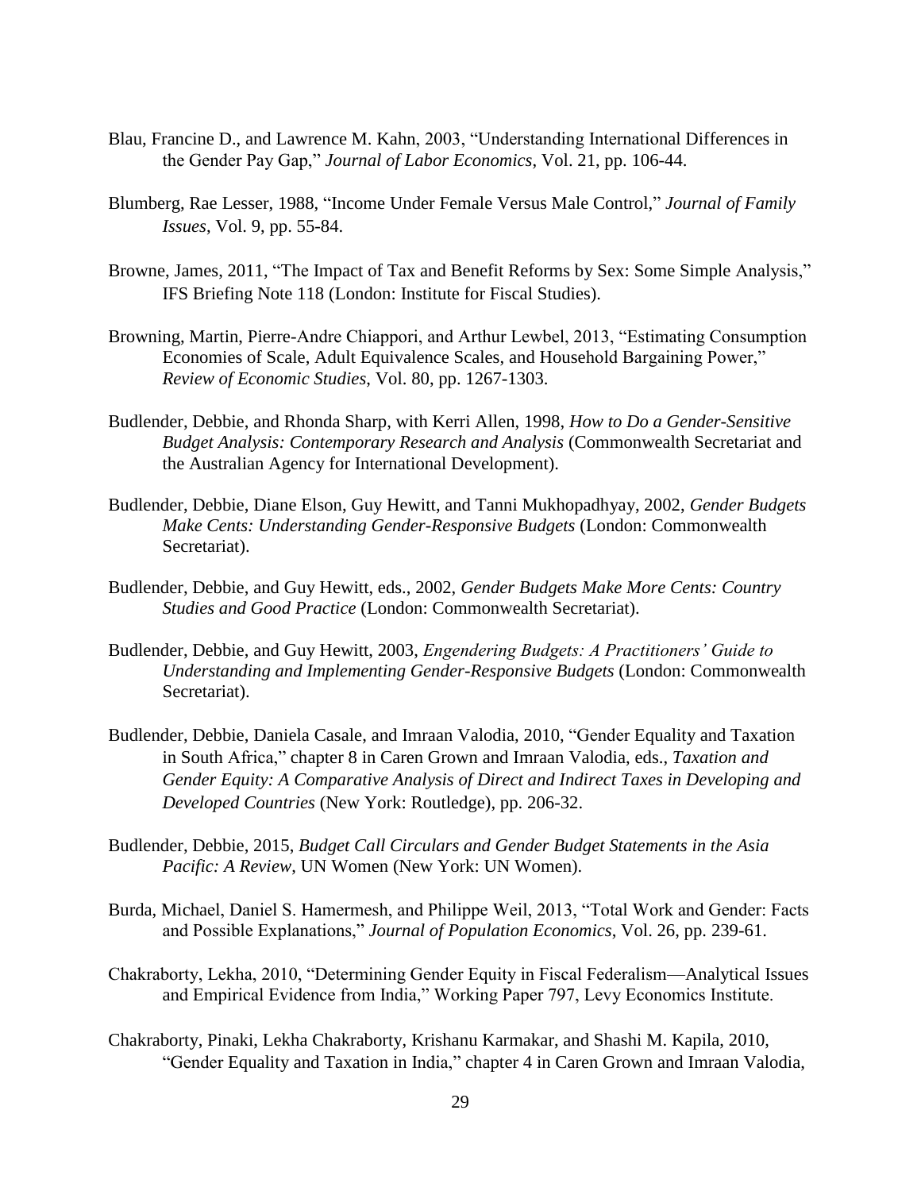Blau, Francine D., and Lawrence M. Kahn, 2003, "Understanding International Differences in the Gender Pay Gap," *Journal of Labor Economics*, Vol. 21, pp. 106-44.

Blumberg, Rae Lesser, 1988, "Income Under Female Versus Male Control," *Journal of Family Issues*, Vol. 9, pp. 55-84.

Browne, James, 2011, "The Impact of Tax and Benefit Reforms by Sex: Some Simple Analysis," IFS Briefing Note 118 (London: Institute for Fiscal Studies).

Browning, Martin, Pierre-Andre Chiappori, and Arthur Lewbel, 2013, "Estimating Consumption Economies of Scale, Adult Equivalence Scales, and Household Bargaining Power," *Review of Economic Studies*, Vol. 80, pp. 1267-1303.

Budlender, Debbie, and Rhonda Sharp, with Kerri Allen, 1998, *How to Do a Gender-Sensitive Budget Analysis: Contemporary Research and Analysis* (Commonwealth Secretariat and the Australian Agency for International Development).

Budlender, Debbie, Diane Elson, Guy Hewitt, and Tanni Mukhopadhyay, 2002, *Gender Budgets Make Cents: Understanding Gender-Responsive Budgets* (London: Commonwealth Secretariat).

Budlender, Debbie, and Guy Hewitt, eds., 2002, *Gender Budgets Make More Cents: Country Studies and Good Practice* (London: Commonwealth Secretariat).

Budlender, Debbie, and Guy Hewitt, 2003, *Engendering Budgets: A Practitioners' Guide to Understanding and Implementing Gender-Responsive Budgets* (London: Commonwealth Secretariat).

Budlender, Debbie, Daniela Casale, and Imraan Valodia, 2010, "Gender Equality and Taxation in South Africa," chapter 8 in Caren Grown and Imraan Valodia, eds., *Taxation and Gender Equity: A Comparative Analysis of Direct and Indirect Taxes in Developing and Developed Countries* (New York: Routledge), pp. 206-32.

Budlender, Debbie, 2015, *Budget Call Circulars and Gender Budget Statements in the Asia Pacific: A Review*, UN Women (New York: UN Women).

Burda, Michael, Daniel S. Hamermesh, and Philippe Weil, 2013, "Total Work and Gender: Facts and Possible Explanations," *Journal of Population Economics*, Vol. 26, pp. 239-61.

Chakraborty, Lekha, 2010, "Determining Gender Equity in Fiscal Federalism—Analytical Issues and Empirical Evidence from India," Working Paper 797, Levy Economics Institute.

Chakraborty, Pinaki, Lekha Chakraborty, Krishanu Karmakar, and Shashi M. Kapila, 2010, "Gender Equality and Taxation in India," chapter 4 in Caren Grown and Imraan Valodia,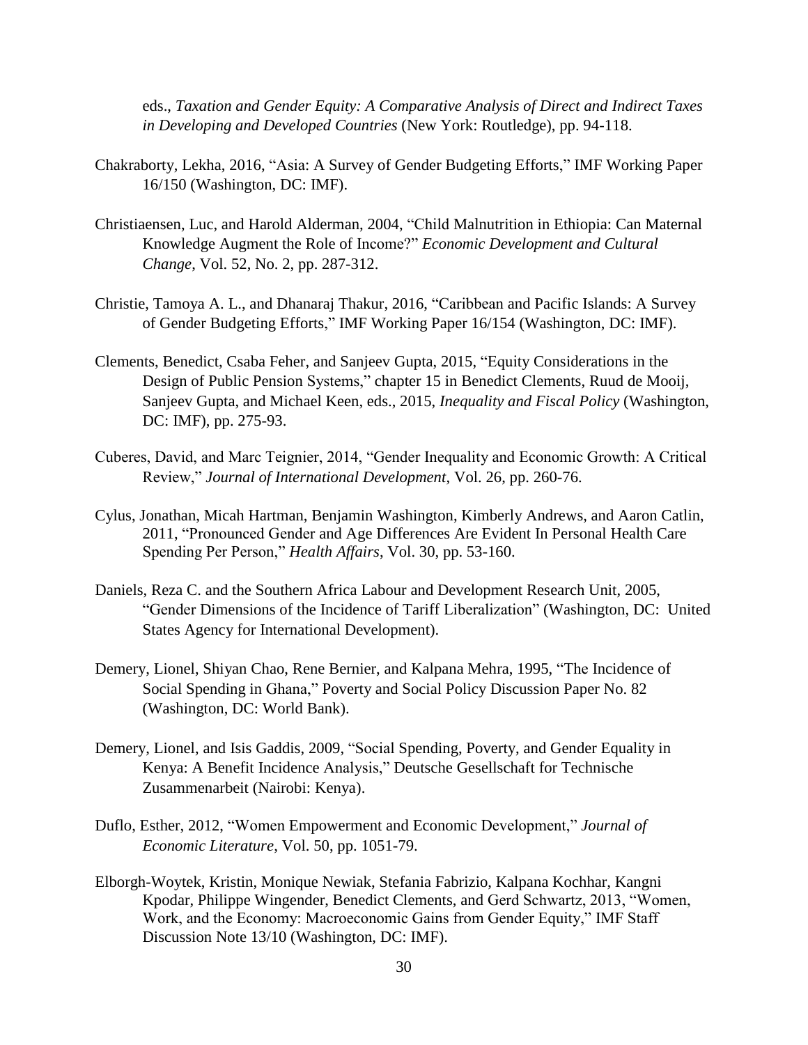eds., *Taxation and Gender Equity: A Comparative Analysis of Direct and Indirect Taxes in Developing and Developed Countries* (New York: Routledge), pp. 94-118.

Chakraborty, Lekha, 2016, "Asia: A Survey of Gender Budgeting Efforts," IMF Working Paper 16/150 (Washington, DC: IMF).

Christiaensen, Luc, and Harold Alderman, 2004, "Child Malnutrition in Ethiopia: Can Maternal Knowledge Augment the Role of Income?" *Economic Development and Cultural Change*, Vol. 52, No. 2, pp. 287-312.

Christie, Tamoya A. L., and Dhanaraj Thakur, 2016, "Caribbean and Pacific Islands: A Survey of Gender Budgeting Efforts," IMF Working Paper 16/154 (Washington, DC: IMF).

Clements, Benedict, Csaba Feher, and Sanjeev Gupta, 2015, "Equity Considerations in the Design of Public Pension Systems," chapter 15 in Benedict Clements, Ruud de Mooij, Sanjeev Gupta, and Michael Keen, eds., 2015, *Inequality and Fiscal Policy* (Washington, DC: IMF), pp. 275-93.

Cuberes, David, and Marc Teignier, 2014, "Gender Inequality and Economic Growth: A Critical Review," *Journal of International Development*, Vol. 26, pp. 260-76.

Cylus, Jonathan, Micah Hartman, Benjamin Washington, Kimberly Andrews, and Aaron Catlin, 2011, "Pronounced Gender and Age Differences Are Evident In Personal Health Care Spending Per Person," *Health Affairs*, Vol. 30, pp. 53-160.

Daniels, Reza C. and the Southern Africa Labour and Development Research Unit, 2005, "Gender Dimensions of the Incidence of Tariff Liberalization" (Washington, DC: United States Agency for International Development).

Demery, Lionel, Shiyan Chao, Rene Bernier, and Kalpana Mehra, 1995, "The Incidence of Social Spending in Ghana," Poverty and Social Policy Discussion Paper No. 82 (Washington, DC: World Bank).

Demery, Lionel, and Isis Gaddis, 2009, "Social Spending, Poverty, and Gender Equality in Kenya: A Benefit Incidence Analysis," Deutsche Gesellschaft for Technische Zusammenarbeit (Nairobi: Kenya).

Duflo, Esther, 2012, "Women Empowerment and Economic Development," *Journal of Economic Literature*, Vol. 50, pp. 1051-79.

Elborgh-Woytek, Kristin, Monique Newiak, Stefania Fabrizio, Kalpana Kochhar, Kangni Kpodar, Philippe Wingender, Benedict Clements, and Gerd Schwartz, 2013, "Women, Work, and the Economy: Macroeconomic Gains from Gender Equity," IMF Staff Discussion Note 13/10 (Washington, DC: IMF).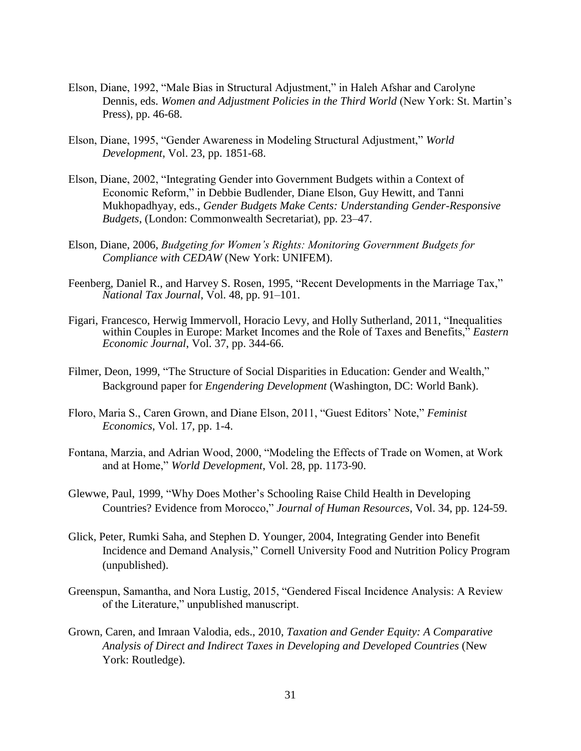Elson, Diane, 1992, "Male Bias in Structural Adjustment," in Haleh Afshar and Carolyne Dennis, eds. *Women and Adjustment Policies in the Third World* (New York: St. Martin's Press), pp. 46-68.

Elson, Diane, 1995, "Gender Awareness in Modeling Structural Adjustment," *World Development*, Vol. 23, pp. 1851-68.

Elson, Diane, 2002, "Integrating Gender into Government Budgets within a Context of Economic Reform," in Debbie Budlender, Diane Elson, Guy Hewitt, and Tanni Mukhopadhyay, eds., *Gender Budgets Make Cents: Understanding Gender-Responsive Budgets*, (London: Commonwealth Secretariat), pp. 23–47.

Elson, Diane, 2006, *Budgeting for Women's Rights: Monitoring Government Budgets for Compliance with CEDAW* (New York: UNIFEM).

Feenberg, Daniel R., and Harvey S. Rosen, 1995, "Recent Developments in the Marriage Tax," *National Tax Journal*, Vol. 48, pp. 91–101.

Figari, Francesco, Herwig Immervoll, Horacio Levy, and Holly Sutherland, 2011, "Inequalities within Couples in Europe: Market Incomes and the Role of Taxes and Benefits," *Eastern Economic Journal*, Vol. 37, pp. 344-66.

Filmer, Deon, 1999, "The Structure of Social Disparities in Education: Gender and Wealth," Background paper for *Engendering Development* (Washington, DC: World Bank).

Floro, Maria S., Caren Grown, and Diane Elson, 2011, "Guest Editors' Note," *Feminist Economics*, Vol. 17, pp. 1-4.

Fontana, Marzia, and Adrian Wood, 2000, "Modeling the Effects of Trade on Women, at Work and at Home," *World Development*, Vol. 28, pp. 1173-90.

Glewwe, Paul, 1999, "Why Does Mother's Schooling Raise Child Health in Developing Countries? Evidence from Morocco," *Journal of Human Resources*, Vol. 34, pp. 124-59.

Glick, Peter, Rumki Saha, and Stephen D. Younger, 2004, Integrating Gender into Benefit Incidence and Demand Analysis," Cornell University Food and Nutrition Policy Program (unpublished).

Greenspun, Samantha, and Nora Lustig, 2015, "Gendered Fiscal Incidence Analysis: A Review of the Literature," unpublished manuscript.

Grown, Caren, and Imraan Valodia, eds., 2010, *Taxation and Gender Equity: A Comparative Analysis of Direct and Indirect Taxes in Developing and Developed Countries* (New York: Routledge).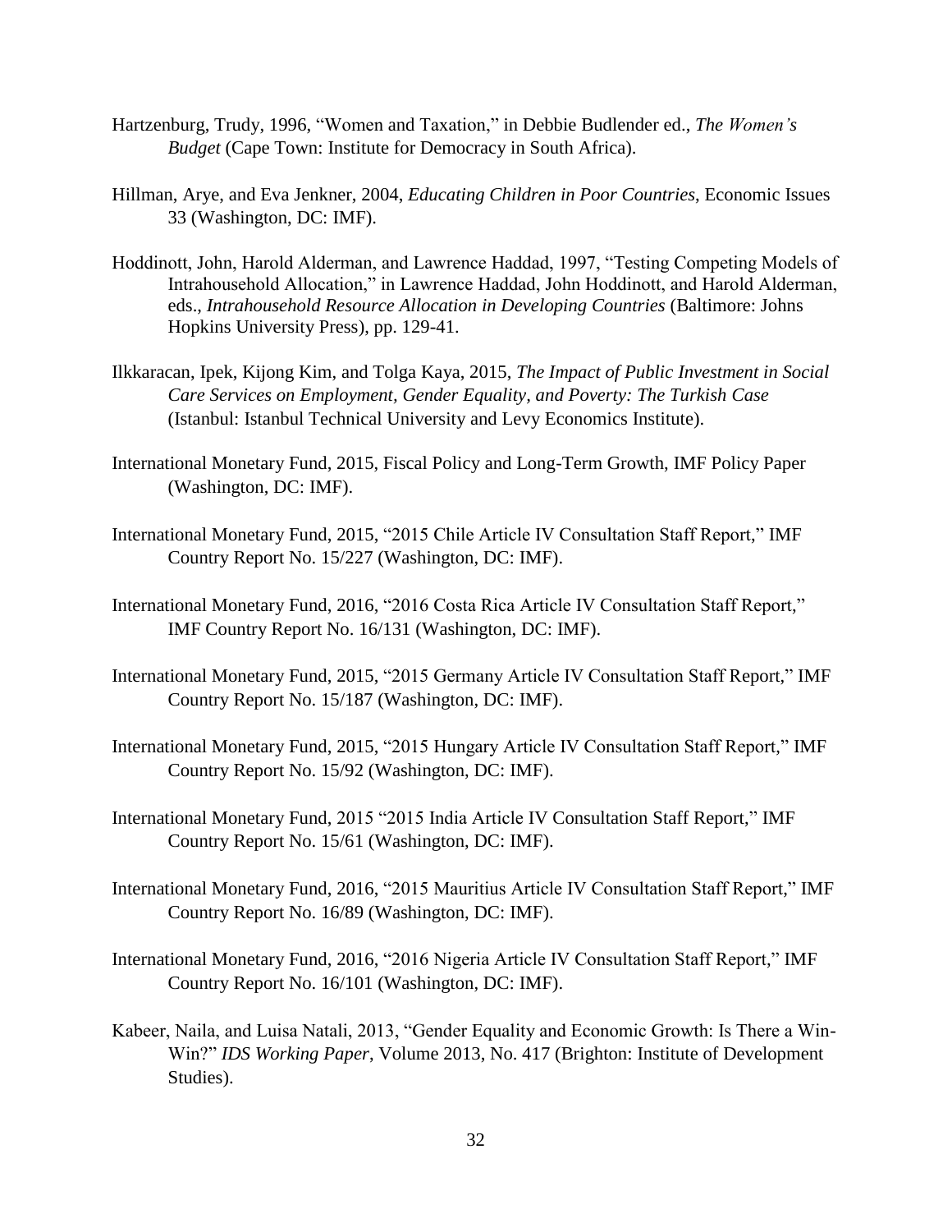Hartzenburg, Trudy, 1996, "Women and Taxation," in Debbie Budlender ed., *The Women's Budget* (Cape Town: Institute for Democracy in South Africa).

Hillman, Arye, and Eva Jenkner, 2004, *Educating Children in Poor Countries*, Economic Issues 33 (Washington, DC: IMF).

Hoddinott, John, Harold Alderman, and Lawrence Haddad, 1997, "Testing Competing Models of Intrahousehold Allocation," in Lawrence Haddad, John Hoddinott, and Harold Alderman, eds., *Intrahousehold Resource Allocation in Developing Countries* (Baltimore: Johns Hopkins University Press), pp. 129-41.

Ilkkaracan, Ipek, Kijong Kim, and Tolga Kaya, 2015, *The Impact of Public Investment in Social Care Services on Employment, Gender Equality, and Poverty: The Turkish Case* (Istanbul: Istanbul Technical University and Levy Economics Institute).

International Monetary Fund, 2015, Fiscal Policy and Long-Term Growth, IMF Policy Paper (Washington, DC: IMF).

International Monetary Fund, 2015, "2015 Chile Article IV Consultation Staff Report," IMF Country Report No. 15/227 (Washington, DC: IMF).

International Monetary Fund, 2016, "2016 Costa Rica Article IV Consultation Staff Report," IMF Country Report No. 16/131 (Washington, DC: IMF).

International Monetary Fund, 2015, "2015 Germany Article IV Consultation Staff Report," IMF Country Report No. 15/187 (Washington, DC: IMF).

International Monetary Fund, 2015, "2015 Hungary Article IV Consultation Staff Report," IMF Country Report No. 15/92 (Washington, DC: IMF).

International Monetary Fund, 2015 "2015 India Article IV Consultation Staff Report," IMF Country Report No. 15/61 (Washington, DC: IMF).

International Monetary Fund, 2016, "2015 Mauritius Article IV Consultation Staff Report," IMF Country Report No. 16/89 (Washington, DC: IMF).

International Monetary Fund, 2016, "2016 Nigeria Article IV Consultation Staff Report," IMF Country Report No. 16/101 (Washington, DC: IMF).

Kabeer, Naila, and Luisa Natali, 2013, "Gender Equality and Economic Growth: Is There a Win-Win?" *IDS Working Paper*, Volume 2013, No. 417 (Brighton: Institute of Development Studies).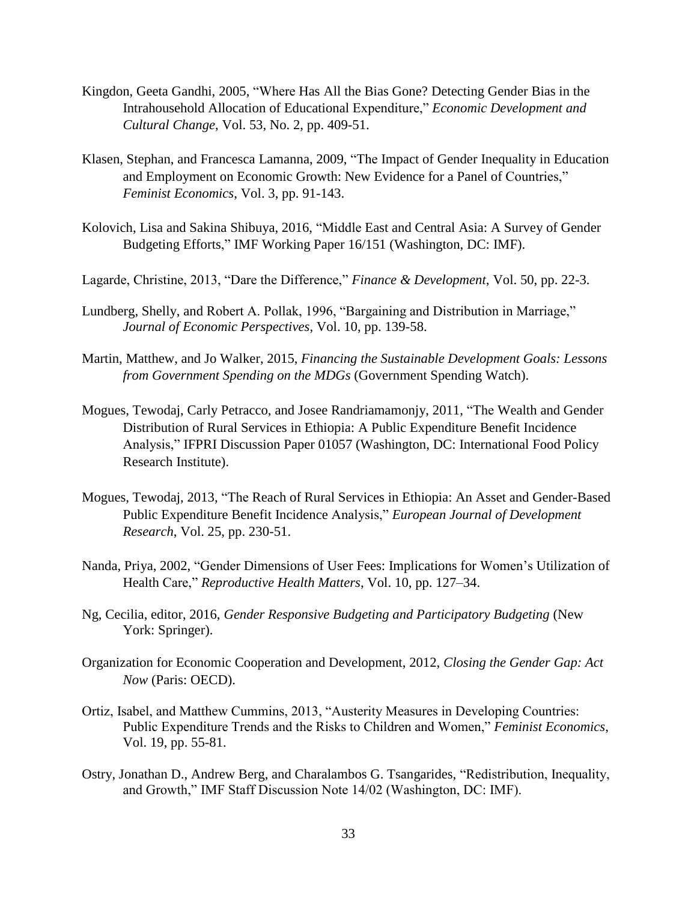Kingdon, Geeta Gandhi, 2005, "Where Has All the Bias Gone? Detecting Gender Bias in the Intrahousehold Allocation of Educational Expenditure," *Economic Development and Cultural Change*, Vol. 53, No. 2, pp. 409-51.

Klasen, Stephan, and Francesca Lamanna, 2009, "The Impact of Gender Inequality in Education and Employment on Economic Growth: New Evidence for a Panel of Countries," *Feminist Economics*, Vol. 3, pp. 91-143.

Kolovich, Lisa and Sakina Shibuya, 2016, "Middle East and Central Asia: A Survey of Gender Budgeting Efforts," IMF Working Paper 16/151 (Washington, DC: IMF).

Lagarde, Christine, 2013, "Dare the Difference," *Finance & Development*, Vol. 50, pp. 22-3.

Lundberg, Shelly, and Robert A. Pollak, 1996, "Bargaining and Distribution in Marriage," *Journal of Economic Perspectives*, Vol. 10, pp. 139-58.

Martin, Matthew, and Jo Walker, 2015, *Financing the Sustainable Development Goals: Lessons from Government Spending on the MDGs* (Government Spending Watch).

Mogues, Tewodaj, Carly Petracco, and Josee Randriamamonjy, 2011, "The Wealth and Gender Distribution of Rural Services in Ethiopia: A Public Expenditure Benefit Incidence Analysis," IFPRI Discussion Paper 01057 (Washington, DC: International Food Policy Research Institute).

Mogues, Tewodaj, 2013, "The Reach of Rural Services in Ethiopia: An Asset and Gender-Based Public Expenditure Benefit Incidence Analysis," *European Journal of Development Research*, Vol. 25, pp. 230-51.

Nanda, Priya, 2002, "Gender Dimensions of User Fees: Implications for Women's Utilization of Health Care," *Reproductive Health Matters*, Vol. 10, pp. 127–34.

Ng, Cecilia, editor, 2016, *Gender Responsive Budgeting and Participatory Budgeting* (New York: Springer).

Organization for Economic Cooperation and Development, 2012, *Closing the Gender Gap: Act Now* (Paris: OECD).

Ortiz, Isabel, and Matthew Cummins, 2013, "Austerity Measures in Developing Countries: Public Expenditure Trends and the Risks to Children and Women," *Feminist Economics*, Vol. 19, pp. 55-81.

Ostry, Jonathan D., Andrew Berg, and Charalambos G. Tsangarides, "Redistribution, Inequality, and Growth," IMF Staff Discussion Note 14/02 (Washington, DC: IMF).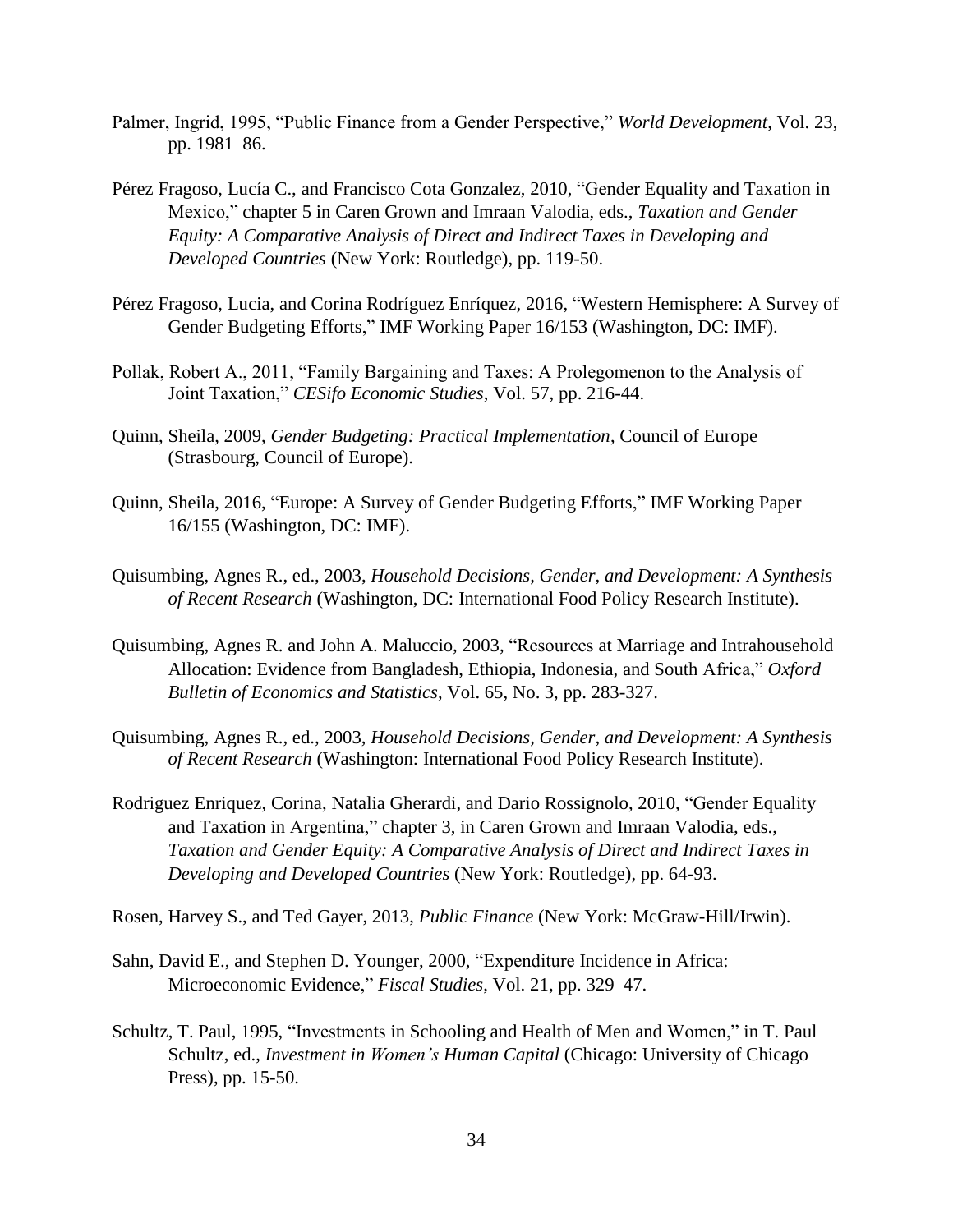Palmer, Ingrid, 1995, “Public Finance from a Gender Perspective,” *World Development*, Vol. 23, pp. 1981–86.

Pérez Fragoso, Lucía C., and Francisco Cota Gonzalez, 2010, “Gender Equality and Taxation in Mexico,” chapter 5 in Caren Grown and Imraan Valodia, eds., *Taxation and Gender Equity: A Comparative Analysis of Direct and Indirect Taxes in Developing and Developed Countries* (New York: Routledge), pp. 119-50.

Pérez Fragoso, Lucia, and Corina Rodríguez Enríquez, 2016, “Western Hemisphere: A Survey of Gender Budgeting Efforts,” IMF Working Paper 16/153 (Washington, DC: IMF).

Pollak, Robert A., 2011, “Family Bargaining and Taxes: A Prolegomenon to the Analysis of Joint Taxation,” *CESifo Economic Studies*, Vol. 57, pp. 216-44.

Quinn, Sheila, 2009, *Gender Budgeting: Practical Implementation*, Council of Europe (Strasbourg, Council of Europe).

Quinn, Sheila, 2016, “Europe: A Survey of Gender Budgeting Efforts,” IMF Working Paper 16/155 (Washington, DC: IMF).

Quisumbing, Agnes R., ed., 2003, *Household Decisions, Gender, and Development: A Synthesis of Recent Research* (Washington, DC: International Food Policy Research Institute).

Quisumbing, Agnes R. and John A. Maluccio, 2003, “Resources at Marriage and Intrahousehold Allocation: Evidence from Bangladesh, Ethiopia, Indonesia, and South Africa,” *Oxford Bulletin of Economics and Statistics*, Vol. 65, No. 3, pp. 283-327.

Quisumbing, Agnes R., ed., 2003, *Household Decisions, Gender, and Development: A Synthesis of Recent Research* (Washington: International Food Policy Research Institute).

Rodriguez Enriquez, Corina, Natalia Gherardi, and Dario Rossignolo, 2010, “Gender Equality and Taxation in Argentina,” chapter 3, in Caren Grown and Imraan Valodia, eds., *Taxation and Gender Equity: A Comparative Analysis of Direct and Indirect Taxes in Developing and Developed Countries* (New York: Routledge), pp. 64-93.

Rosen, Harvey S., and Ted Gayer, 2013, *Public Finance* (New York: McGraw-Hill/Irwin).

Sahn, David E., and Stephen D. Younger, 2000, “Expenditure Incidence in Africa: Microeconomic Evidence,” *Fiscal Studies*, Vol. 21, pp. 329–47.

Schultz, T. Paul, 1995, “Investments in Schooling and Health of Men and Women,” in T. Paul Schultz, ed., *Investment in Women’s Human Capital* (Chicago: University of Chicago Press), pp. 15-50.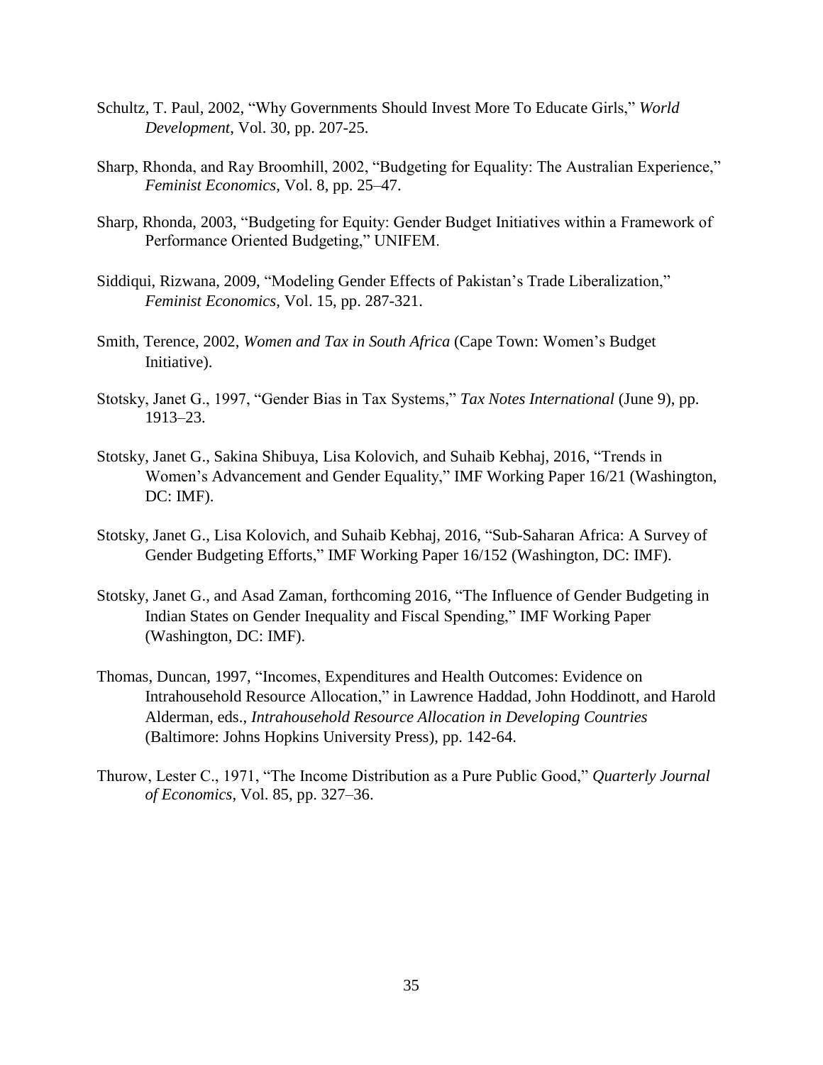Schultz, T. Paul, 2002, "Why Governments Should Invest More To Educate Girls," *World Development*, Vol. 30, pp. 207-25.

Sharp, Rhonda, and Ray Broomhill, 2002, "Budgeting for Equality: The Australian Experience," *Feminist Economics*, Vol. 8, pp. 25–47.

Sharp, Rhonda, 2003, "Budgeting for Equity: Gender Budget Initiatives within a Framework of Performance Oriented Budgeting," UNIFEM.

Siddiqui, Rizwana, 2009, "Modeling Gender Effects of Pakistan's Trade Liberalization," *Feminist Economics*, Vol. 15, pp. 287-321.

Smith, Terence, 2002, *Women and Tax in South Africa* (Cape Town: Women's Budget Initiative).

Stotsky, Janet G., 1997, "Gender Bias in Tax Systems," *Tax Notes International* (June 9), pp. 1913–23.

Stotsky, Janet G., Sakina Shibuya, Lisa Kolovich, and Suhaib Kebhaj, 2016, "Trends in Women's Advancement and Gender Equality," IMF Working Paper 16/21 (Washington, DC: IMF).

Stotsky, Janet G., Lisa Kolovich, and Suhaib Kebhaj, 2016, "Sub-Saharan Africa: A Survey of Gender Budgeting Efforts," IMF Working Paper 16/152 (Washington, DC: IMF).

Stotsky, Janet G., and Asad Zaman, forthcoming 2016, "The Influence of Gender Budgeting in Indian States on Gender Inequality and Fiscal Spending," IMF Working Paper (Washington, DC: IMF).

Thomas, Duncan, 1997, "Incomes, Expenditures and Health Outcomes: Evidence on Intrahousehold Resource Allocation," in Lawrence Haddad, John Hoddinott, and Harold Alderman, eds., *Intrahousehold Resource Allocation in Developing Countries* (Baltimore: Johns Hopkins University Press), pp. 142-64.

Thurow, Lester C., 1971, "The Income Distribution as a Pure Public Good," *Quarterly Journal of Economics*, Vol. 85, pp. 327–36.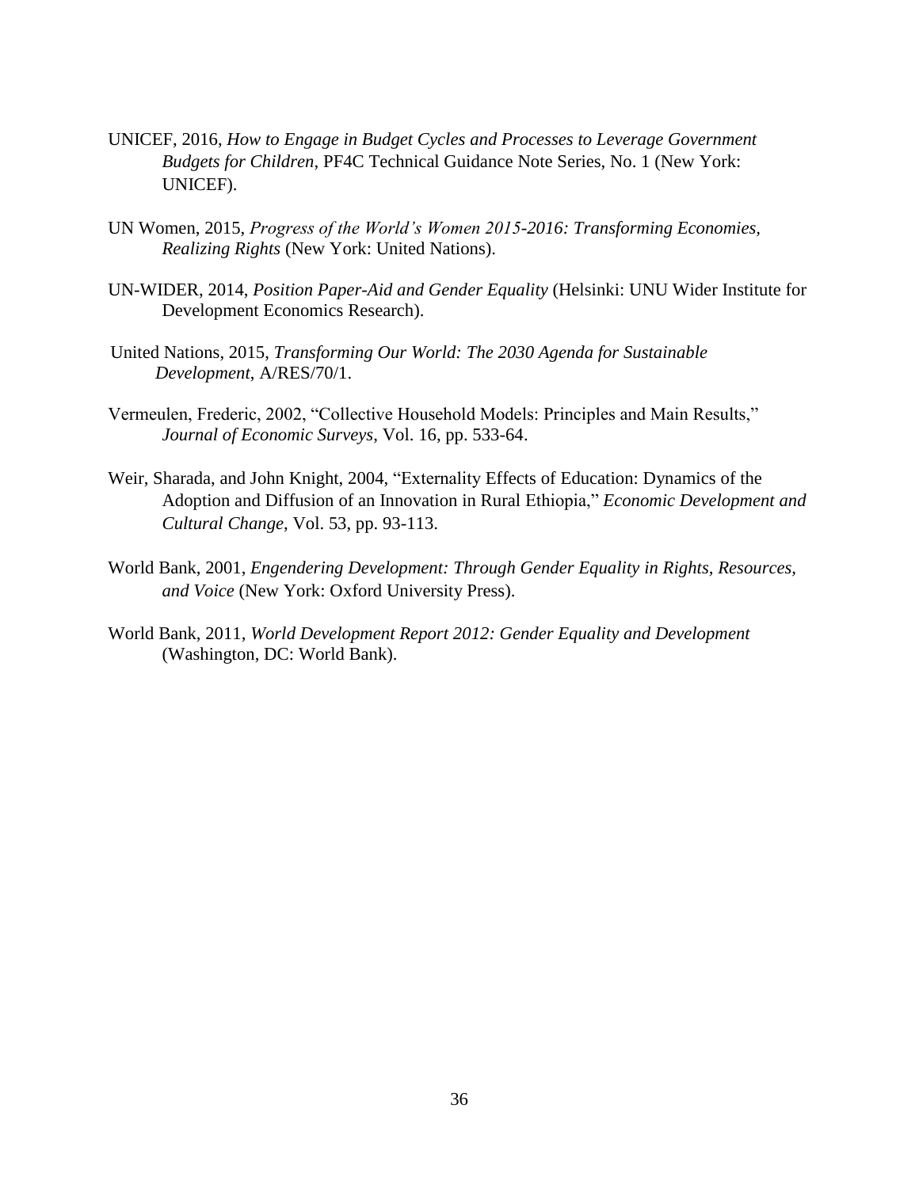UNICEF, 2016, *How to Engage in Budget Cycles and Processes to Leverage Government Budgets for Children*, PF4C Technical Guidance Note Series, No. 1 (New York: UNICEF).

UN Women, 2015, *Progress of the World's Women 2015-2016: Transforming Economies, Realizing Rights* (New York: United Nations).

UN-WIDER, 2014, *Position Paper-Aid and Gender Equality* (Helsinki: UNU Wider Institute for Development Economics Research).

United Nations, 2015, *Transforming Our World: The 2030 Agenda for Sustainable Development*, A/RES/70/1.

Vermeulen, Frederic, 2002, "Collective Household Models: Principles and Main Results," *Journal of Economic Surveys*, Vol. 16, pp. 533-64.

Weir, Sharada, and John Knight, 2004, "Externality Effects of Education: Dynamics of the Adoption and Diffusion of an Innovation in Rural Ethiopia," *Economic Development and Cultural Change*, Vol. 53, pp. 93-113.

World Bank, 2001, *Engendering Development: Through Gender Equality in Rights, Resources, and Voice* (New York: Oxford University Press).

World Bank, 2011, *World Development Report 2012: Gender Equality and Development* (Washington, DC: World Bank).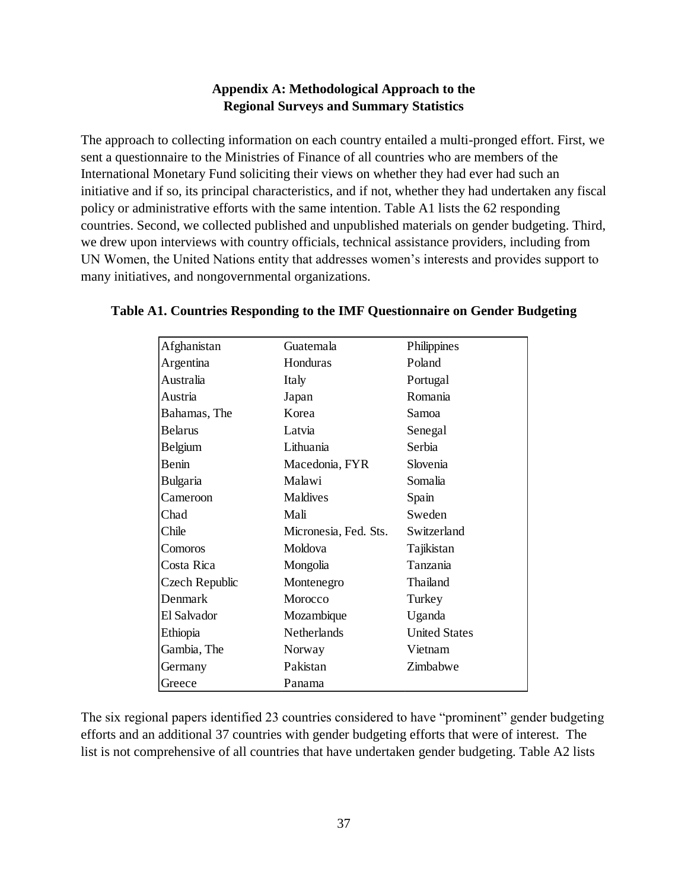## Appendix A: Methodological Approach to the Regional Surveys and Summary Statistics

The approach to collecting information on each country entailed a multi-pronged effort. First, we sent a questionnaire to the Ministries of Finance of all countries who are members of the International Monetary Fund soliciting their views on whether they had ever had such an initiative and if so, its principal characteristics, and if not, whether they had undertaken any fiscal policy or administrative efforts with the same intention. Table A1 lists the 62 responding countries. Second, we collected published and unpublished materials on gender budgeting. Third, we drew upon interviews with country officials, technical assistance providers, including from UN Women, the United Nations entity that addresses women's interests and provides support to many initiatives, and nongovernmental organizations.

**Table A1. Countries Responding to the IMF Questionnaire on Gender Budgeting**

| | | |
|---|---|---|
| Afghanistan | Guatemala | Philippines |
| Argentina | Honduras | Poland |
| Australia | Italy | Portugal |
| Austria | Japan | Romania |
| Bahamas, The | Korea | Samoa |
| Belarus | Latvia | Senegal |
| Belgium | Lithuania | Serbia |
| Benin | Macedonia, FYR | Slovenia |
| Bulgaria | Malawi | Somalia |
| Cameroon | Maldives | Spain |
| Chad | Mali | Sweden |
| Chile | Micronesia, Fed. Sts. | Switzerland |
| Comoros | Moldova | Tajikistan |
| Costa Rica | Mongolia | Tanzania |
| Czech Republic | Montenegro | Thailand |
| Denmark | Morocco | Turkey |
| El Salvador | Mozambique | Uganda |
| Ethiopia | Netherlands | United States |
| Gambia, The | Norway | Vietnam |
| Germany | Pakistan | Zimbabwe |
| Greece | Panama | |

The six regional papers identified 23 countries considered to have "prominent" gender budgeting efforts and an additional 37 countries with gender budgeting efforts that were of interest. The list is not comprehensive of all countries that have undertaken gender budgeting. Table A2 lists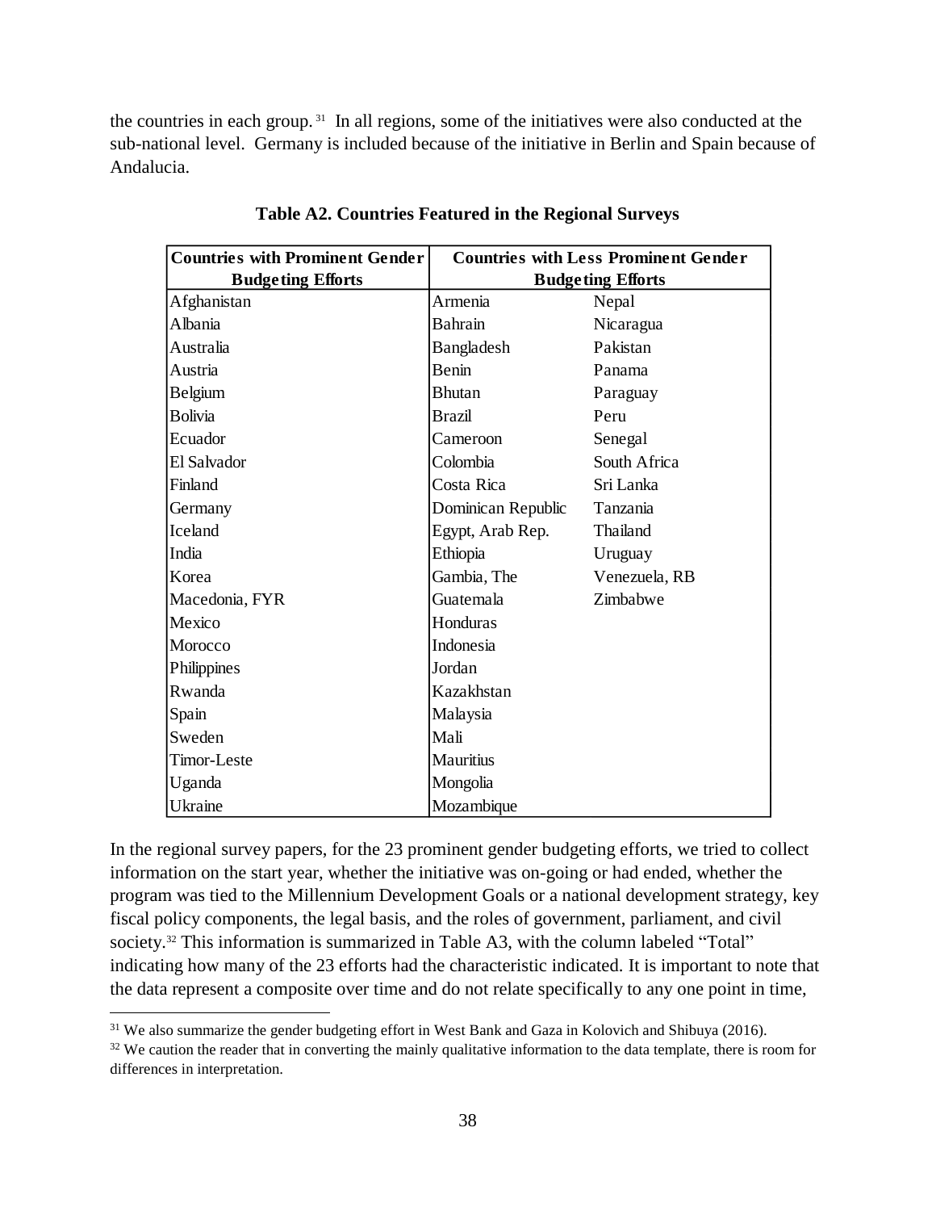the countries in each group.[31] In all regions, some of the initiatives were also conducted at the sub-national level. Germany is included because of the initiative in Berlin and Spain because of Andalucia.

**Table A2. Countries Featured in the Regional Surveys**

| Countries with Prominent Gender Budgeting Efforts | Countries with Less Prominent Gender Budgeting Efforts | |
|---|---|---|
| Afghanistan | Armenia | Nepal |
| Albania | Bahrain | Nicaragua |
| Australia | Bangladesh | Pakistan |
| Austria | Benin | Panama |
| Belgium | Bhutan | Paraguay |
| Bolivia | Brazil | Peru |
| Ecuador | Cameroon | Senegal |
| El Salvador | Colombia | South Africa |
| Finland | Costa Rica | Sri Lanka |
| Germany | Dominican Republic | Tanzania |
| Iceland | Egypt, Arab Rep. | Thailand |
| India | Ethiopia | Uruguay |
| Korea | Gambia, The | Venezuela, RB |
| Macedonia, FYR | Guatemala | Zimbabwe |
| Mexico | Honduras | |
| Morocco | Indonesia | |
| Philippines | Jordan | |
| Rwanda | Kazakhstan | |
| Spain | Malaysia | |
| Sweden | Mali | |
| Timor-Leste | Mauritius | |
| Uganda | Mongolia | |
| Ukraine | Mozambique | |

In the regional survey papers, for the 23 prominent gender budgeting efforts, we tried to collect information on the start year, whether the initiative was on-going or had ended, whether the program was tied to the Millennium Development Goals or a national development strategy, key fiscal policy components, the legal basis, and the roles of government, parliament, and civil society.[32] This information is summarized in Table A3, with the column labeled "Total" indicating how many of the 23 efforts had the characteristic indicated. It is important to note that the data represent a composite over time and do not relate specifically to any one point in time,

[31] We also summarize the gender budgeting effort in West Bank and Gaza in Kolovich and Shibuya (2016).

[32] We caution the reader that in converting the mainly qualitative information to the data template, there is room for differences in interpretation.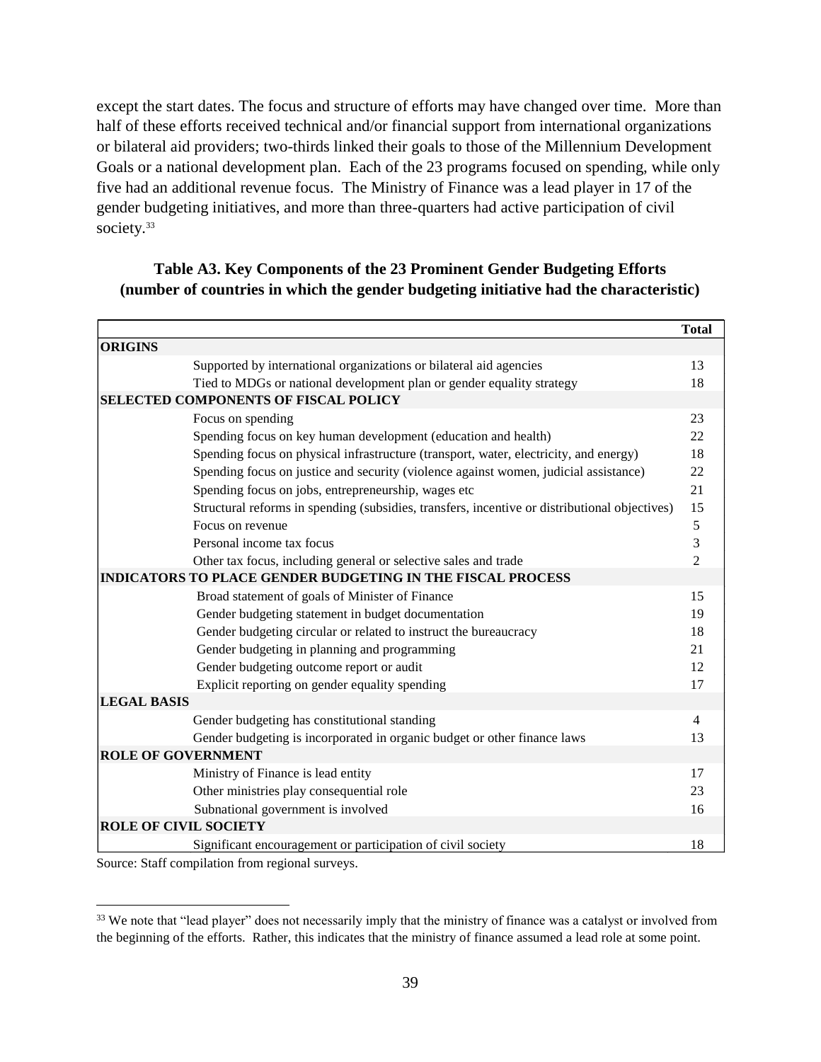except the start dates. The focus and structure of efforts may have changed over time. More than half of these efforts received technical and/or financial support from international organizations or bilateral aid providers; two-thirds linked their goals to those of the Millennium Development Goals or a national development plan. Each of the 23 programs focused on spending, while only five had an additional revenue focus. The Ministry of Finance was a lead player in 17 of the gender budgeting initiatives, and more than three-quarters had active participation of civil society.[33]

**Table A3. Key Components of the 23 Prominent Gender Budgeting Efforts (number of countries in which the gender budgeting initiative had the characteristic)**

| | Total |
|---|---|
| **ORIGINS** | |
| Supported by international organizations or bilateral aid agencies | 13 |
| Tied to MDGs or national development plan or gender equality strategy | 18 |
| **SELECTED COMPONENTS OF FISCAL POLICY** | |
| Focus on spending | 23 |
| Spending focus on key human development (education and health) | 22 |
| Spending focus on physical infrastructure (transport, water, electricity, and energy) | 18 |
| Spending focus on justice and security (violence against women, judicial assistance) | 22 |
| Spending focus on jobs, entrepreneurship, wages etc | 21 |
| Structural reforms in spending (subsidies, transfers, incentive or distributional objectives) | 15 |
| Focus on revenue | 5 |
| Personal income tax focus | 3 |
| Other tax focus, including general or selective sales and trade | 2 |
| **INDICATORS TO PLACE GENDER BUDGETING IN THE FISCAL PROCESS** | |
| Broad statement of goals of Minister of Finance | 15 |
| Gender budgeting statement in budget documentation | 19 |
| Gender budgeting circular or related to instruct the bureaucracy | 18 |
| Gender budgeting in planning and programming | 21 |
| Gender budgeting outcome report or audit | 12 |
| Explicit reporting on gender equality spending | 17 |
| **LEGAL BASIS** | |
| Gender budgeting has constitutional standing | 4 |
| Gender budgeting is incorporated in organic budget or other finance laws | 13 |
| **ROLE OF GOVERNMENT** | |
| Ministry of Finance is lead entity | 17 |
| Other ministries play consequential role | 23 |
| Subnational government is involved | 16 |
| **ROLE OF CIVIL SOCIETY** | |
| Significant encouragement or participation of civil society | 18 |

Source: Staff compilation from regional surveys.

[33] We note that "lead player" does not necessarily imply that the ministry of finance was a catalyst or involved from the beginning of the efforts. Rather, this indicates that the ministry of finance assumed a lead role at some point.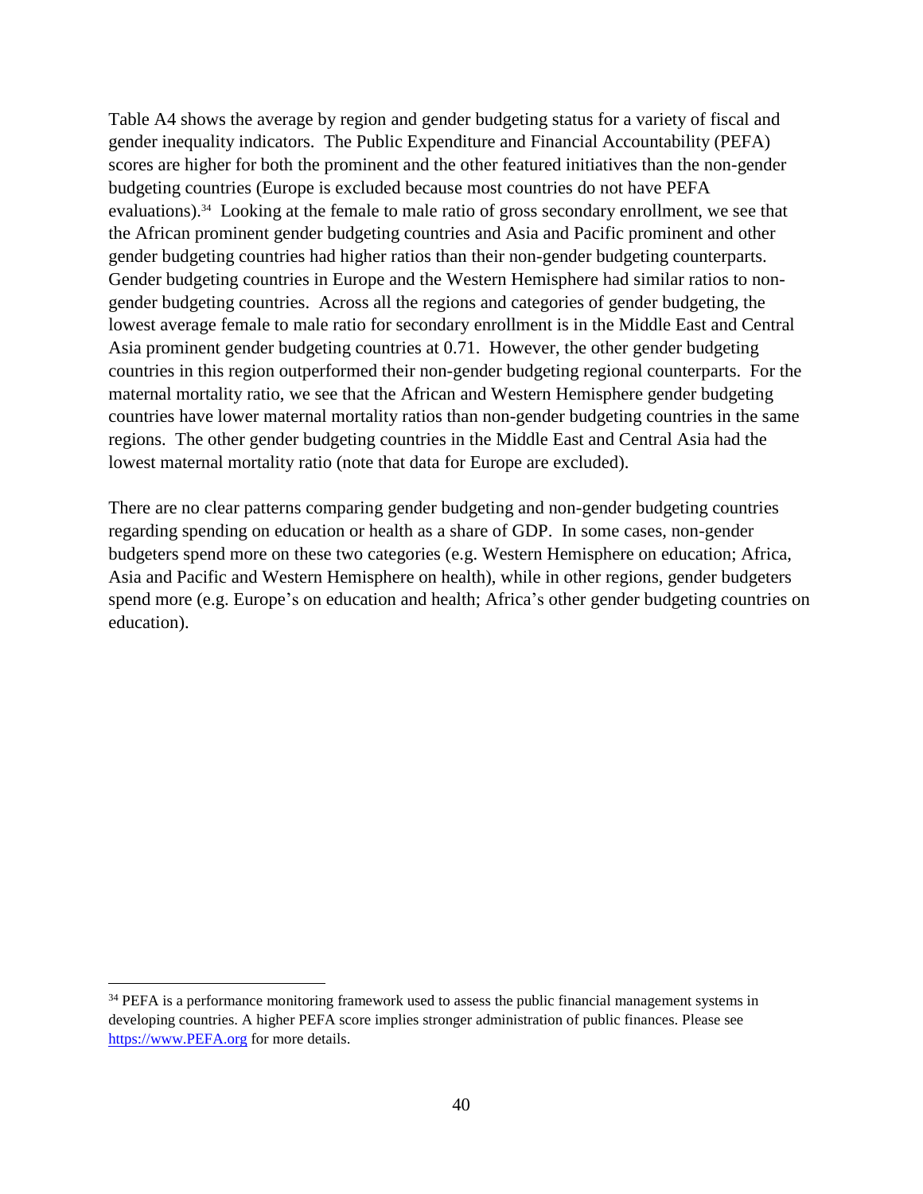Table A4 shows the average by region and gender budgeting status for a variety of fiscal and gender inequality indicators. The Public Expenditure and Financial Accountability (PEFA) scores are higher for both the prominent and the other featured initiatives than the non-gender budgeting countries (Europe is excluded because most countries do not have PEFA evaluations).[34] Looking at the female to male ratio of gross secondary enrollment, we see that the African prominent gender budgeting countries and Asia and Pacific prominent and other gender budgeting countries had higher ratios than their non-gender budgeting counterparts. Gender budgeting countries in Europe and the Western Hemisphere had similar ratios to non-gender budgeting countries. Across all the regions and categories of gender budgeting, the lowest average female to male ratio for secondary enrollment is in the Middle East and Central Asia prominent gender budgeting countries at 0.71. However, the other gender budgeting countries in this region outperformed their non-gender budgeting regional counterparts. For the maternal mortality ratio, we see that the African and Western Hemisphere gender budgeting countries have lower maternal mortality ratios than non-gender budgeting countries in the same regions. The other gender budgeting countries in the Middle East and Central Asia had the lowest maternal mortality ratio (note that data for Europe are excluded).

There are no clear patterns comparing gender budgeting and non-gender budgeting countries regarding spending on education or health as a share of GDP. In some cases, non-gender budgeters spend more on these two categories (e.g. Western Hemisphere on education; Africa, Asia and Pacific and Western Hemisphere on health), while in other regions, gender budgeters spend more (e.g. Europe's on education and health; Africa's other gender budgeting countries on education).

[34] PEFA is a performance monitoring framework used to assess the public financial management systems in developing countries. A higher PEFA score implies stronger administration of public finances. Please see https://www.PEFA.org for more details.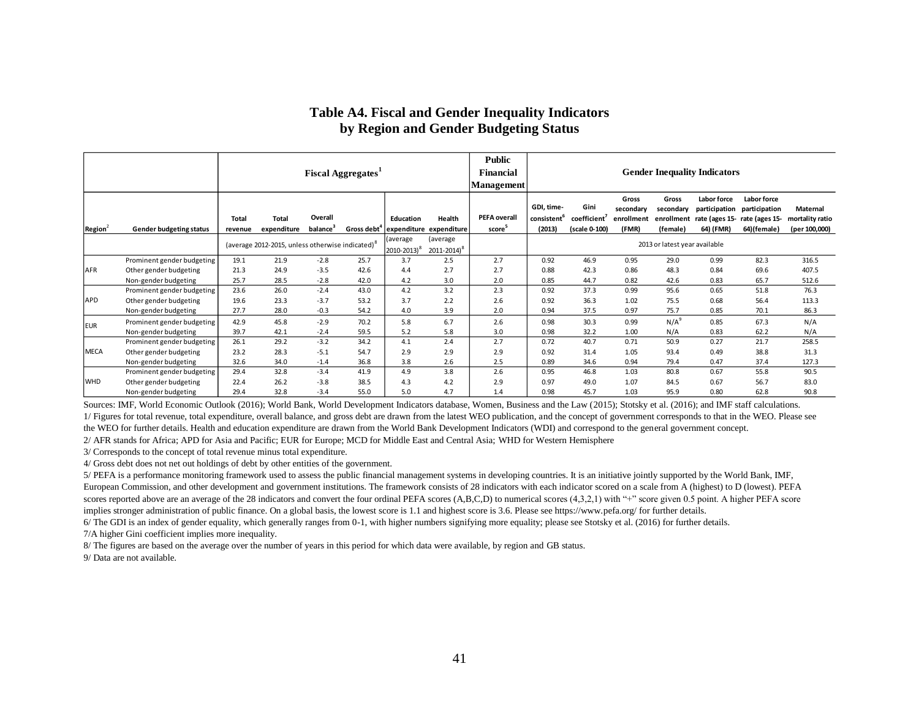# Table A4. Fiscal and Gender Inequality Indicators by Region and Gender Budgeting Status

| | | Fiscal Aggregates[1] | | | | | | Public Financial Management | Gender Inequality Indicators | | | | | | |
|---|---|---|---|---|---|---|---|---|---|---|---|---|---|---|---|
| Region[2] | Gender budgeting status | Total revenue | Total expenditure | Overall balance[3] | Gross debt[4] | Education expenditure | Health expenditure | PEFA overall score[5] | GDI, time-consistent[6] (2013) | Gini coefficient[7] (scale 0-100) | Gross secondary enrollment (FMR) | Gross secondary enrollment (female) | Labor force participation rate (ages 15-64) (FMR) | Labor force participation rate (ages 15-64)(female) | Maternal mortality ratio (per 100,000) |
| | | (average 2012-2015, unless otherwise indicated)[8] | | | | (average 2010-2013)[8] | (average 2011-2014)[8] | | 2013 or latest year available | | | | | | |
| AFR | Prominent gender budgeting | 19.1 | 21.9 | -2.8 | 25.7 | 3.7 | 2.5 | 2.7 | 0.92 | 46.9 | 0.95 | 29.0 | 0.99 | 82.3 | 316.5 |
| | Other gender budgeting | 21.3 | 24.9 | -3.5 | 42.6 | 4.4 | 2.7 | 2.7 | 0.88 | 42.3 | 0.86 | 48.3 | 0.84 | 69.6 | 407.5 |
| | Non-gender budgeting | 25.7 | 28.5 | -2.8 | 42.0 | 4.2 | 3.0 | 2.0 | 0.85 | 44.7 | 0.82 | 42.6 | 0.83 | 65.7 | 512.6 |
| APD | Prominent gender budgeting | 23.6 | 26.0 | -2.4 | 43.0 | 4.2 | 3.2 | 2.3 | 0.92 | 37.3 | 0.99 | 95.6 | 0.65 | 51.8 | 76.3 |
| | Other gender budgeting | 19.6 | 23.3 | -3.7 | 53.2 | 3.7 | 2.2 | 2.6 | 0.92 | 36.3 | 1.02 | 75.5 | 0.68 | 56.4 | 113.3 |
| | Non-gender budgeting | 27.7 | 28.0 | -0.3 | 54.2 | 4.0 | 3.9 | 2.0 | 0.94 | 37.5 | 0.97 | 75.7 | 0.85 | 70.1 | 86.3 |
| EUR | Prominent gender budgeting | 42.9 | 45.8 | -2.9 | 70.2 | 5.8 | 6.7 | 2.6 | 0.98 | 30.3 | 0.99 | N/A[9] | 0.85 | 67.3 | N/A |
| | Non-gender budgeting | 39.7 | 42.1 | -2.4 | 59.5 | 5.2 | 5.8 | 3.0 | 0.98 | 32.2 | 1.00 | N/A | 0.83 | 62.2 | N/A |
| MECA | Prominent gender budgeting | 26.1 | 29.2 | -3.2 | 34.2 | 4.1 | 2.4 | 2.7 | 0.72 | 40.7 | 0.71 | 50.9 | 0.27 | 21.7 | 258.5 |
| | Other gender budgeting | 23.2 | 28.3 | -5.1 | 54.7 | 2.9 | 2.9 | 2.9 | 0.92 | 31.4 | 1.05 | 93.4 | 0.49 | 38.8 | 31.3 |
| | Non-gender budgeting | 32.6 | 34.0 | -1.4 | 36.8 | 3.8 | 2.6 | 2.5 | 0.89 | 34.6 | 0.94 | 79.4 | 0.47 | 37.4 | 127.3 |
| WHD | Prominent gender budgeting | 29.4 | 32.8 | -3.4 | 41.9 | 4.9 | 3.8 | 2.6 | 0.95 | 46.8 | 1.03 | 80.8 | 0.67 | 55.8 | 90.5 |
| | Other gender budgeting | 22.4 | 26.2 | -3.8 | 38.5 | 4.3 | 4.2 | 2.9 | 0.97 | 49.0 | 1.07 | 84.5 | 0.67 | 56.7 | 83.0 |
| | Non-gender budgeting | 29.4 | 32.8 | -3.4 | 55.0 | 5.0 | 4.7 | 1.4 | 0.98 | 45.7 | 1.03 | 95.9 | 0.80 | 62.8 | 90.8 |

Sources: IMF, World Economic Outlook (2016); World Bank, World Development Indicators database, Women, Business and the Law (2015); Stotsky et al. (2016); and IMF staff calculations.

1/ Figures for total revenue, total expenditure, overall balance, and gross debt are drawn from the latest WEO publication, and the concept of government corresponds to that in the WEO. Please see the WEO for further details. Health and education expenditure are drawn from the World Bank Development Indicators (WDI) and correspond to the general government concept.

2/ AFR stands for Africa; APD for Asia and Pacific; EUR for Europe; MCD for Middle East and Central Asia; WHD for Western Hemisphere

3/ Corresponds to the concept of total revenue minus total expenditure.

4/ Gross debt does not net out holdings of debt by other entities of the government.

5/ PEFA is a performance monitoring framework used to assess the public financial management systems in developing countries. It is an initiative jointly supported by the World Bank, IMF, European Commission, and other development and government institutions. The framework consists of 28 indicators with each indicator scored on a scale from A (highest) to D (lowest). PEFA scores reported above are an average of the 28 indicators and convert the four ordinal PEFA scores (A,B,C,D) to numerical scores (4,3,2,1) with "+" score given 0.5 point. A higher PEFA score implies stronger administration of public finance. On a global basis, the lowest score is 1.1 and highest score is 3.6. Please see https://www.pefa.org/ for further details.

6/ The GDI is an index of gender equality, which generally ranges from 0-1, with higher numbers signifying more equality; please see Stotsky et al. (2016) for further details.

7/A higher Gini coefficient implies more inequality.

8/ The figures are based on the average over the number of years in this period for which data were available, by region and GB status.

9/ Data are not available.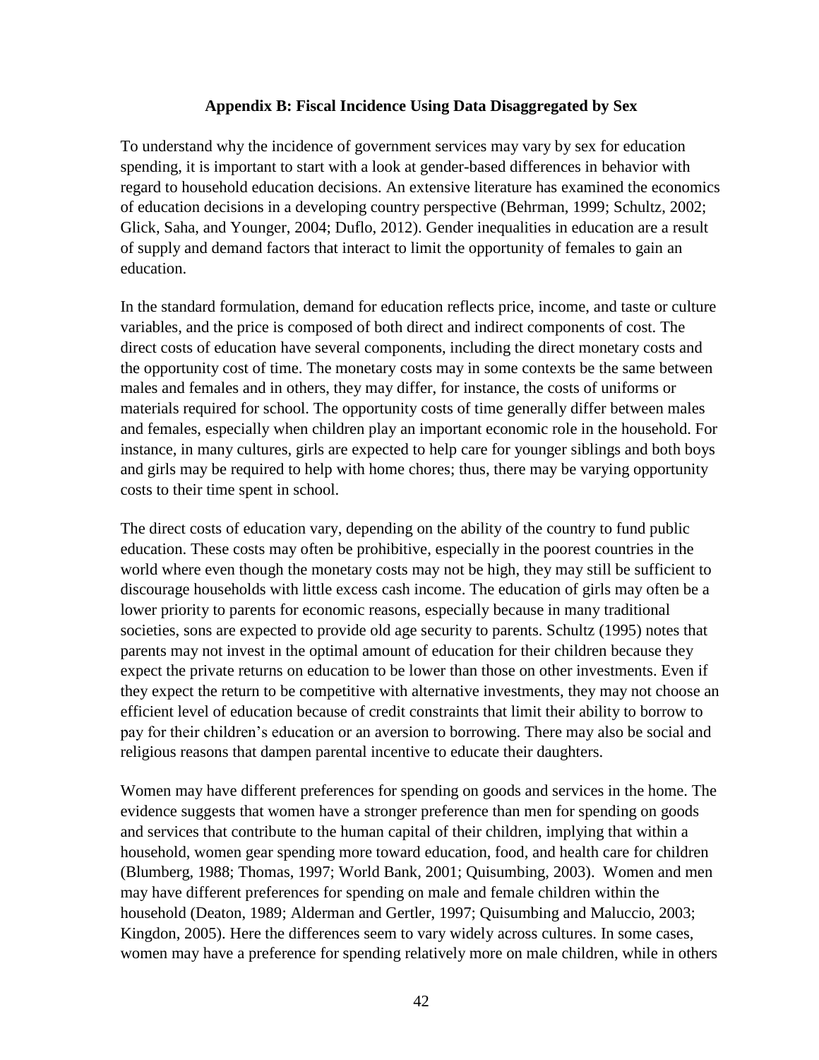## Appendix B: Fiscal Incidence Using Data Disaggregated by Sex

To understand why the incidence of government services may vary by sex for education spending, it is important to start with a look at gender-based differences in behavior with regard to household education decisions. An extensive literature has examined the economics of education decisions in a developing country perspective (Behrman, 1999; Schultz, 2002; Glick, Saha, and Younger, 2004; Duflo, 2012). Gender inequalities in education are a result of supply and demand factors that interact to limit the opportunity of females to gain an education.

In the standard formulation, demand for education reflects price, income, and taste or culture variables, and the price is composed of both direct and indirect components of cost. The direct costs of education have several components, including the direct monetary costs and the opportunity cost of time. The monetary costs may in some contexts be the same between males and females and in others, they may differ, for instance, the costs of uniforms or materials required for school. The opportunity costs of time generally differ between males and females, especially when children play an important economic role in the household. For instance, in many cultures, girls are expected to help care for younger siblings and both boys and girls may be required to help with home chores; thus, there may be varying opportunity costs to their time spent in school.

The direct costs of education vary, depending on the ability of the country to fund public education. These costs may often be prohibitive, especially in the poorest countries in the world where even though the monetary costs may not be high, they may still be sufficient to discourage households with little excess cash income. The education of girls may often be a lower priority to parents for economic reasons, especially because in many traditional societies, sons are expected to provide old age security to parents. Schultz (1995) notes that parents may not invest in the optimal amount of education for their children because they expect the private returns on education to be lower than those on other investments. Even if they expect the return to be competitive with alternative investments, they may not choose an efficient level of education because of credit constraints that limit their ability to borrow to pay for their children's education or an aversion to borrowing. There may also be social and religious reasons that dampen parental incentive to educate their daughters.

Women may have different preferences for spending on goods and services in the home. The evidence suggests that women have a stronger preference than men for spending on goods and services that contribute to the human capital of their children, implying that within a household, women gear spending more toward education, food, and health care for children (Blumberg, 1988; Thomas, 1997; World Bank, 2001; Quisumbing, 2003). Women and men may have different preferences for spending on male and female children within the household (Deaton, 1989; Alderman and Gertler, 1997; Quisumbing and Maluccio, 2003; Kingdon, 2005). Here the differences seem to vary widely across cultures. In some cases, women may have a preference for spending relatively more on male children, while in others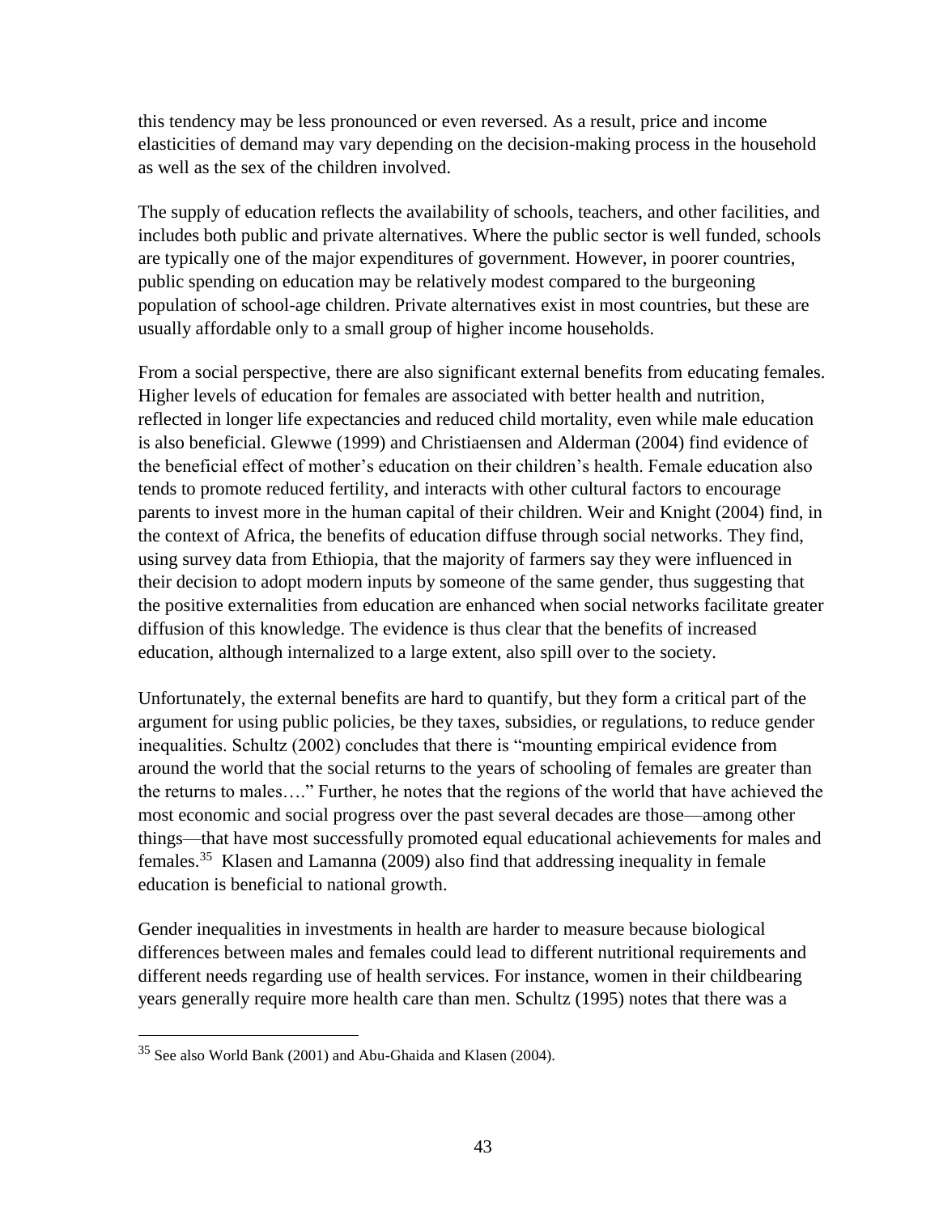this tendency may be less pronounced or even reversed. As a result, price and income elasticities of demand may vary depending on the decision-making process in the household as well as the sex of the children involved.

The supply of education reflects the availability of schools, teachers, and other facilities, and includes both public and private alternatives. Where the public sector is well funded, schools are typically one of the major expenditures of government. However, in poorer countries, public spending on education may be relatively modest compared to the burgeoning population of school-age children. Private alternatives exist in most countries, but these are usually affordable only to a small group of higher income households.

From a social perspective, there are also significant external benefits from educating females. Higher levels of education for females are associated with better health and nutrition, reflected in longer life expectancies and reduced child mortality, even while male education is also beneficial. Glewwe (1999) and Christiaensen and Alderman (2004) find evidence of the beneficial effect of mother's education on their children's health. Female education also tends to promote reduced fertility, and interacts with other cultural factors to encourage parents to invest more in the human capital of their children. Weir and Knight (2004) find, in the context of Africa, the benefits of education diffuse through social networks. They find, using survey data from Ethiopia, that the majority of farmers say they were influenced in their decision to adopt modern inputs by someone of the same gender, thus suggesting that the positive externalities from education are enhanced when social networks facilitate greater diffusion of this knowledge. The evidence is thus clear that the benefits of increased education, although internalized to a large extent, also spill over to the society.

Unfortunately, the external benefits are hard to quantify, but they form a critical part of the argument for using public policies, be they taxes, subsidies, or regulations, to reduce gender inequalities. Schultz (2002) concludes that there is "mounting empirical evidence from around the world that the social returns to the years of schooling of females are greater than the returns to males…." Further, he notes that the regions of the world that have achieved the most economic and social progress over the past several decades are those—among other things—that have most successfully promoted equal educational achievements for males and females.[35] Klasen and Lamanna (2009) also find that addressing inequality in female education is beneficial to national growth.

Gender inequalities in investments in health are harder to measure because biological differences between males and females could lead to different nutritional requirements and different needs regarding use of health services. For instance, women in their childbearing years generally require more health care than men. Schultz (1995) notes that there was a

[35] See also World Bank (2001) and Abu-Ghaida and Klasen (2004).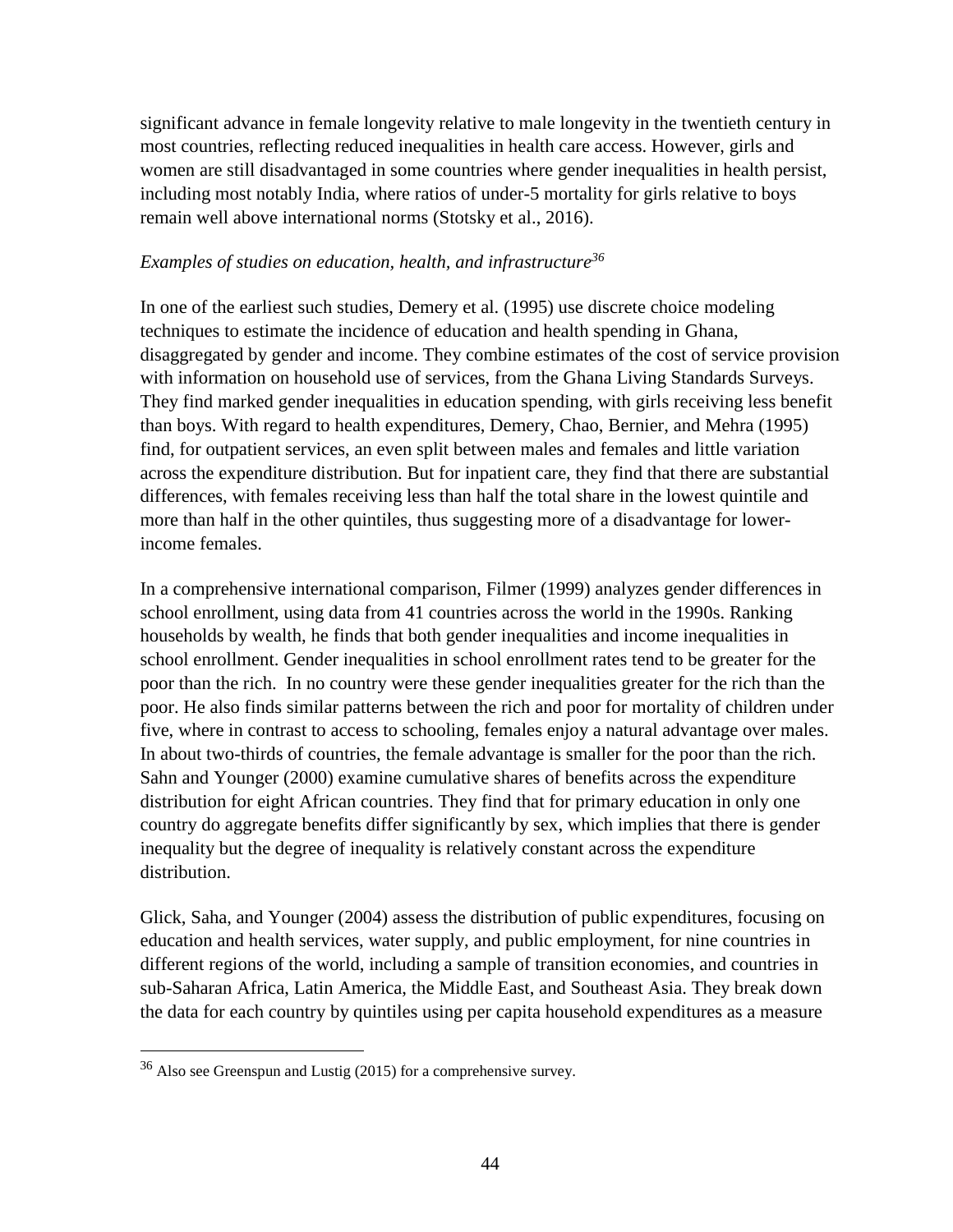significant advance in female longevity relative to male longevity in the twentieth century in most countries, reflecting reduced inequalities in health care access. However, girls and women are still disadvantaged in some countries where gender inequalities in health persist, including most notably India, where ratios of under-5 mortality for girls relative to boys remain well above international norms (Stotsky et al., 2016).

*Examples of studies on education, health, and infrastructure*[36]

In one of the earliest such studies, Demery et al. (1995) use discrete choice modeling techniques to estimate the incidence of education and health spending in Ghana, disaggregated by gender and income. They combine estimates of the cost of service provision with information on household use of services, from the Ghana Living Standards Surveys. They find marked gender inequalities in education spending, with girls receiving less benefit than boys. With regard to health expenditures, Demery, Chao, Bernier, and Mehra (1995) find, for outpatient services, an even split between males and females and little variation across the expenditure distribution. But for inpatient care, they find that there are substantial differences, with females receiving less than half the total share in the lowest quintile and more than half in the other quintiles, thus suggesting more of a disadvantage for lower-income females.

In a comprehensive international comparison, Filmer (1999) analyzes gender differences in school enrollment, using data from 41 countries across the world in the 1990s. Ranking households by wealth, he finds that both gender inequalities and income inequalities in school enrollment. Gender inequalities in school enrollment rates tend to be greater for the poor than the rich. In no country were these gender inequalities greater for the rich than the poor. He also finds similar patterns between the rich and poor for mortality of children under five, where in contrast to access to schooling, females enjoy a natural advantage over males. In about two-thirds of countries, the female advantage is smaller for the poor than the rich. Sahn and Younger (2000) examine cumulative shares of benefits across the expenditure distribution for eight African countries. They find that for primary education in only one country do aggregate benefits differ significantly by sex, which implies that there is gender inequality but the degree of inequality is relatively constant across the expenditure distribution.

Glick, Saha, and Younger (2004) assess the distribution of public expenditures, focusing on education and health services, water supply, and public employment, for nine countries in different regions of the world, including a sample of transition economies, and countries in sub-Saharan Africa, Latin America, the Middle East, and Southeast Asia. They break down the data for each country by quintiles using per capita household expenditures as a measure

[36] Also see Greenspun and Lustig (2015) for a comprehensive survey.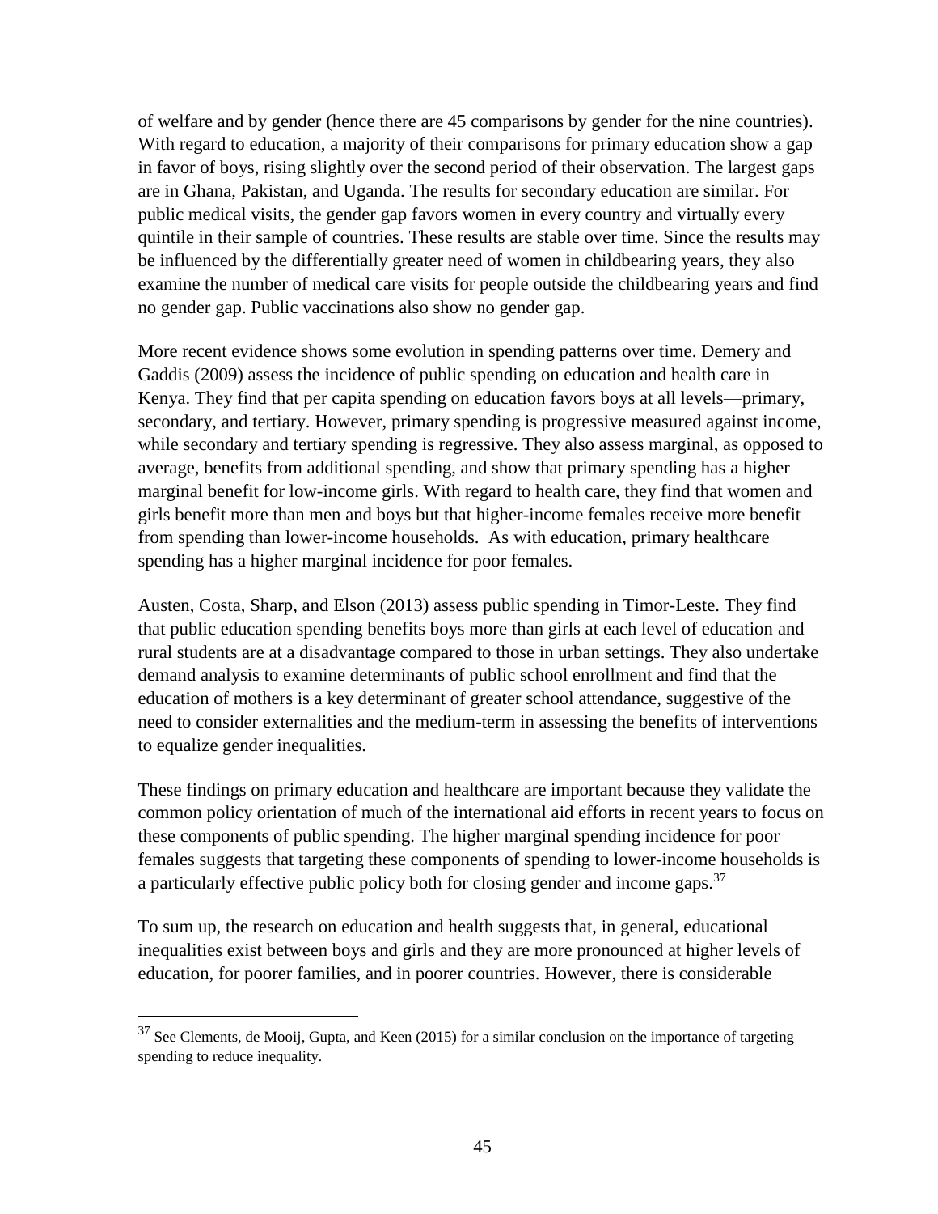of welfare and by gender (hence there are 45 comparisons by gender for the nine countries). With regard to education, a majority of their comparisons for primary education show a gap in favor of boys, rising slightly over the second period of their observation. The largest gaps are in Ghana, Pakistan, and Uganda. The results for secondary education are similar. For public medical visits, the gender gap favors women in every country and virtually every quintile in their sample of countries. These results are stable over time. Since the results may be influenced by the differentially greater need of women in childbearing years, they also examine the number of medical care visits for people outside the childbearing years and find no gender gap. Public vaccinations also show no gender gap.

More recent evidence shows some evolution in spending patterns over time. Demery and Gaddis (2009) assess the incidence of public spending on education and health care in Kenya. They find that per capita spending on education favors boys at all levels—primary, secondary, and tertiary. However, primary spending is progressive measured against income, while secondary and tertiary spending is regressive. They also assess marginal, as opposed to average, benefits from additional spending, and show that primary spending has a higher marginal benefit for low-income girls. With regard to health care, they find that women and girls benefit more than men and boys but that higher-income females receive more benefit from spending than lower-income households. As with education, primary healthcare spending has a higher marginal incidence for poor females.

Austen, Costa, Sharp, and Elson (2013) assess public spending in Timor-Leste. They find that public education spending benefits boys more than girls at each level of education and rural students are at a disadvantage compared to those in urban settings. They also undertake demand analysis to examine determinants of public school enrollment and find that the education of mothers is a key determinant of greater school attendance, suggestive of the need to consider externalities and the medium-term in assessing the benefits of interventions to equalize gender inequalities.

These findings on primary education and healthcare are important because they validate the common policy orientation of much of the international aid efforts in recent years to focus on these components of public spending. The higher marginal spending incidence for poor females suggests that targeting these components of spending to lower-income households is a particularly effective public policy both for closing gender and income gaps.[37]

To sum up, the research on education and health suggests that, in general, educational inequalities exist between boys and girls and they are more pronounced at higher levels of education, for poorer families, and in poorer countries. However, there is considerable

[37] See Clements, de Mooij, Gupta, and Keen (2015) for a similar conclusion on the importance of targeting spending to reduce inequality.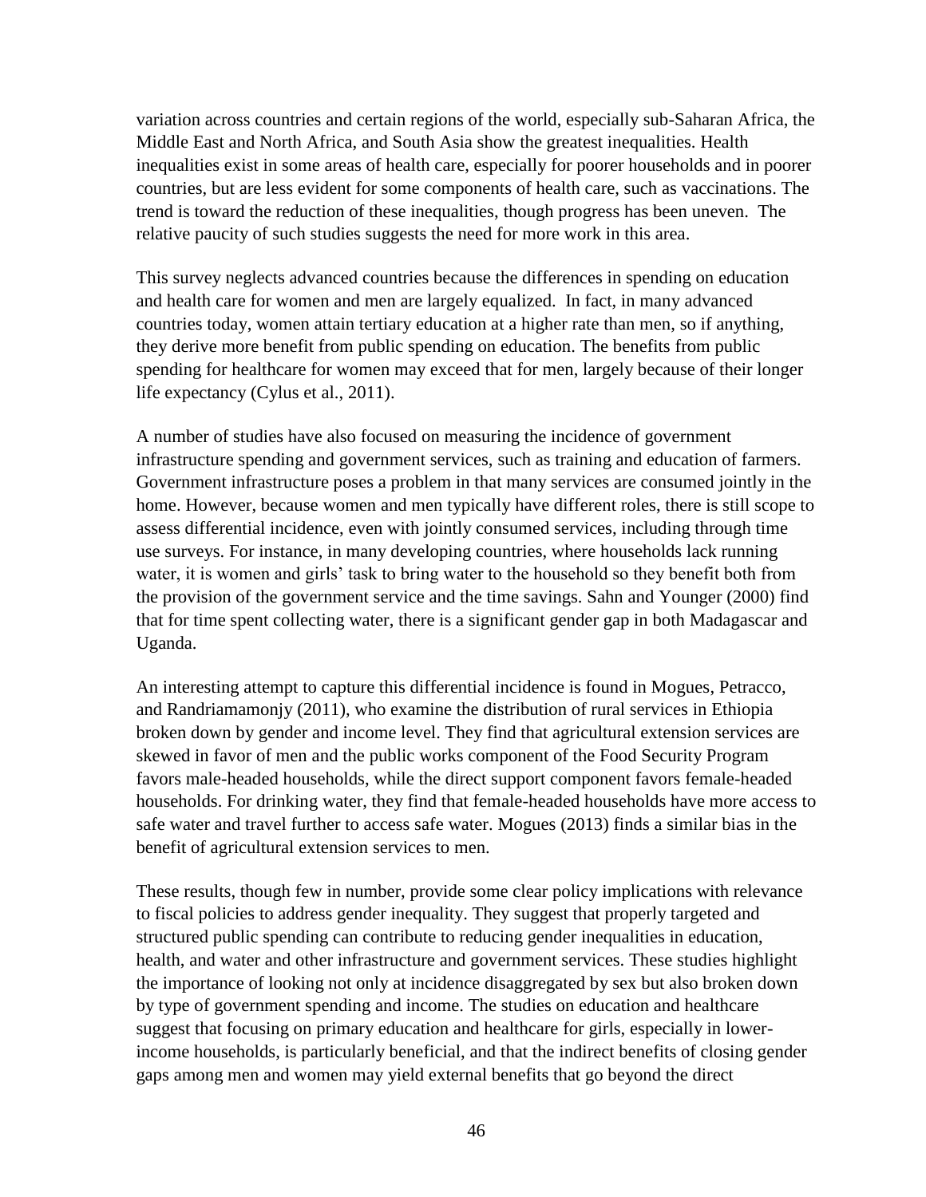variation across countries and certain regions of the world, especially sub-Saharan Africa, the Middle East and North Africa, and South Asia show the greatest inequalities. Health inequalities exist in some areas of health care, especially for poorer households and in poorer countries, but are less evident for some components of health care, such as vaccinations. The trend is toward the reduction of these inequalities, though progress has been uneven. The relative paucity of such studies suggests the need for more work in this area.

This survey neglects advanced countries because the differences in spending on education and health care for women and men are largely equalized. In fact, in many advanced countries today, women attain tertiary education at a higher rate than men, so if anything, they derive more benefit from public spending on education. The benefits from public spending for healthcare for women may exceed that for men, largely because of their longer life expectancy (Cylus et al., 2011).

A number of studies have also focused on measuring the incidence of government infrastructure spending and government services, such as training and education of farmers. Government infrastructure poses a problem in that many services are consumed jointly in the home. However, because women and men typically have different roles, there is still scope to assess differential incidence, even with jointly consumed services, including through time use surveys. For instance, in many developing countries, where households lack running water, it is women and girls' task to bring water to the household so they benefit both from the provision of the government service and the time savings. Sahn and Younger (2000) find that for time spent collecting water, there is a significant gender gap in both Madagascar and Uganda.

An interesting attempt to capture this differential incidence is found in Mogues, Petracco, and Randriamamonjy (2011), who examine the distribution of rural services in Ethiopia broken down by gender and income level. They find that agricultural extension services are skewed in favor of men and the public works component of the Food Security Program favors male-headed households, while the direct support component favors female-headed households. For drinking water, they find that female-headed households have more access to safe water and travel further to access safe water. Mogues (2013) finds a similar bias in the benefit of agricultural extension services to men.

These results, though few in number, provide some clear policy implications with relevance to fiscal policies to address gender inequality. They suggest that properly targeted and structured public spending can contribute to reducing gender inequalities in education, health, and water and other infrastructure and government services. These studies highlight the importance of looking not only at incidence disaggregated by sex but also broken down by type of government spending and income. The studies on education and healthcare suggest that focusing on primary education and healthcare for girls, especially in lower-income households, is particularly beneficial, and that the indirect benefits of closing gender gaps among men and women may yield external benefits that go beyond the direct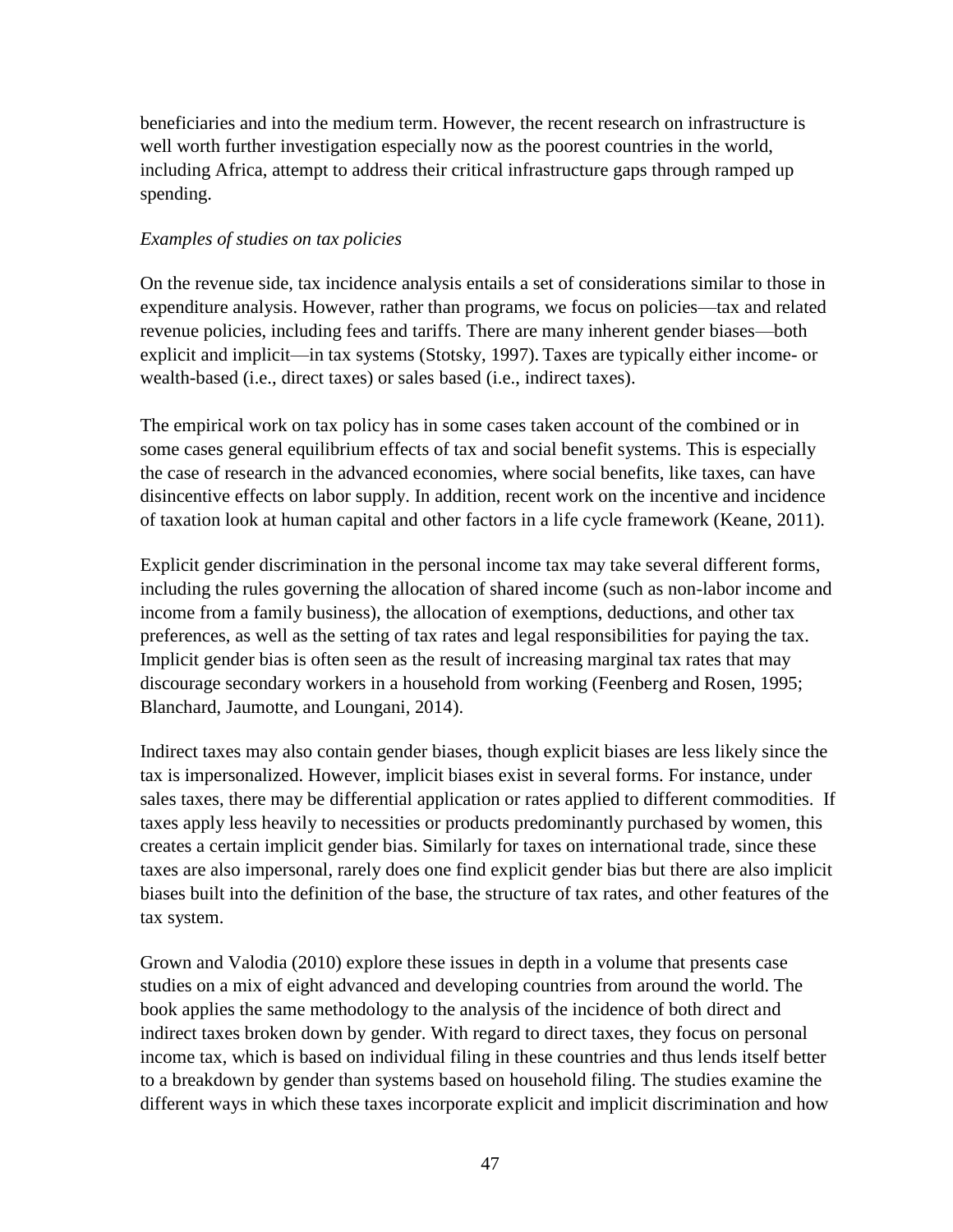beneficiaries and into the medium term. However, the recent research on infrastructure is well worth further investigation especially now as the poorest countries in the world, including Africa, attempt to address their critical infrastructure gaps through ramped up spending.

*Examples of studies on tax policies*

On the revenue side, tax incidence analysis entails a set of considerations similar to those in expenditure analysis. However, rather than programs, we focus on policies—tax and related revenue policies, including fees and tariffs. There are many inherent gender biases—both explicit and implicit—in tax systems (Stotsky, 1997). Taxes are typically either income- or wealth-based (i.e., direct taxes) or sales based (i.e., indirect taxes).

The empirical work on tax policy has in some cases taken account of the combined or in some cases general equilibrium effects of tax and social benefit systems. This is especially the case of research in the advanced economies, where social benefits, like taxes, can have disincentive effects on labor supply. In addition, recent work on the incentive and incidence of taxation look at human capital and other factors in a life cycle framework (Keane, 2011).

Explicit gender discrimination in the personal income tax may take several different forms, including the rules governing the allocation of shared income (such as non-labor income and income from a family business), the allocation of exemptions, deductions, and other tax preferences, as well as the setting of tax rates and legal responsibilities for paying the tax. Implicit gender bias is often seen as the result of increasing marginal tax rates that may discourage secondary workers in a household from working (Feenberg and Rosen, 1995; Blanchard, Jaumotte, and Loungani, 2014).

Indirect taxes may also contain gender biases, though explicit biases are less likely since the tax is impersonalized. However, implicit biases exist in several forms. For instance, under sales taxes, there may be differential application or rates applied to different commodities. If taxes apply less heavily to necessities or products predominantly purchased by women, this creates a certain implicit gender bias. Similarly for taxes on international trade, since these taxes are also impersonal, rarely does one find explicit gender bias but there are also implicit biases built into the definition of the base, the structure of tax rates, and other features of the tax system.

Grown and Valodia (2010) explore these issues in depth in a volume that presents case studies on a mix of eight advanced and developing countries from around the world. The book applies the same methodology to the analysis of the incidence of both direct and indirect taxes broken down by gender. With regard to direct taxes, they focus on personal income tax, which is based on individual filing in these countries and thus lends itself better to a breakdown by gender than systems based on household filing. The studies examine the different ways in which these taxes incorporate explicit and implicit discrimination and how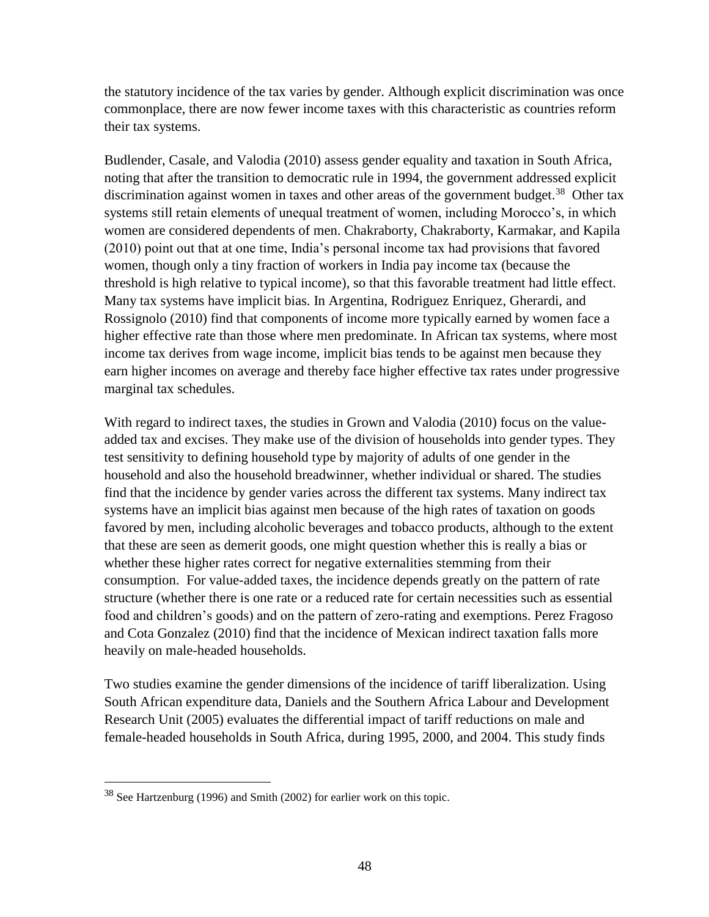the statutory incidence of the tax varies by gender. Although explicit discrimination was once commonplace, there are now fewer income taxes with this characteristic as countries reform their tax systems.

Budlender, Casale, and Valodia (2010) assess gender equality and taxation in South Africa, noting that after the transition to democratic rule in 1994, the government addressed explicit discrimination against women in taxes and other areas of the government budget.[38] Other tax systems still retain elements of unequal treatment of women, including Morocco's, in which women are considered dependents of men. Chakraborty, Chakraborty, Karmakar, and Kapila (2010) point out that at one time, India's personal income tax had provisions that favored women, though only a tiny fraction of workers in India pay income tax (because the threshold is high relative to typical income), so that this favorable treatment had little effect. Many tax systems have implicit bias. In Argentina, Rodriguez Enriquez, Gherardi, and Rossignolo (2010) find that components of income more typically earned by women face a higher effective rate than those where men predominate. In African tax systems, where most income tax derives from wage income, implicit bias tends to be against men because they earn higher incomes on average and thereby face higher effective tax rates under progressive marginal tax schedules.

With regard to indirect taxes, the studies in Grown and Valodia (2010) focus on the value-added tax and excises. They make use of the division of households into gender types. They test sensitivity to defining household type by majority of adults of one gender in the household and also the household breadwinner, whether individual or shared. The studies find that the incidence by gender varies across the different tax systems. Many indirect tax systems have an implicit bias against men because of the high rates of taxation on goods favored by men, including alcoholic beverages and tobacco products, although to the extent that these are seen as demerit goods, one might question whether this is really a bias or whether these higher rates correct for negative externalities stemming from their consumption. For value-added taxes, the incidence depends greatly on the pattern of rate structure (whether there is one rate or a reduced rate for certain necessities such as essential food and children's goods) and on the pattern of zero-rating and exemptions. Perez Fragoso and Cota Gonzalez (2010) find that the incidence of Mexican indirect taxation falls more heavily on male-headed households.

Two studies examine the gender dimensions of the incidence of tariff liberalization. Using South African expenditure data, Daniels and the Southern Africa Labour and Development Research Unit (2005) evaluates the differential impact of tariff reductions on male and female-headed households in South Africa, during 1995, 2000, and 2004. This study finds

---

[38] See Hartzenburg (1996) and Smith (2002) for earlier work on this topic.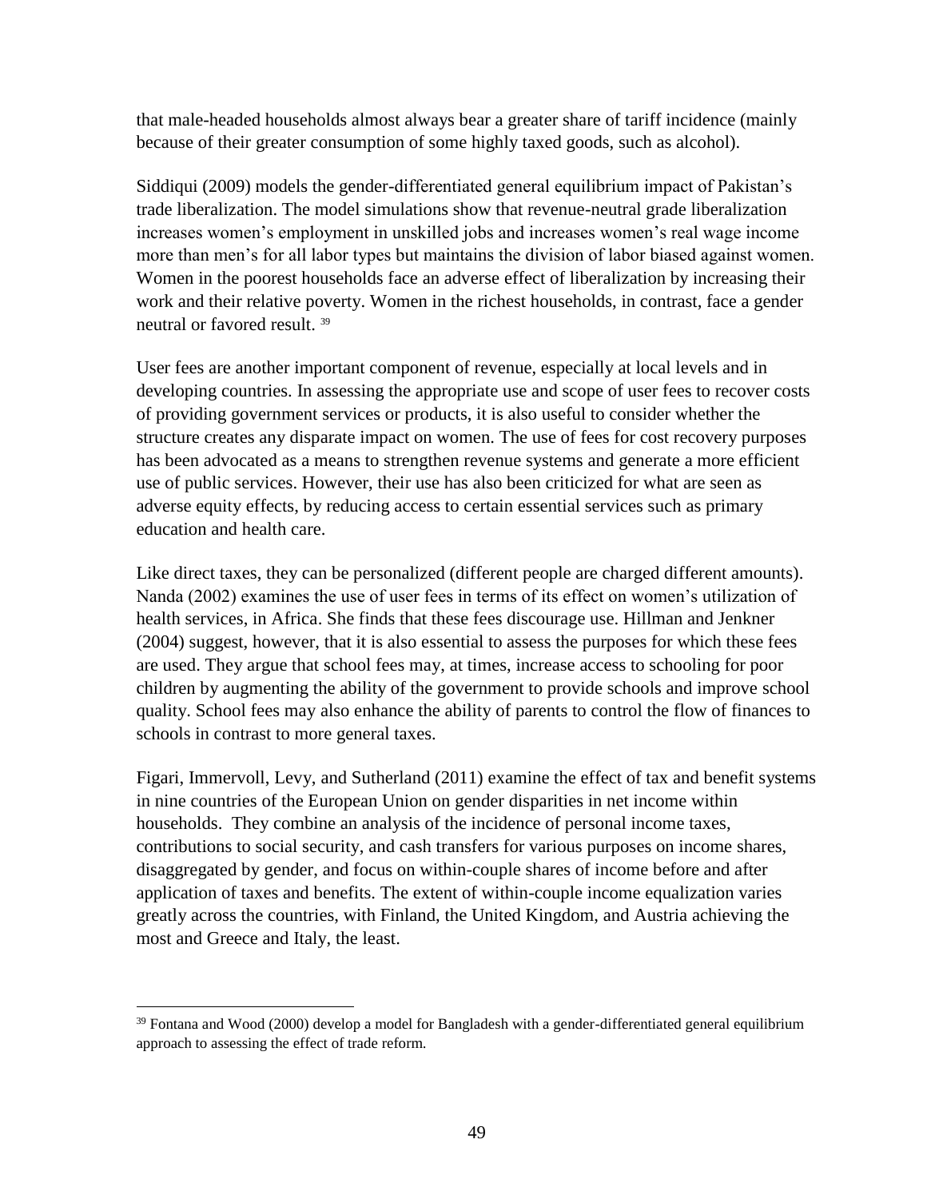that male-headed households almost always bear a greater share of tariff incidence (mainly because of their greater consumption of some highly taxed goods, such as alcohol).

Siddiqui (2009) models the gender-differentiated general equilibrium impact of Pakistan's trade liberalization. The model simulations show that revenue-neutral grade liberalization increases women's employment in unskilled jobs and increases women's real wage income more than men's for all labor types but maintains the division of labor biased against women. Women in the poorest households face an adverse effect of liberalization by increasing their work and their relative poverty. Women in the richest households, in contrast, face a gender neutral or favored result. [39]

User fees are another important component of revenue, especially at local levels and in developing countries. In assessing the appropriate use and scope of user fees to recover costs of providing government services or products, it is also useful to consider whether the structure creates any disparate impact on women. The use of fees for cost recovery purposes has been advocated as a means to strengthen revenue systems and generate a more efficient use of public services. However, their use has also been criticized for what are seen as adverse equity effects, by reducing access to certain essential services such as primary education and health care.

Like direct taxes, they can be personalized (different people are charged different amounts). Nanda (2002) examines the use of user fees in terms of its effect on women's utilization of health services, in Africa. She finds that these fees discourage use. Hillman and Jenkner (2004) suggest, however, that it is also essential to assess the purposes for which these fees are used. They argue that school fees may, at times, increase access to schooling for poor children by augmenting the ability of the government to provide schools and improve school quality. School fees may also enhance the ability of parents to control the flow of finances to schools in contrast to more general taxes.

Figari, Immervoll, Levy, and Sutherland (2011) examine the effect of tax and benefit systems in nine countries of the European Union on gender disparities in net income within households. They combine an analysis of the incidence of personal income taxes, contributions to social security, and cash transfers for various purposes on income shares, disaggregated by gender, and focus on within-couple shares of income before and after application of taxes and benefits. The extent of within-couple income equalization varies greatly across the countries, with Finland, the United Kingdom, and Austria achieving the most and Greece and Italy, the least.

---

[39] Fontana and Wood (2000) develop a model for Bangladesh with a gender-differentiated general equilibrium approach to assessing the effect of trade reform.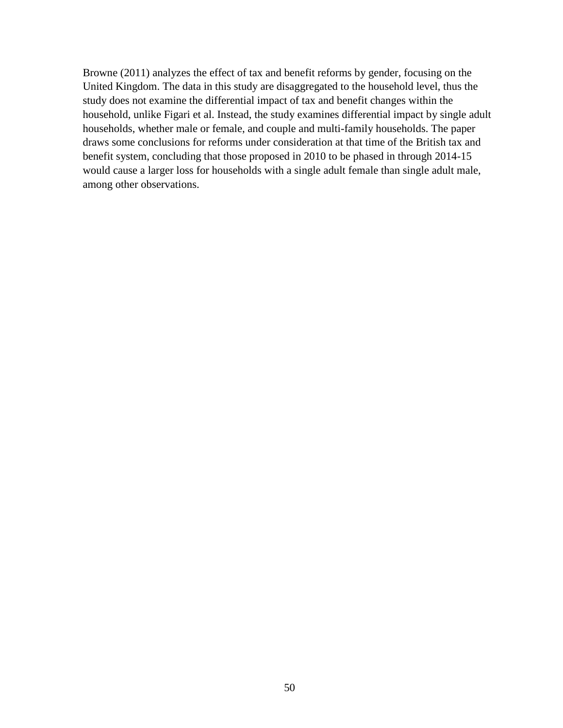Browne (2011) analyzes the effect of tax and benefit reforms by gender, focusing on the United Kingdom. The data in this study are disaggregated to the household level, thus the study does not examine the differential impact of tax and benefit changes within the household, unlike Figari et al. Instead, the study examines differential impact by single adult households, whether male or female, and couple and multi-family households. The paper draws some conclusions for reforms under consideration at that time of the British tax and benefit system, concluding that those proposed in 2010 to be phased in through 2014-15 would cause a larger loss for households with a single adult female than single adult male, among other observations.